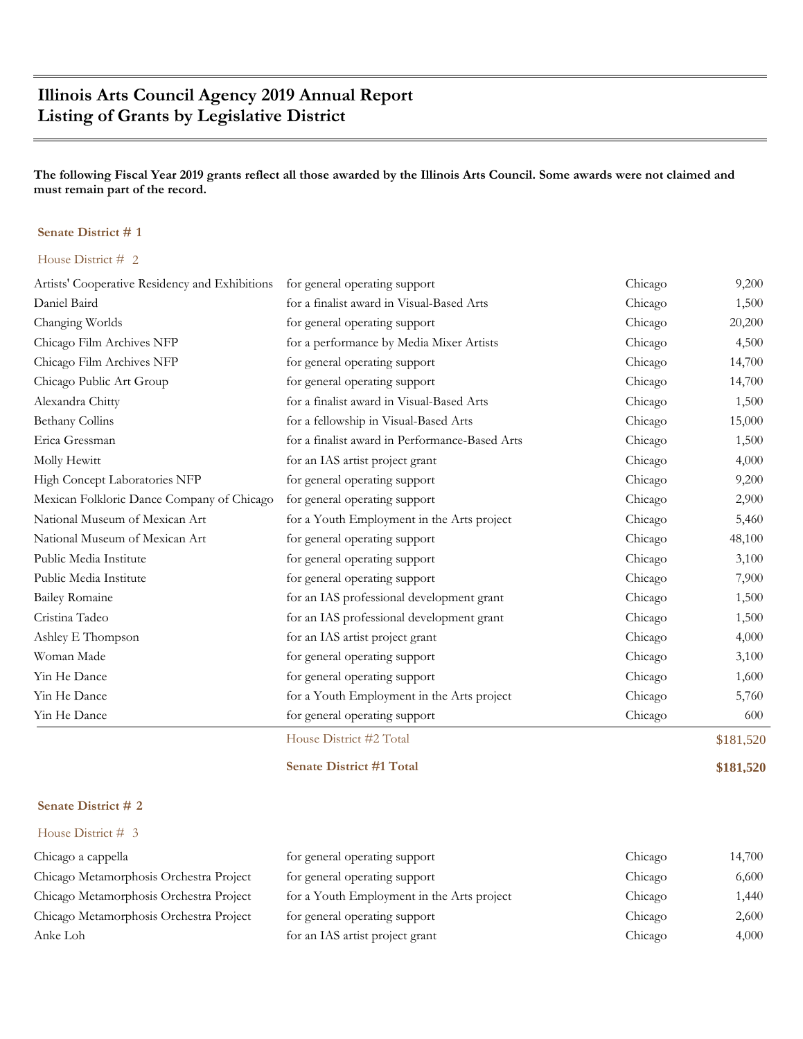# Illinois Arts Council Agency 2019 Annual Report
# Listing of Grants by Legislative District

**The following Fiscal Year 2019 grants reflect all those awarded by the Illinois Arts Council. Some awards were not claimed and must remain part of the record.**

### Senate District # 1

#### House District # 2

| | | | |
|---|---|---|---|
| Artists' Cooperative Residency and Exhibitions | for general operating support | Chicago | 9,200 |
| Daniel Baird | for a finalist award in Visual-Based Arts | Chicago | 1,500 |
| Changing Worlds | for general operating support | Chicago | 20,200 |
| Chicago Film Archives NFP | for a performance by Media Mixer Artists | Chicago | 4,500 |
| Chicago Film Archives NFP | for general operating support | Chicago | 14,700 |
| Chicago Public Art Group | for general operating support | Chicago | 14,700 |
| Alexandra Chitty | for a finalist award in Visual-Based Arts | Chicago | 1,500 |
| Bethany Collins | for a fellowship in Visual-Based Arts | Chicago | 15,000 |
| Erica Gressman | for a finalist award in Performance-Based Arts | Chicago | 1,500 |
| Molly Hewitt | for an IAS artist project grant | Chicago | 4,000 |
| High Concept Laboratories NFP | for general operating support | Chicago | 9,200 |
| Mexican Folkloric Dance Company of Chicago | for general operating support | Chicago | 2,900 |
| National Museum of Mexican Art | for a Youth Employment in the Arts project | Chicago | 5,460 |
| National Museum of Mexican Art | for general operating support | Chicago | 48,100 |
| Public Media Institute | for general operating support | Chicago | 3,100 |
| Public Media Institute | for general operating support | Chicago | 7,900 |
| Bailey Romaine | for an IAS professional development grant | Chicago | 1,500 |
| Cristina Tadeo | for an IAS professional development grant | Chicago | 1,500 |
| Ashley E Thompson | for an IAS artist project grant | Chicago | 4,000 |
| Woman Made | for general operating support | Chicago | 3,100 |
| Yin He Dance | for general operating support | Chicago | 1,600 |
| Yin He Dance | for a Youth Employment in the Arts project | Chicago | 5,760 |
| Yin He Dance | for general operating support | Chicago | 600 |
| | House District #2 Total | | $181,520 |
| | **Senate District #1 Total** | | **$181,520** |

### Senate District # 2

#### House District # 3

| | | | |
|---|---|---|---|
| Chicago a cappella | for general operating support | Chicago | 14,700 |
| Chicago Metamorphosis Orchestra Project | for general operating support | Chicago | 6,600 |
| Chicago Metamorphosis Orchestra Project | for a Youth Employment in the Arts project | Chicago | 1,440 |
| Chicago Metamorphosis Orchestra Project | for general operating support | Chicago | 2,600 |
| Anke Loh | for an IAS artist project grant | Chicago | 4,000 |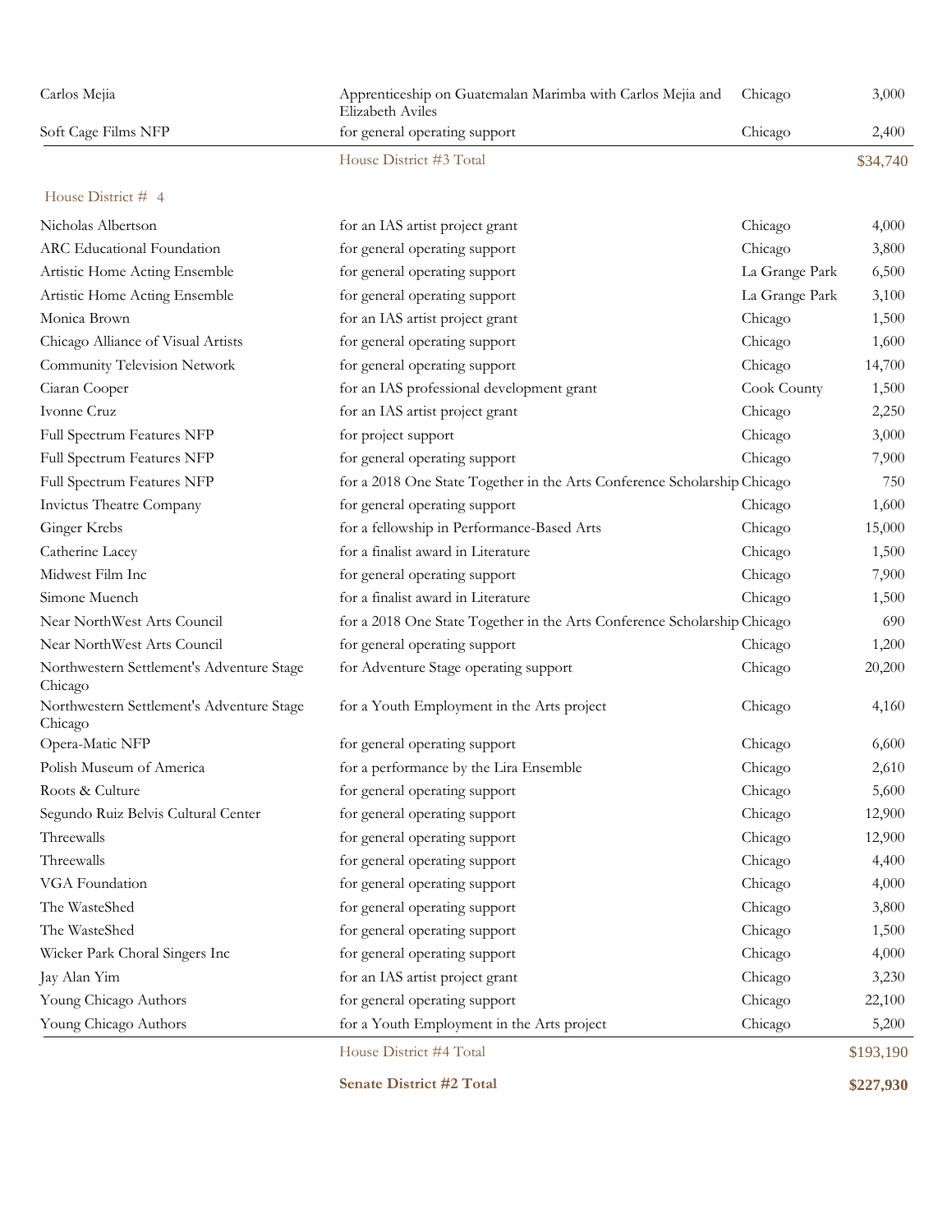| | | | |
|---|---|---|---|
| Carlos Mejia | Apprenticeship on Guatemalan Marimba with Carlos Mejia and Elizabeth Aviles | Chicago | 3,000 |
| Soft Cage Films NFP | for general operating support | Chicago | 2,400 |
| | House District #3 Total | | $34,740 |

House District # 4

| | | | |
|---|---|---|---|
| Nicholas Albertson | for an IAS artist project grant | Chicago | 4,000 |
| ARC Educational Foundation | for general operating support | Chicago | 3,800 |
| Artistic Home Acting Ensemble | for general operating support | La Grange Park | 6,500 |
| Artistic Home Acting Ensemble | for general operating support | La Grange Park | 3,100 |
| Monica Brown | for an IAS artist project grant | Chicago | 1,500 |
| Chicago Alliance of Visual Artists | for general operating support | Chicago | 1,600 |
| Community Television Network | for general operating support | Chicago | 14,700 |
| Ciaran Cooper | for an IAS professional development grant | Cook County | 1,500 |
| Ivonne Cruz | for an IAS artist project grant | Chicago | 2,250 |
| Full Spectrum Features NFP | for project support | Chicago | 3,000 |
| Full Spectrum Features NFP | for general operating support | Chicago | 7,900 |
| Full Spectrum Features NFP | for a 2018 One State Together in the Arts Conference Scholarship | Chicago | 750 |
| Invictus Theatre Company | for general operating support | Chicago | 1,600 |
| Ginger Krebs | for a fellowship in Performance-Based Arts | Chicago | 15,000 |
| Catherine Lacey | for a finalist award in Literature | Chicago | 1,500 |
| Midwest Film Inc | for general operating support | Chicago | 7,900 |
| Simone Muench | for a finalist award in Literature | Chicago | 1,500 |
| Near NorthWest Arts Council | for a 2018 One State Together in the Arts Conference Scholarship | Chicago | 690 |
| Near NorthWest Arts Council | for general operating support | Chicago | 1,200 |
| Northwestern Settlement's Adventure Stage Chicago | for Adventure Stage operating support | Chicago | 20,200 |
| Northwestern Settlement's Adventure Stage Chicago | for a Youth Employment in the Arts project | Chicago | 4,160 |
| Opera-Matic NFP | for general operating support | Chicago | 6,600 |
| Polish Museum of America | for a performance by the Lira Ensemble | Chicago | 2,610 |
| Roots & Culture | for general operating support | Chicago | 5,600 |
| Segundo Ruiz Belvis Cultural Center | for general operating support | Chicago | 12,900 |
| Threewalls | for general operating support | Chicago | 12,900 |
| Threewalls | for general operating support | Chicago | 4,400 |
| VGA Foundation | for general operating support | Chicago | 4,000 |
| The WasteShed | for general operating support | Chicago | 3,800 |
| The WasteShed | for general operating support | Chicago | 1,500 |
| Wicker Park Choral Singers Inc | for general operating support | Chicago | 4,000 |
| Jay Alan Yim | for an IAS artist project grant | Chicago | 3,230 |
| Young Chicago Authors | for general operating support | Chicago | 22,100 |
| Young Chicago Authors | for a Youth Employment in the Arts project | Chicago | 5,200 |
| | House District #4 Total | | $193,190 |
| | **Senate District #2 Total** | | **$227,930** |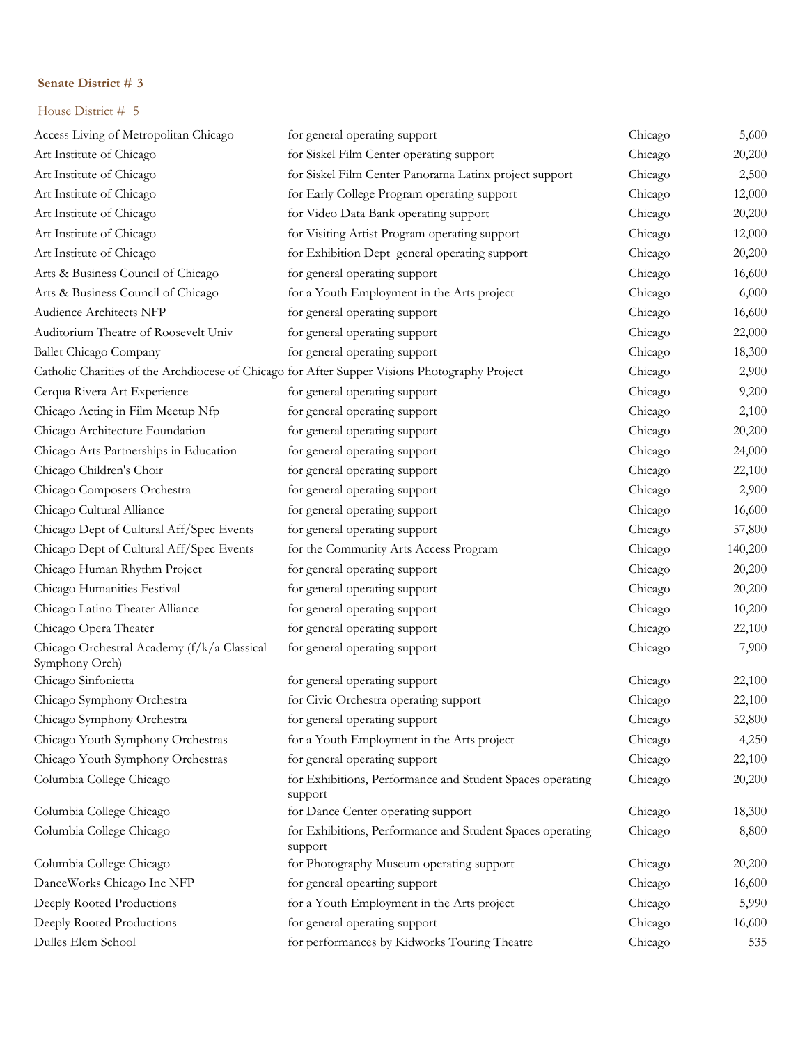**Senate District # 3**

House District # 5

| | | | |
|---|---|---|---|
| Access Living of Metropolitan Chicago | for general operating support | Chicago | 5,600 |
| Art Institute of Chicago | for Siskel Film Center operating support | Chicago | 20,200 |
| Art Institute of Chicago | for Siskel Film Center Panorama Latinx project support | Chicago | 2,500 |
| Art Institute of Chicago | for Early College Program operating support | Chicago | 12,000 |
| Art Institute of Chicago | for Video Data Bank operating support | Chicago | 20,200 |
| Art Institute of Chicago | for Visiting Artist Program operating support | Chicago | 12,000 |
| Art Institute of Chicago | for Exhibition Dept general operating support | Chicago | 20,200 |
| Arts & Business Council of Chicago | for general operating support | Chicago | 16,600 |
| Arts & Business Council of Chicago | for a Youth Employment in the Arts project | Chicago | 6,000 |
| Audience Architects NFP | for general operating support | Chicago | 16,600 |
| Auditorium Theatre of Roosevelt Univ | for general operating support | Chicago | 22,000 |
| Ballet Chicago Company | for general operating support | Chicago | 18,300 |
| Catholic Charities of the Archdiocese of Chicago | for After Supper Visions Photography Project | Chicago | 2,900 |
| Cerqua Rivera Art Experience | for general operating support | Chicago | 9,200 |
| Chicago Acting in Film Meetup Nfp | for general operating support | Chicago | 2,100 |
| Chicago Architecture Foundation | for general operating support | Chicago | 20,200 |
| Chicago Arts Partnerships in Education | for general operating support | Chicago | 24,000 |
| Chicago Children's Choir | for general operating support | Chicago | 22,100 |
| Chicago Composers Orchestra | for general operating support | Chicago | 2,900 |
| Chicago Cultural Alliance | for general operating support | Chicago | 16,600 |
| Chicago Dept of Cultural Aff/Spec Events | for general operating support | Chicago | 57,800 |
| Chicago Dept of Cultural Aff/Spec Events | for the Community Arts Access Program | Chicago | 140,200 |
| Chicago Human Rhythm Project | for general operating support | Chicago | 20,200 |
| Chicago Humanities Festival | for general operating support | Chicago | 20,200 |
| Chicago Latino Theater Alliance | for general operating support | Chicago | 10,200 |
| Chicago Opera Theater | for general operating support | Chicago | 22,100 |
| Chicago Orchestral Academy (f/k/a Classical Symphony Orch) | for general operating support | Chicago | 7,900 |
| Chicago Sinfonietta | for general operating support | Chicago | 22,100 |
| Chicago Symphony Orchestra | for Civic Orchestra operating support | Chicago | 22,100 |
| Chicago Symphony Orchestra | for general operating support | Chicago | 52,800 |
| Chicago Youth Symphony Orchestras | for a Youth Employment in the Arts project | Chicago | 4,250 |
| Chicago Youth Symphony Orchestras | for general operating support | Chicago | 22,100 |
| Columbia College Chicago | for Exhibitions, Performance and Student Spaces operating support | Chicago | 20,200 |
| Columbia College Chicago | for Dance Center operating support | Chicago | 18,300 |
| Columbia College Chicago | for Exhibitions, Performance and Student Spaces operating support | Chicago | 8,800 |
| Columbia College Chicago | for Photography Museum operating support | Chicago | 20,200 |
| DanceWorks Chicago Inc NFP | for general opearting support | Chicago | 16,600 |
| Deeply Rooted Productions | for a Youth Employment in the Arts project | Chicago | 5,990 |
| Deeply Rooted Productions | for general operating support | Chicago | 16,600 |
| Dulles Elem School | for performances by Kidworks Touring Theatre | Chicago | 535 |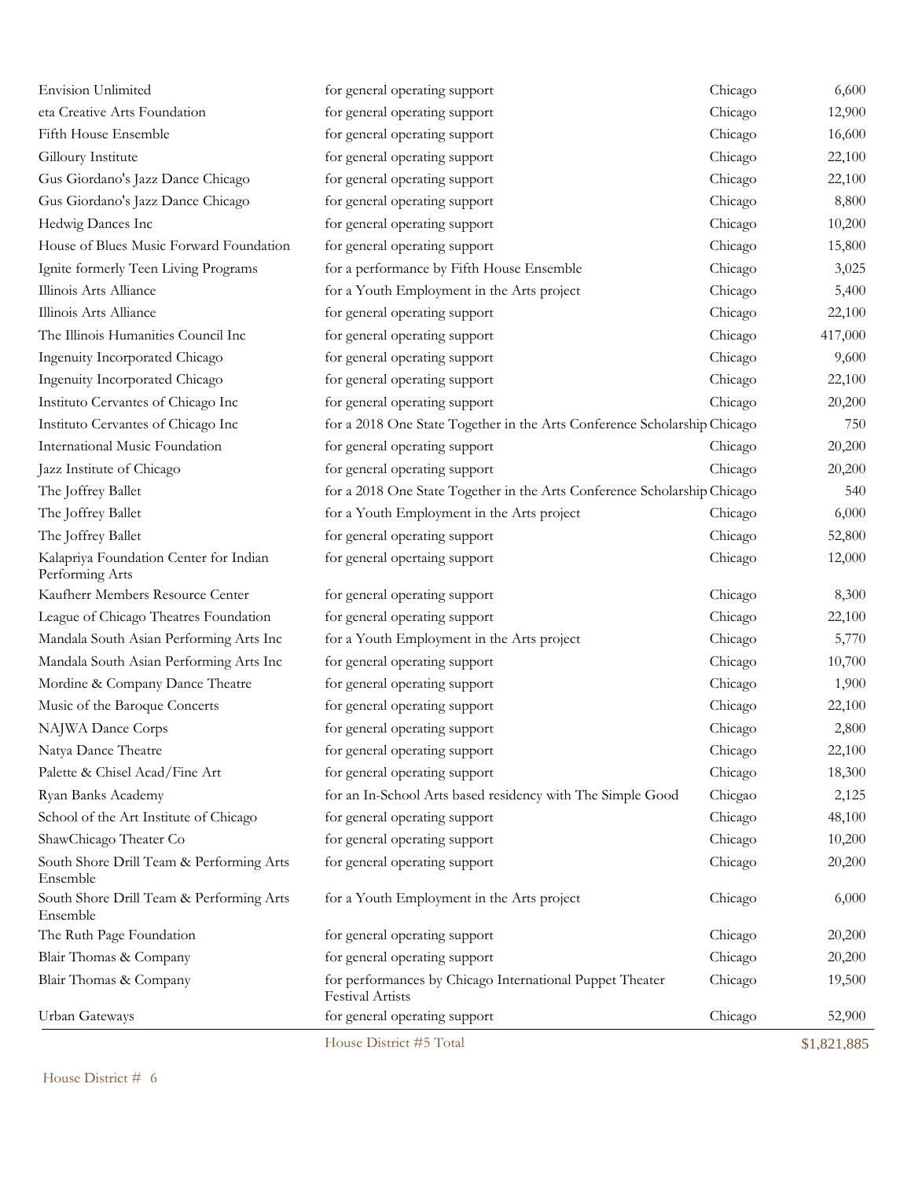| | | | |
|---|---|---|---|
| Envision Unlimited | for general operating support | Chicago | 6,600 |
| eta Creative Arts Foundation | for general operating support | Chicago | 12,900 |
| Fifth House Ensemble | for general operating support | Chicago | 16,600 |
| Gilloury Institute | for general operating support | Chicago | 22,100 |
| Gus Giordano's Jazz Dance Chicago | for general operating support | Chicago | 22,100 |
| Gus Giordano's Jazz Dance Chicago | for general operating support | Chicago | 8,800 |
| Hedwig Dances Inc | for general operating support | Chicago | 10,200 |
| House of Blues Music Forward Foundation | for general operating support | Chicago | 15,800 |
| Ignite formerly Teen Living Programs | for a performance by Fifth House Ensemble | Chicago | 3,025 |
| Illinois Arts Alliance | for a Youth Employment in the Arts project | Chicago | 5,400 |
| Illinois Arts Alliance | for general operating support | Chicago | 22,100 |
| The Illinois Humanities Council Inc | for general operating support | Chicago | 417,000 |
| Ingenuity Incorporated Chicago | for general operating support | Chicago | 9,600 |
| Ingenuity Incorporated Chicago | for general operating support | Chicago | 22,100 |
| Instituto Cervantes of Chicago Inc | for general operating support | Chicago | 20,200 |
| Instituto Cervantes of Chicago Inc | for a 2018 One State Together in the Arts Conference Scholarship | Chicago | 750 |
| International Music Foundation | for general operating support | Chicago | 20,200 |
| Jazz Institute of Chicago | for general operating support | Chicago | 20,200 |
| The Joffrey Ballet | for a 2018 One State Together in the Arts Conference Scholarship | Chicago | 540 |
| The Joffrey Ballet | for a Youth Employment in the Arts project | Chicago | 6,000 |
| The Joffrey Ballet | for general operating support | Chicago | 52,800 |
| Kalapriya Foundation Center for Indian Performing Arts | for general opertaing support | Chicago | 12,000 |
| Kaufherr Members Resource Center | for general operating support | Chicago | 8,300 |
| League of Chicago Theatres Foundation | for general operating support | Chicago | 22,100 |
| Mandala South Asian Performing Arts Inc | for a Youth Employment in the Arts project | Chicago | 5,770 |
| Mandala South Asian Performing Arts Inc | for general operating support | Chicago | 10,700 |
| Mordine & Company Dance Theatre | for general operating support | Chicago | 1,900 |
| Music of the Baroque Concerts | for general operating support | Chicago | 22,100 |
| NAJWA Dance Corps | for general operating support | Chicago | 2,800 |
| Natya Dance Theatre | for general operating support | Chicago | 22,100 |
| Palette & Chisel Acad/Fine Art | for general operating support | Chicago | 18,300 |
| Ryan Banks Academy | for an In-School Arts based residency with The Simple Good | Chicgao | 2,125 |
| School of the Art Institute of Chicago | for general operating support | Chicago | 48,100 |
| ShawChicago Theater Co | for general operating support | Chicago | 10,200 |
| South Shore Drill Team & Performing Arts Ensemble | for general operating support | Chicago | 20,200 |
| South Shore Drill Team & Performing Arts Ensemble | for a Youth Employment in the Arts project | Chicago | 6,000 |
| The Ruth Page Foundation | for general operating support | Chicago | 20,200 |
| Blair Thomas & Company | for general operating support | Chicago | 20,200 |
| Blair Thomas & Company | for performances by Chicago International Puppet Theater Festival Artists | Chicago | 19,500 |
| Urban Gateways | for general operating support | Chicago | 52,900 |
| | House District #5 Total | | $1,821,885 |

House District # 6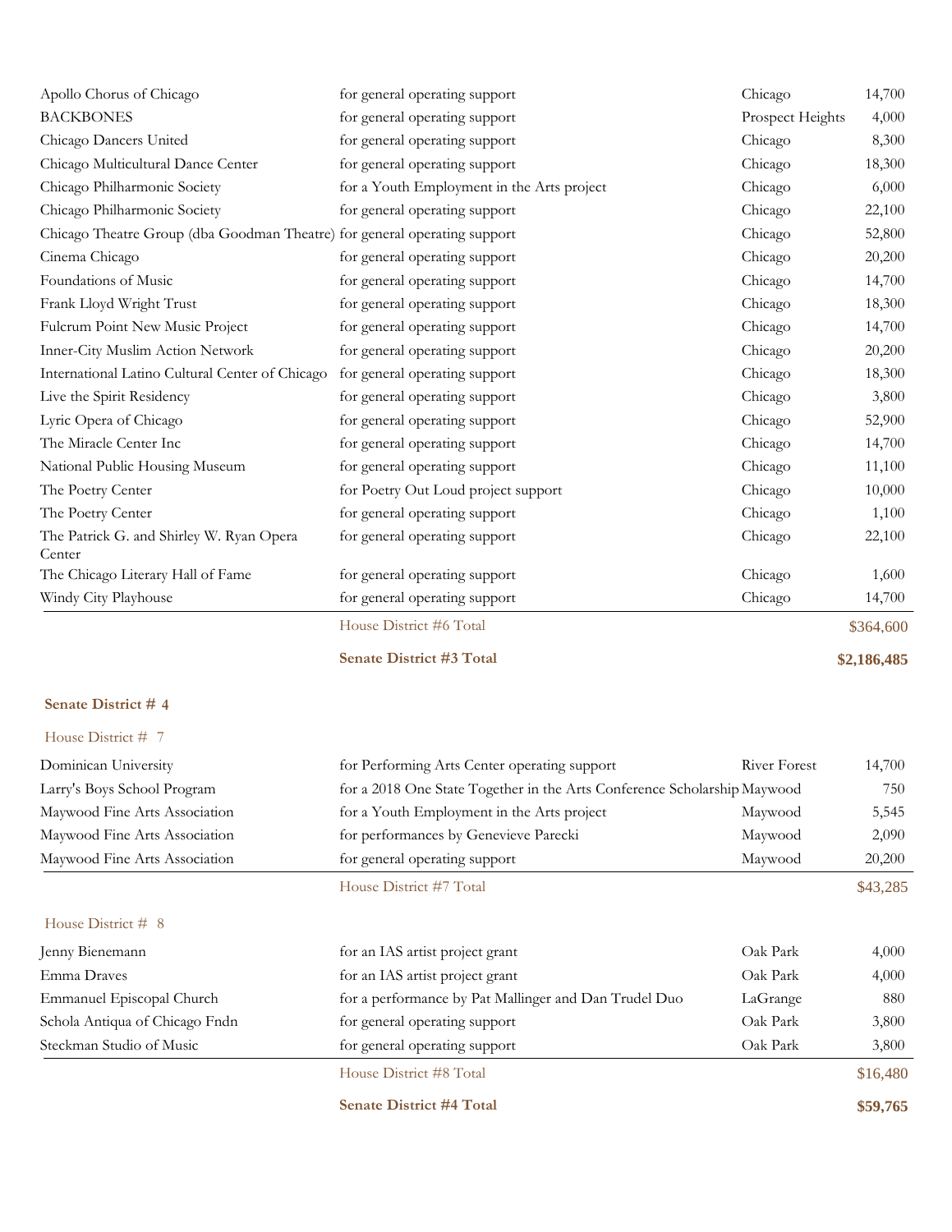| | | | |
|---|---|---|---|
| Apollo Chorus of Chicago | for general operating support | Chicago | 14,700 |
| BACKBONES | for general operating support | Prospect Heights | 4,000 |
| Chicago Dancers United | for general operating support | Chicago | 8,300 |
| Chicago Multicultural Dance Center | for general operating support | Chicago | 18,300 |
| Chicago Philharmonic Society | for a Youth Employment in the Arts project | Chicago | 6,000 |
| Chicago Philharmonic Society | for general operating support | Chicago | 22,100 |
| Chicago Theatre Group (dba Goodman Theatre) | for general operating support | Chicago | 52,800 |
| Cinema Chicago | for general operating support | Chicago | 20,200 |
| Foundations of Music | for general operating support | Chicago | 14,700 |
| Frank Lloyd Wright Trust | for general operating support | Chicago | 18,300 |
| Fulcrum Point New Music Project | for general operating support | Chicago | 14,700 |
| Inner-City Muslim Action Network | for general operating support | Chicago | 20,200 |
| International Latino Cultural Center of Chicago | for general operating support | Chicago | 18,300 |
| Live the Spirit Residency | for general operating support | Chicago | 3,800 |
| Lyric Opera of Chicago | for general operating support | Chicago | 52,900 |
| The Miracle Center Inc | for general operating support | Chicago | 14,700 |
| National Public Housing Museum | for general operating support | Chicago | 11,100 |
| The Poetry Center | for Poetry Out Loud project support | Chicago | 10,000 |
| The Poetry Center | for general operating support | Chicago | 1,100 |
| The Patrick G. and Shirley W. Ryan Opera Center | for general operating support | Chicago | 22,100 |
| The Chicago Literary Hall of Fame | for general operating support | Chicago | 1,600 |
| Windy City Playhouse | for general operating support | Chicago | 14,700 |
| | House District #6 Total | | $364,600 |
| | **Senate District #3 Total** | | **$2,186,485** |

## Senate District # 4

### House District # 7

| | | | |
|---|---|---|---|
| Dominican University | for Performing Arts Center operating support | River Forest | 14,700 |
| Larry's Boys School Program | for a 2018 One State Together in the Arts Conference Scholarship | Maywood | 750 |
| Maywood Fine Arts Association | for a Youth Employment in the Arts project | Maywood | 5,545 |
| Maywood Fine Arts Association | for performances by Genevieve Parecki | Maywood | 2,090 |
| Maywood Fine Arts Association | for general operating support | Maywood | 20,200 |
| | House District #7 Total | | $43,285 |

### House District # 8

| | | | |
|---|---|---|---|
| Jenny Bienemann | for an IAS artist project grant | Oak Park | 4,000 |
| Emma Draves | for an IAS artist project grant | Oak Park | 4,000 |
| Emmanuel Episcopal Church | for a performance by Pat Mallinger and Dan Trudel Duo | LaGrange | 880 |
| Schola Antiqua of Chicago Fndn | for general operating support | Oak Park | 3,800 |
| Steckman Studio of Music | for general operating support | Oak Park | 3,800 |
| | House District #8 Total | | $16,480 |
| | **Senate District #4 Total** | | **$59,765** |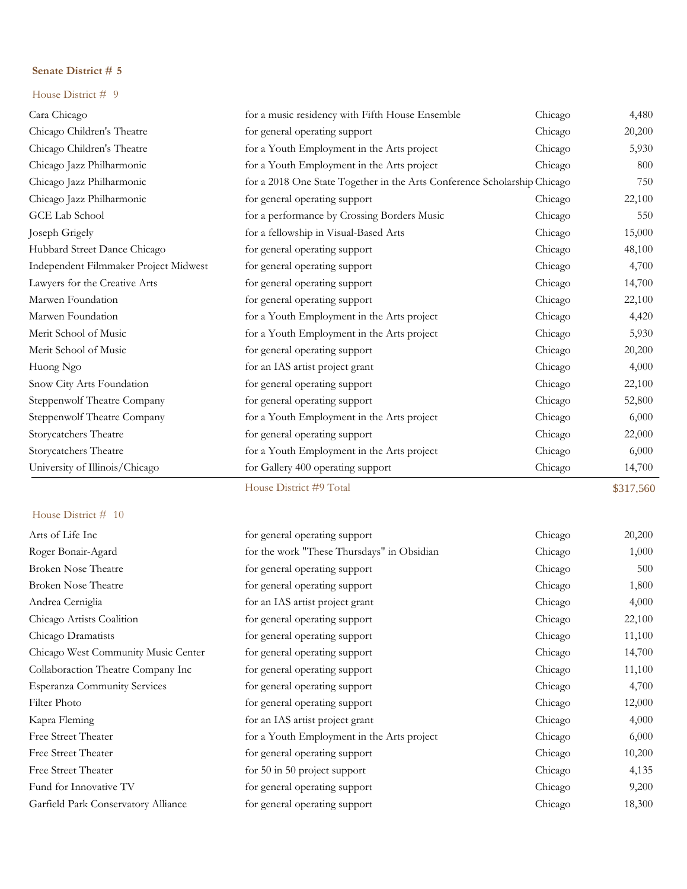**Senate District # 5**

House District # 9

| | | | |
|---|---|---|---|
| Cara Chicago | for a music residency with Fifth House Ensemble | Chicago | 4,480 |
| Chicago Children's Theatre | for general operating support | Chicago | 20,200 |
| Chicago Children's Theatre | for a Youth Employment in the Arts project | Chicago | 5,930 |
| Chicago Jazz Philharmonic | for a Youth Employment in the Arts project | Chicago | 800 |
| Chicago Jazz Philharmonic | for a 2018 One State Together in the Arts Conference Scholarship | Chicago | 750 |
| Chicago Jazz Philharmonic | for general operating support | Chicago | 22,100 |
| GCE Lab School | for a performance by Crossing Borders Music | Chicago | 550 |
| Joseph Grigely | for a fellowship in Visual-Based Arts | Chicago | 15,000 |
| Hubbard Street Dance Chicago | for general operating support | Chicago | 48,100 |
| Independent Filmmaker Project Midwest | for general operating support | Chicago | 4,700 |
| Lawyers for the Creative Arts | for general operating support | Chicago | 14,700 |
| Marwen Foundation | for general operating support | Chicago | 22,100 |
| Marwen Foundation | for a Youth Employment in the Arts project | Chicago | 4,420 |
| Merit School of Music | for a Youth Employment in the Arts project | Chicago | 5,930 |
| Merit School of Music | for general operating support | Chicago | 20,200 |
| Huong Ngo | for an IAS artist project grant | Chicago | 4,000 |
| Snow City Arts Foundation | for general operating support | Chicago | 22,100 |
| Steppenwolf Theatre Company | for general operating support | Chicago | 52,800 |
| Steppenwolf Theatre Company | for a Youth Employment in the Arts project | Chicago | 6,000 |
| Storycatchers Theatre | for general operating support | Chicago | 22,000 |
| Storycatchers Theatre | for a Youth Employment in the Arts project | Chicago | 6,000 |
| University of Illinois/Chicago | for Gallery 400 operating support | Chicago | 14,700 |
| | House District #9 Total | | $317,560 |

House District # 10

| | | | |
|---|---|---|---|
| Arts of Life Inc | for general operating support | Chicago | 20,200 |
| Roger Bonair-Agard | for the work "These Thursdays" in Obsidian | Chicago | 1,000 |
| Broken Nose Theatre | for general operating support | Chicago | 500 |
| Broken Nose Theatre | for general operating support | Chicago | 1,800 |
| Andrea Cerniglia | for an IAS artist project grant | Chicago | 4,000 |
| Chicago Artists Coalition | for general operating support | Chicago | 22,100 |
| Chicago Dramatists | for general operating support | Chicago | 11,100 |
| Chicago West Community Music Center | for general operating support | Chicago | 14,700 |
| Collaboraction Theatre Company Inc | for general operating support | Chicago | 11,100 |
| Esperanza Community Services | for general operating support | Chicago | 4,700 |
| Filter Photo | for general operating support | Chicago | 12,000 |
| Kapra Fleming | for an IAS artist project grant | Chicago | 4,000 |
| Free Street Theater | for a Youth Employment in the Arts project | Chicago | 6,000 |
| Free Street Theater | for general operating support | Chicago | 10,200 |
| Free Street Theater | for 50 in 50 project support | Chicago | 4,135 |
| Fund for Innovative TV | for general operating support | Chicago | 9,200 |
| Garfield Park Conservatory Alliance | for general operating support | Chicago | 18,300 |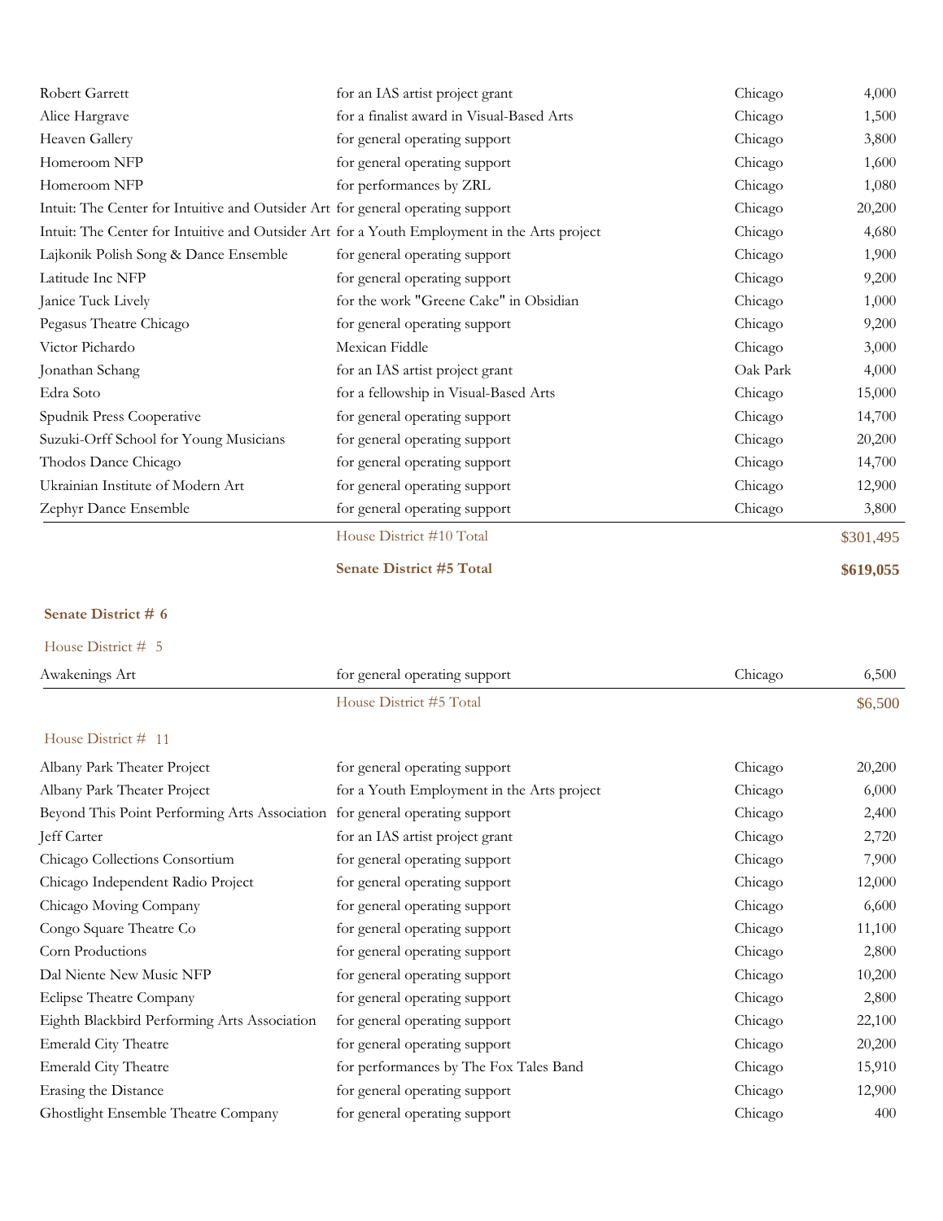| | | | |
|---|---|---|---|
| Robert Garrett | for an IAS artist project grant | Chicago | 4,000 |
| Alice Hargrave | for a finalist award in Visual-Based Arts | Chicago | 1,500 |
| Heaven Gallery | for general operating support | Chicago | 3,800 |
| Homeroom NFP | for general operating support | Chicago | 1,600 |
| Homeroom NFP | for performances by ZRL | Chicago | 1,080 |
| Intuit: The Center for Intuitive and Outsider Art | for general operating support | Chicago | 20,200 |
| Intuit: The Center for Intuitive and Outsider Art | for a Youth Employment in the Arts project | Chicago | 4,680 |
| Lajkonik Polish Song & Dance Ensemble | for general operating support | Chicago | 1,900 |
| Latitude Inc NFP | for general operating support | Chicago | 9,200 |
| Janice Tuck Lively | for the work "Greene Cake" in Obsidian | Chicago | 1,000 |
| Pegasus Theatre Chicago | for general operating support | Chicago | 9,200 |
| Victor Pichardo | Mexican Fiddle | Chicago | 3,000 |
| Jonathan Schang | for an IAS artist project grant | Oak Park | 4,000 |
| Edra Soto | for a fellowship in Visual-Based Arts | Chicago | 15,000 |
| Spudnik Press Cooperative | for general operating support | Chicago | 14,700 |
| Suzuki-Orff School for Young Musicians | for general operating support | Chicago | 20,200 |
| Thodos Dance Chicago | for general operating support | Chicago | 14,700 |
| Ukrainian Institute of Modern Art | for general operating support | Chicago | 12,900 |
| Zephyr Dance Ensemble | for general operating support | Chicago | 3,800 |
| | House District #10 Total | | $301,495 |
| | **Senate District #5 Total** | | **$619,055** |

**Senate District # 6**

House District # 5

| | | | |
|---|---|---|---|
| Awakenings Art | for general operating support | Chicago | 6,500 |
| | House District #5 Total | | $6,500 |

House District # 11

| | | | |
|---|---|---|---|
| Albany Park Theater Project | for general operating support | Chicago | 20,200 |
| Albany Park Theater Project | for a Youth Employment in the Arts project | Chicago | 6,000 |
| Beyond This Point Performing Arts Association | for general operating support | Chicago | 2,400 |
| Jeff Carter | for an IAS artist project grant | Chicago | 2,720 |
| Chicago Collections Consortium | for general operating support | Chicago | 7,900 |
| Chicago Independent Radio Project | for general operating support | Chicago | 12,000 |
| Chicago Moving Company | for general operating support | Chicago | 6,600 |
| Congo Square Theatre Co | for general operating support | Chicago | 11,100 |
| Corn Productions | for general operating support | Chicago | 2,800 |
| Dal Niente New Music NFP | for general operating support | Chicago | 10,200 |
| Eclipse Theatre Company | for general operating support | Chicago | 2,800 |
| Eighth Blackbird Performing Arts Association | for general operating support | Chicago | 22,100 |
| Emerald City Theatre | for general operating support | Chicago | 20,200 |
| Emerald City Theatre | for performances by The Fox Tales Band | Chicago | 15,910 |
| Erasing the Distance | for general operating support | Chicago | 12,900 |
| Ghostlight Ensemble Theatre Company | for general operating support | Chicago | 400 |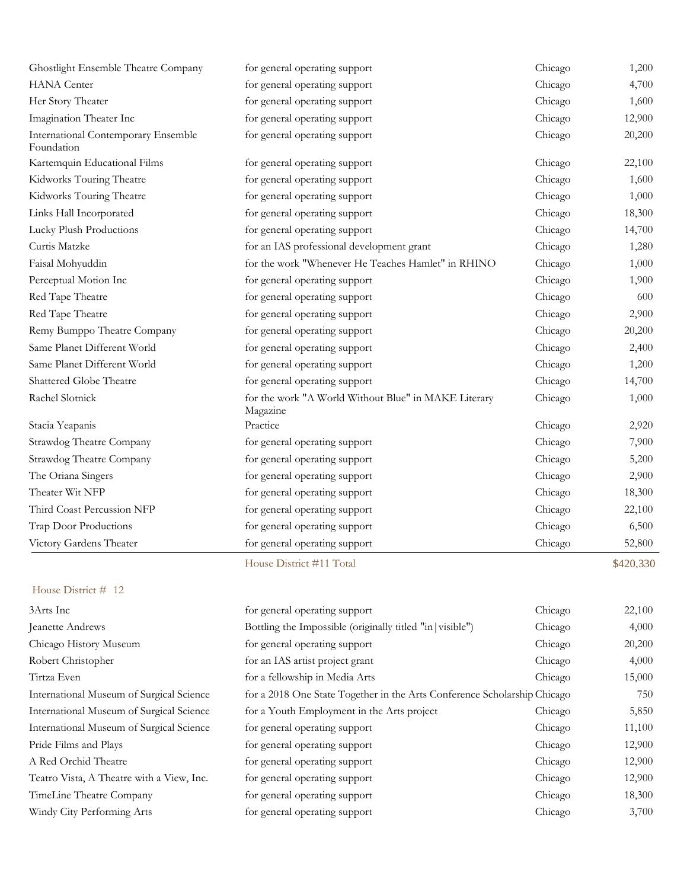| | | | |
|---|---|---|---|
| Ghostlight Ensemble Theatre Company | for general operating support | Chicago | 1,200 |
| HANA Center | for general operating support | Chicago | 4,700 |
| Her Story Theater | for general operating support | Chicago | 1,600 |
| Imagination Theater Inc | for general operating support | Chicago | 12,900 |
| International Contemporary Ensemble Foundation | for general operating support | Chicago | 20,200 |
| Kartemquin Educational Films | for general operating support | Chicago | 22,100 |
| Kidworks Touring Theatre | for general operating support | Chicago | 1,600 |
| Kidworks Touring Theatre | for general operating support | Chicago | 1,000 |
| Links Hall Incorporated | for general operating support | Chicago | 18,300 |
| Lucky Plush Productions | for general operating support | Chicago | 14,700 |
| Curtis Matzke | for an IAS professional development grant | Chicago | 1,280 |
| Faisal Mohyuddin | for the work "Whenever He Teaches Hamlet" in RHINO | Chicago | 1,000 |
| Perceptual Motion Inc | for general operating support | Chicago | 1,900 |
| Red Tape Theatre | for general operating support | Chicago | 600 |
| Red Tape Theatre | for general operating support | Chicago | 2,900 |
| Remy Bumppo Theatre Company | for general operating support | Chicago | 20,200 |
| Same Planet Different World | for general operating support | Chicago | 2,400 |
| Same Planet Different World | for general operating support | Chicago | 1,200 |
| Shattered Globe Theatre | for general operating support | Chicago | 14,700 |
| Rachel Slotnick | for the work "A World Without Blue" in MAKE Literary Magazine | Chicago | 1,000 |
| Stacia Yeapanis | Practice | Chicago | 2,920 |
| Strawdog Theatre Company | for general operating support | Chicago | 7,900 |
| Strawdog Theatre Company | for general operating support | Chicago | 5,200 |
| The Oriana Singers | for general operating support | Chicago | 2,900 |
| Theater Wit NFP | for general operating support | Chicago | 18,300 |
| Third Coast Percussion NFP | for general operating support | Chicago | 22,100 |
| Trap Door Productions | for general operating support | Chicago | 6,500 |
| Victory Gardens Theater | for general operating support | Chicago | 52,800 |
| | House District #11 Total | | $420,330 |

House District # 12

| | | | |
|---|---|---|---|
| 3Arts Inc | for general operating support | Chicago | 22,100 |
| Jeanette Andrews | Bottling the Impossible (originally titled "in\|visible") | Chicago | 4,000 |
| Chicago History Museum | for general operating support | Chicago | 20,200 |
| Robert Christopher | for an IAS artist project grant | Chicago | 4,000 |
| Tirtza Even | for a fellowship in Media Arts | Chicago | 15,000 |
| International Museum of Surgical Science | for a 2018 One State Together in the Arts Conference Scholarship | Chicago | 750 |
| International Museum of Surgical Science | for a Youth Employment in the Arts project | Chicago | 5,850 |
| International Museum of Surgical Science | for general operating support | Chicago | 11,100 |
| Pride Films and Plays | for general operating support | Chicago | 12,900 |
| A Red Orchid Theatre | for general operating support | Chicago | 12,900 |
| Teatro Vista, A Theatre with a View, Inc. | for general operating support | Chicago | 12,900 |
| TimeLine Theatre Company | for general operating support | Chicago | 18,300 |
| Windy City Performing Arts | for general operating support | Chicago | 3,700 |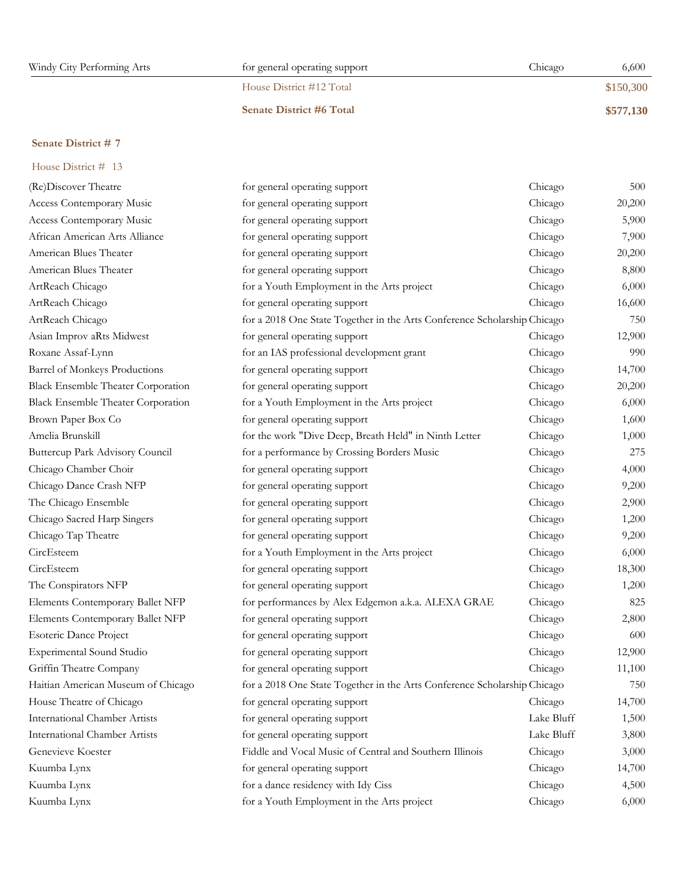| | | | |
|---|---|---|---|
| Windy City Performing Arts | for general operating support | Chicago | 6,600 |
| | House District #12 Total | | $150,300 |
| | **Senate District #6 Total** | | **$577,130** |

**Senate District # 7**

House District # 13

| | | | |
|---|---|---|---|
| (Re)Discover Theatre | for general operating support | Chicago | 500 |
| Access Contemporary Music | for general operating support | Chicago | 20,200 |
| Access Contemporary Music | for general operating support | Chicago | 5,900 |
| African American Arts Alliance | for general operating support | Chicago | 7,900 |
| American Blues Theater | for general operating support | Chicago | 20,200 |
| American Blues Theater | for general operating support | Chicago | 8,800 |
| ArtReach Chicago | for a Youth Employment in the Arts project | Chicago | 6,000 |
| ArtReach Chicago | for general operating support | Chicago | 16,600 |
| ArtReach Chicago | for a 2018 One State Together in the Arts Conference Scholarship | Chicago | 750 |
| Asian Improv aRts Midwest | for general operating support | Chicago | 12,900 |
| Roxane Assaf-Lynn | for an IAS professional development grant | Chicago | 990 |
| Barrel of Monkeys Productions | for general operating support | Chicago | 14,700 |
| Black Ensemble Theater Corporation | for general operating support | Chicago | 20,200 |
| Black Ensemble Theater Corporation | for a Youth Employment in the Arts project | Chicago | 6,000 |
| Brown Paper Box Co | for general operating support | Chicago | 1,600 |
| Amelia Brunskill | for the work "Dive Deep, Breath Held" in Ninth Letter | Chicago | 1,000 |
| Buttercup Park Advisory Council | for a performance by Crossing Borders Music | Chicago | 275 |
| Chicago Chamber Choir | for general operating support | Chicago | 4,000 |
| Chicago Dance Crash NFP | for general operating support | Chicago | 9,200 |
| The Chicago Ensemble | for general operating support | Chicago | 2,900 |
| Chicago Sacred Harp Singers | for general operating support | Chicago | 1,200 |
| Chicago Tap Theatre | for general operating support | Chicago | 9,200 |
| CircEsteem | for a Youth Employment in the Arts project | Chicago | 6,000 |
| CircEsteem | for general operating support | Chicago | 18,300 |
| The Conspirators NFP | for general operating support | Chicago | 1,200 |
| Elements Contemporary Ballet NFP | for performances by Alex Edgemon a.k.a. ALEXA GRAE | Chicago | 825 |
| Elements Contemporary Ballet NFP | for general operating support | Chicago | 2,800 |
| Esoteric Dance Project | for general operating support | Chicago | 600 |
| Experimental Sound Studio | for general operating support | Chicago | 12,900 |
| Griffin Theatre Company | for general operating support | Chicago | 11,100 |
| Haitian American Museum of Chicago | for a 2018 One State Together in the Arts Conference Scholarship | Chicago | 750 |
| House Theatre of Chicago | for general operating support | Chicago | 14,700 |
| International Chamber Artists | for general operating support | Lake Bluff | 1,500 |
| International Chamber Artists | for general operating support | Lake Bluff | 3,800 |
| Genevieve Koester | Fiddle and Vocal Music of Central and Southern Illinois | Chicago | 3,000 |
| Kuumba Lynx | for general operating support | Chicago | 14,700 |
| Kuumba Lynx | for a dance residency with Idy Ciss | Chicago | 4,500 |
| Kuumba Lynx | for a Youth Employment in the Arts project | Chicago | 6,000 |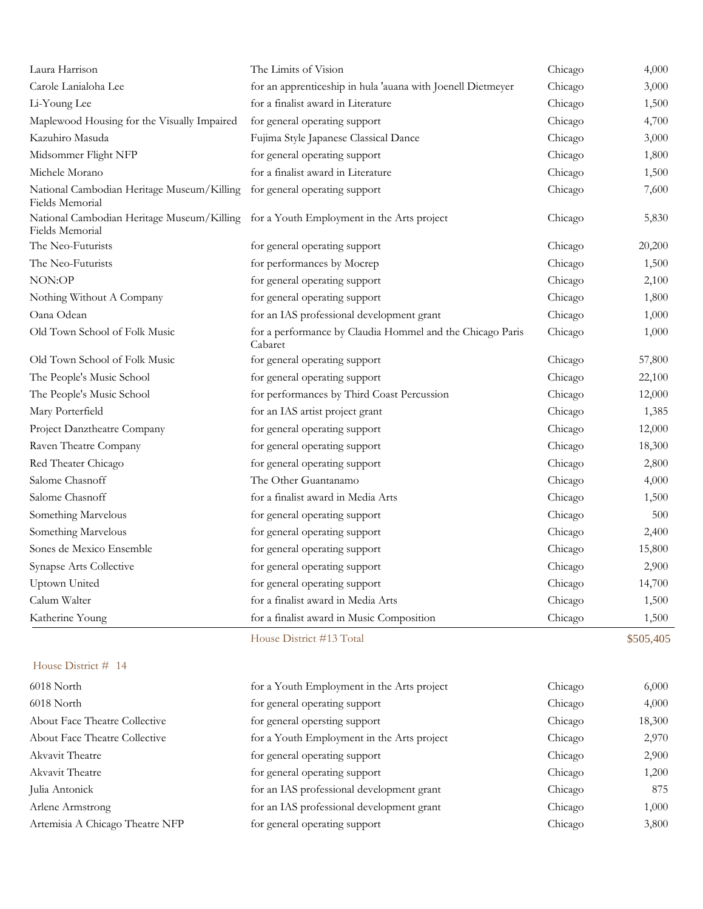| | | | |
|---|---|---|---|
| Laura Harrison | The Limits of Vision | Chicago | 4,000 |
| Carole Lanialoha Lee | for an apprenticeship in hula 'auana with Joenell Dietmeyer | Chicago | 3,000 |
| Li-Young Lee | for a finalist award in Literature | Chicago | 1,500 |
| Maplewood Housing for the Visually Impaired | for general operating support | Chicago | 4,700 |
| Kazuhiro Masuda | Fujima Style Japanese Classical Dance | Chicago | 3,000 |
| Midsommer Flight NFP | for general operating support | Chicago | 1,800 |
| Michele Morano | for a finalist award in Literature | Chicago | 1,500 |
| National Cambodian Heritage Museum/Killing Fields Memorial | for general operating support | Chicago | 7,600 |
| National Cambodian Heritage Museum/Killing Fields Memorial | for a Youth Employment in the Arts project | Chicago | 5,830 |
| The Neo-Futurists | for general operating support | Chicago | 20,200 |
| The Neo-Futurists | for performances by Mocrep | Chicago | 1,500 |
| NON:OP | for general operating support | Chicago | 2,100 |
| Nothing Without A Company | for general operating support | Chicago | 1,800 |
| Oana Odean | for an IAS professional development grant | Chicago | 1,000 |
| Old Town School of Folk Music | for a performance by Claudia Hommel and the Chicago Paris Cabaret | Chicago | 1,000 |
| Old Town School of Folk Music | for general operating support | Chicago | 57,800 |
| The People's Music School | for general operating support | Chicago | 22,100 |
| The People's Music School | for performances by Third Coast Percussion | Chicago | 12,000 |
| Mary Porterfield | for an IAS artist project grant | Chicago | 1,385 |
| Project Danztheatre Company | for general operating support | Chicago | 12,000 |
| Raven Theatre Company | for general operating support | Chicago | 18,300 |
| Red Theater Chicago | for general operating support | Chicago | 2,800 |
| Salome Chasnoff | The Other Guantanamo | Chicago | 4,000 |
| Salome Chasnoff | for a finalist award in Media Arts | Chicago | 1,500 |
| Something Marvelous | for general operating support | Chicago | 500 |
| Something Marvelous | for general operating support | Chicago | 2,400 |
| Sones de Mexico Ensemble | for general operating support | Chicago | 15,800 |
| Synapse Arts Collective | for general operating support | Chicago | 2,900 |
| Uptown United | for general operating support | Chicago | 14,700 |
| Calum Walter | for a finalist award in Media Arts | Chicago | 1,500 |
| Katherine Young | for a finalist award in Music Composition | Chicago | 1,500 |
| | House District #13 Total | | $505,405 |

House District # 14

| | | | |
|---|---|---|---|
| 6018 North | for a Youth Employment in the Arts project | Chicago | 6,000 |
| 6018 North | for general operating support | Chicago | 4,000 |
| About Face Theatre Collective | for general opersting support | Chicago | 18,300 |
| About Face Theatre Collective | for a Youth Employment in the Arts project | Chicago | 2,970 |
| Akvavit Theatre | for general operating support | Chicago | 2,900 |
| Akvavit Theatre | for general operating support | Chicago | 1,200 |
| Julia Antonick | for an IAS professional development grant | Chicago | 875 |
| Arlene Armstrong | for an IAS professional development grant | Chicago | 1,000 |
| Artemisia A Chicago Theatre NFP | for general operating support | Chicago | 3,800 |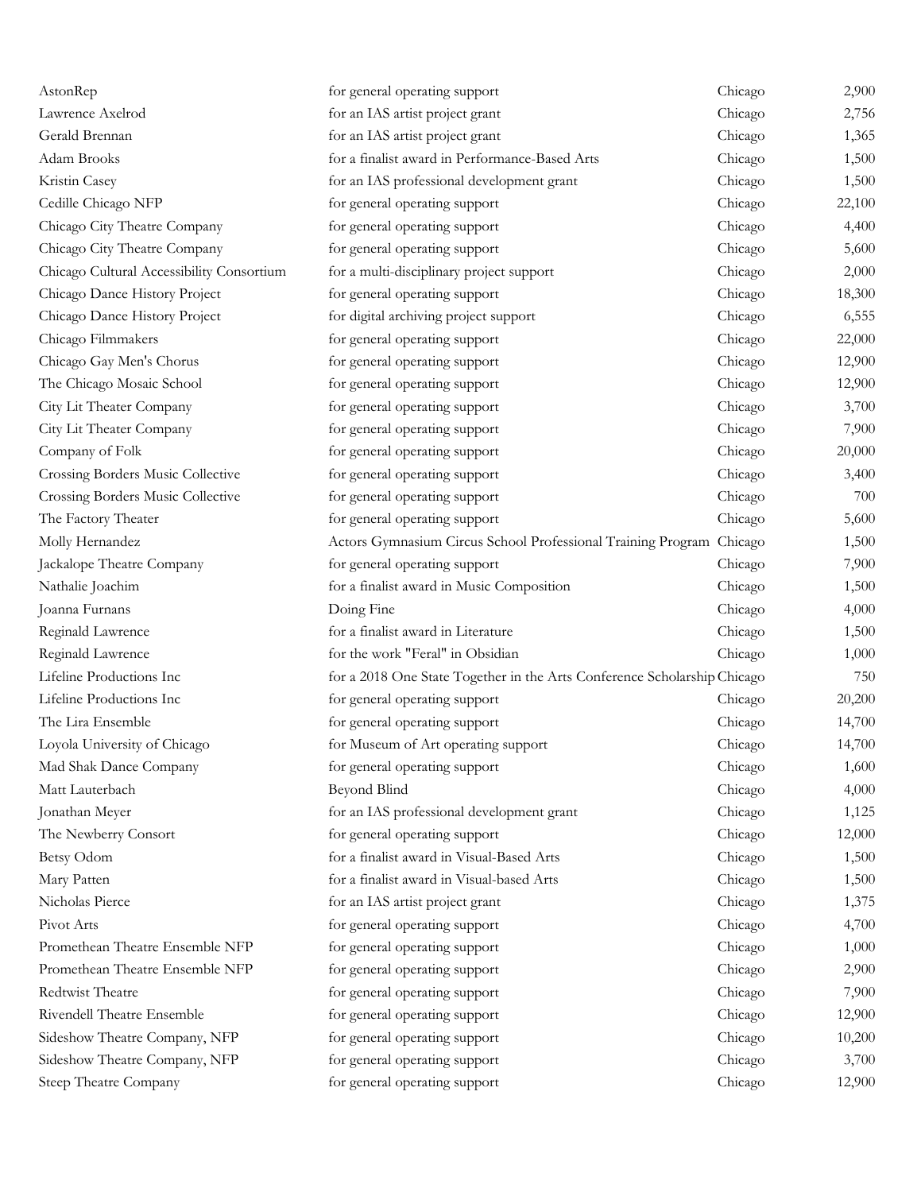| | | | |
|---|---|---|---|
| AstonRep | for general operating support | Chicago | 2,900 |
| Lawrence Axelrod | for an IAS artist project grant | Chicago | 2,756 |
| Gerald Brennan | for an IAS artist project grant | Chicago | 1,365 |
| Adam Brooks | for a finalist award in Performance-Based Arts | Chicago | 1,500 |
| Kristin Casey | for an IAS professional development grant | Chicago | 1,500 |
| Cedille Chicago NFP | for general operating support | Chicago | 22,100 |
| Chicago City Theatre Company | for general operating support | Chicago | 4,400 |
| Chicago City Theatre Company | for general operating support | Chicago | 5,600 |
| Chicago Cultural Accessibility Consortium | for a multi-disciplinary project support | Chicago | 2,000 |
| Chicago Dance History Project | for general operating support | Chicago | 18,300 |
| Chicago Dance History Project | for digital archiving project support | Chicago | 6,555 |
| Chicago Filmmakers | for general operating support | Chicago | 22,000 |
| Chicago Gay Men's Chorus | for general operating support | Chicago | 12,900 |
| The Chicago Mosaic School | for general operating support | Chicago | 12,900 |
| City Lit Theater Company | for general operating support | Chicago | 3,700 |
| City Lit Theater Company | for general operating support | Chicago | 7,900 |
| Company of Folk | for general operating support | Chicago | 20,000 |
| Crossing Borders Music Collective | for general operating support | Chicago | 3,400 |
| Crossing Borders Music Collective | for general operating support | Chicago | 700 |
| The Factory Theater | for general operating support | Chicago | 5,600 |
| Molly Hernandez | Actors Gymnasium Circus School Professional Training Program | Chicago | 1,500 |
| Jackalope Theatre Company | for general operating support | Chicago | 7,900 |
| Nathalie Joachim | for a finalist award in Music Composition | Chicago | 1,500 |
| Joanna Furnans | Doing Fine | Chicago | 4,000 |
| Reginald Lawrence | for a finalist award in Literature | Chicago | 1,500 |
| Reginald Lawrence | for the work "Feral" in Obsidian | Chicago | 1,000 |
| Lifeline Productions Inc | for a 2018 One State Together in the Arts Conference Scholarship | Chicago | 750 |
| Lifeline Productions Inc | for general operating support | Chicago | 20,200 |
| The Lira Ensemble | for general operating support | Chicago | 14,700 |
| Loyola University of Chicago | for Museum of Art operating support | Chicago | 14,700 |
| Mad Shak Dance Company | for general operating support | Chicago | 1,600 |
| Matt Lauterbach | Beyond Blind | Chicago | 4,000 |
| Jonathan Meyer | for an IAS professional development grant | Chicago | 1,125 |
| The Newberry Consort | for general operating support | Chicago | 12,000 |
| Betsy Odom | for a finalist award in Visual-Based Arts | Chicago | 1,500 |
| Mary Patten | for a finalist award in Visual-based Arts | Chicago | 1,500 |
| Nicholas Pierce | for an IAS artist project grant | Chicago | 1,375 |
| Pivot Arts | for general operating support | Chicago | 4,700 |
| Promethean Theatre Ensemble NFP | for general operating support | Chicago | 1,000 |
| Promethean Theatre Ensemble NFP | for general operating support | Chicago | 2,900 |
| Redtwist Theatre | for general operating support | Chicago | 7,900 |
| Rivendell Theatre Ensemble | for general operating support | Chicago | 12,900 |
| Sideshow Theatre Company, NFP | for general operating support | Chicago | 10,200 |
| Sideshow Theatre Company, NFP | for general operating support | Chicago | 3,700 |
| Steep Theatre Company | for general operating support | Chicago | 12,900 |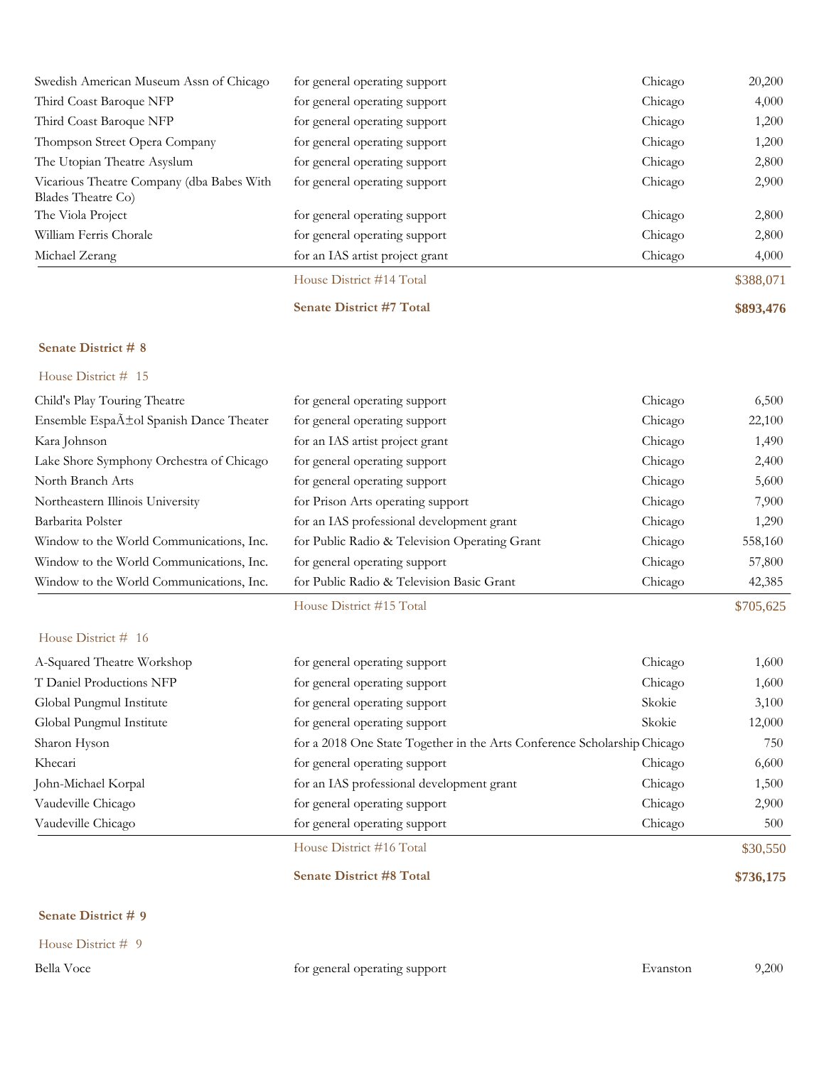| | | | |
|---|---|---|---|
| Swedish American Museum Assn of Chicago | for general operating support | Chicago | 20,200 |
| Third Coast Baroque NFP | for general operating support | Chicago | 4,000 |
| Third Coast Baroque NFP | for general operating support | Chicago | 1,200 |
| Thompson Street Opera Company | for general operating support | Chicago | 1,200 |
| The Utopian Theatre Asyslum | for general operating support | Chicago | 2,800 |
| Vicarious Theatre Company (dba Babes With Blades Theatre Co) | for general operating support | Chicago | 2,900 |
| The Viola Project | for general operating support | Chicago | 2,800 |
| William Ferris Chorale | for general operating support | Chicago | 2,800 |
| Michael Zerang | for an IAS artist project grant | Chicago | 4,000 |
| | House District #14 Total | | $388,071 |
| | **Senate District #7 Total** | | **$893,476** |

## Senate District # 8

### House District # 15

| | | | |
|---|---|---|---|
| Child's Play Touring Theatre | for general operating support | Chicago | 6,500 |
| Ensemble EspaÃ±ol Spanish Dance Theater | for general operating support | Chicago | 22,100 |
| Kara Johnson | for an IAS artist project grant | Chicago | 1,490 |
| Lake Shore Symphony Orchestra of Chicago | for general operating support | Chicago | 2,400 |
| North Branch Arts | for general operating support | Chicago | 5,600 |
| Northeastern Illinois University | for Prison Arts operating support | Chicago | 7,900 |
| Barbarita Polster | for an IAS professional development grant | Chicago | 1,290 |
| Window to the World Communications, Inc. | for Public Radio & Television Operating Grant | Chicago | 558,160 |
| Window to the World Communications, Inc. | for general operating support | Chicago | 57,800 |
| Window to the World Communications, Inc. | for Public Radio & Television Basic Grant | Chicago | 42,385 |
| | House District #15 Total | | $705,625 |

### House District # 16

| | | | |
|---|---|---|---|
| A-Squared Theatre Workshop | for general operating support | Chicago | 1,600 |
| T Daniel Productions NFP | for general operating support | Chicago | 1,600 |
| Global Pungmul Institute | for general operating support | Skokie | 3,100 |
| Global Pungmul Institute | for general operating support | Skokie | 12,000 |
| Sharon Hyson | for a 2018 One State Together in the Arts Conference Scholarship | Chicago | 750 |
| Khecari | for general operating support | Chicago | 6,600 |
| John-Michael Korpal | for an IAS professional development grant | Chicago | 1,500 |
| Vaudeville Chicago | for general operating support | Chicago | 2,900 |
| Vaudeville Chicago | for general operating support | Chicago | 500 |
| | House District #16 Total | | $30,550 |
| | **Senate District #8 Total** | | **$736,175** |

## Senate District # 9

### House District # 9

| | | | |
|---|---|---|---|
| Bella Voce | for general operating support | Evanston | 9,200 |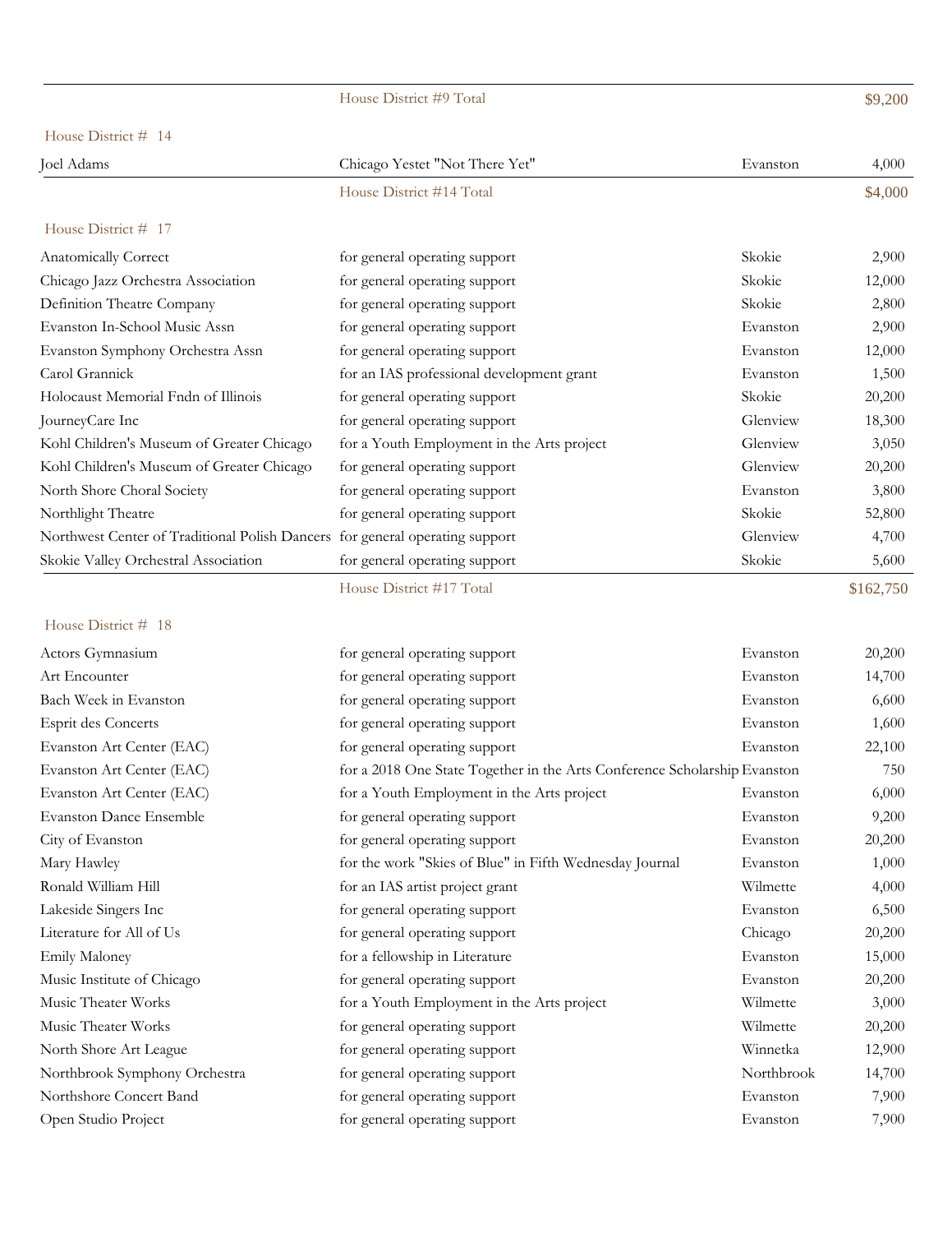| | House District #9 Total | | $9,200 |
|---|---|---|---|

House District # 14

| | | | |
|---|---|---|---|
| Joel Adams | Chicago Yestet "Not There Yet" | Evanston | 4,000 |
| | House District #14 Total | | $4,000 |

House District # 17

| | | | |
|---|---|---|---|
| Anatomically Correct | for general operating support | Skokie | 2,900 |
| Chicago Jazz Orchestra Association | for general operating support | Skokie | 12,000 |
| Definition Theatre Company | for general operating support | Skokie | 2,800 |
| Evanston In-School Music Assn | for general operating support | Evanston | 2,900 |
| Evanston Symphony Orchestra Assn | for general operating support | Evanston | 12,000 |
| Carol Grannick | for an IAS professional development grant | Evanston | 1,500 |
| Holocaust Memorial Fndn of Illinois | for general operating support | Skokie | 20,200 |
| JourneyCare Inc | for general operating support | Glenview | 18,300 |
| Kohl Children's Museum of Greater Chicago | for a Youth Employment in the Arts project | Glenview | 3,050 |
| Kohl Children's Museum of Greater Chicago | for general operating support | Glenview | 20,200 |
| North Shore Choral Society | for general operating support | Evanston | 3,800 |
| Northlight Theatre | for general operating support | Skokie | 52,800 |
| Northwest Center of Traditional Polish Dancers | for general operating support | Glenview | 4,700 |
| Skokie Valley Orchestral Association | for general operating support | Skokie | 5,600 |
| | House District #17 Total | | $162,750 |

House District # 18

| | | | |
|---|---|---|---|
| Actors Gymnasium | for general operating support | Evanston | 20,200 |
| Art Encounter | for general operating support | Evanston | 14,700 |
| Bach Week in Evanston | for general operating support | Evanston | 6,600 |
| Esprit des Concerts | for general operating support | Evanston | 1,600 |
| Evanston Art Center (EAC) | for general operating support | Evanston | 22,100 |
| Evanston Art Center (EAC) | for a 2018 One State Together in the Arts Conference Scholarship | Evanston | 750 |
| Evanston Art Center (EAC) | for a Youth Employment in the Arts project | Evanston | 6,000 |
| Evanston Dance Ensemble | for general operating support | Evanston | 9,200 |
| City of Evanston | for general operating support | Evanston | 20,200 |
| Mary Hawley | for the work "Skies of Blue" in Fifth Wednesday Journal | Evanston | 1,000 |
| Ronald William Hill | for an IAS artist project grant | Wilmette | 4,000 |
| Lakeside Singers Inc | for general operating support | Evanston | 6,500 |
| Literature for All of Us | for general operating support | Chicago | 20,200 |
| Emily Maloney | for a fellowship in Literature | Evanston | 15,000 |
| Music Institute of Chicago | for general operating support | Evanston | 20,200 |
| Music Theater Works | for a Youth Employment in the Arts project | Wilmette | 3,000 |
| Music Theater Works | for general operating support | Wilmette | 20,200 |
| North Shore Art League | for general operating support | Winnetka | 12,900 |
| Northbrook Symphony Orchestra | for general operating support | Northbrook | 14,700 |
| Northshore Concert Band | for general operating support | Evanston | 7,900 |
| Open Studio Project | for general operating support | Evanston | 7,900 |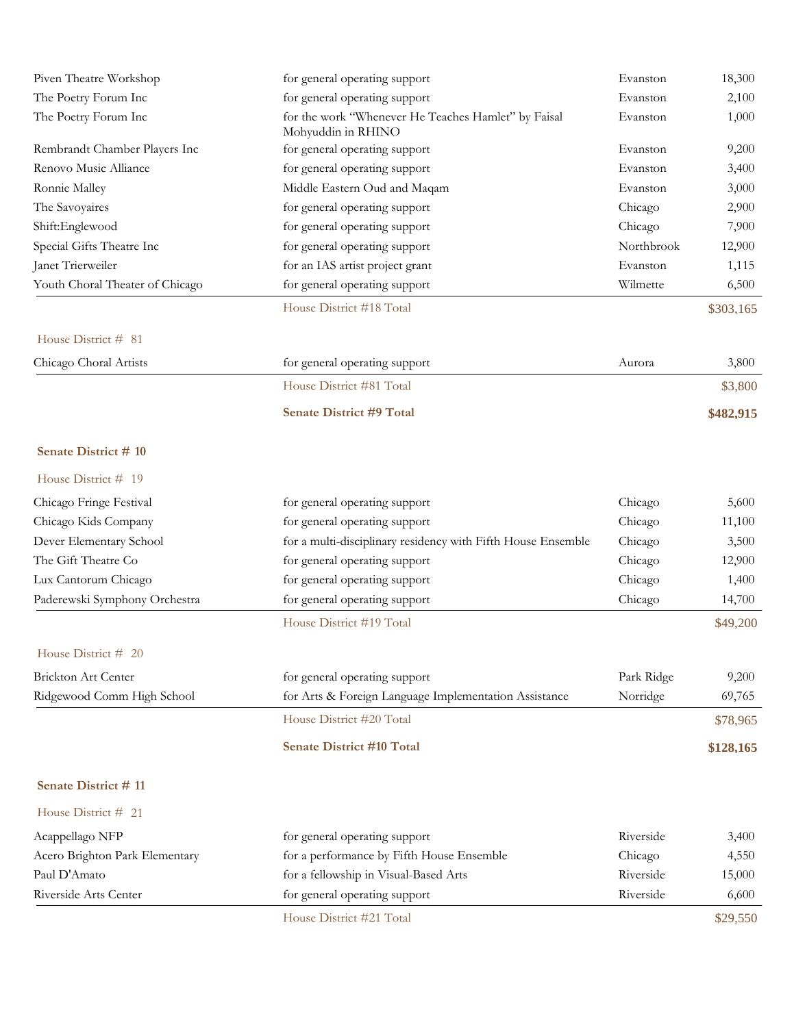| | | | |
|---|---|---|---|
| Piven Theatre Workshop | for general operating support | Evanston | 18,300 |
| The Poetry Forum Inc | for general operating support | Evanston | 2,100 |
| The Poetry Forum Inc | for the work "Whenever He Teaches Hamlet" by Faisal Mohyuddin in RHINO | Evanston | 1,000 |
| Rembrandt Chamber Players Inc | for general operating support | Evanston | 9,200 |
| Renovo Music Alliance | for general operating support | Evanston | 3,400 |
| Ronnie Malley | Middle Eastern Oud and Maqam | Evanston | 3,000 |
| The Savoyaires | for general operating support | Chicago | 2,900 |
| Shift:Englewood | for general operating support | Chicago | 7,900 |
| Special Gifts Theatre Inc | for general operating support | Northbrook | 12,900 |
| Janet Trierweiler | for an IAS artist project grant | Evanston | 1,115 |
| Youth Choral Theater of Chicago | for general operating support | Wilmette | 6,500 |
| | House District #18 Total | | $303,165 |

House District # 81

| | | | |
|---|---|---|---|
| Chicago Choral Artists | for general operating support | Aurora | 3,800 |
| | House District #81 Total | | $3,800 |
| | **Senate District #9 Total** | | **$482,915** |

**Senate District # 10**

House District # 19

| | | | |
|---|---|---|---|
| Chicago Fringe Festival | for general operating support | Chicago | 5,600 |
| Chicago Kids Company | for general operating support | Chicago | 11,100 |
| Dever Elementary School | for a multi-disciplinary residency with Fifth House Ensemble | Chicago | 3,500 |
| The Gift Theatre Co | for general operating support | Chicago | 12,900 |
| Lux Cantorum Chicago | for general operating support | Chicago | 1,400 |
| Paderewski Symphony Orchestra | for general operating support | Chicago | 14,700 |
| | House District #19 Total | | $49,200 |

House District # 20

| | | | |
|---|---|---|---|
| Brickton Art Center | for general operating support | Park Ridge | 9,200 |
| Ridgewood Comm High School | for Arts & Foreign Language Implementation Assistance | Norridge | 69,765 |
| | House District #20 Total | | $78,965 |
| | **Senate District #10 Total** | | **$128,165** |

**Senate District # 11**

House District # 21

| | | | |
|---|---|---|---|
| Acappellago NFP | for general operating support | Riverside | 3,400 |
| Acero Brighton Park Elementary | for a performance by Fifth House Ensemble | Chicago | 4,550 |
| Paul D'Amato | for a fellowship in Visual-Based Arts | Riverside | 15,000 |
| Riverside Arts Center | for general operating support | Riverside | 6,600 |
| | House District #21 Total | | $29,550 |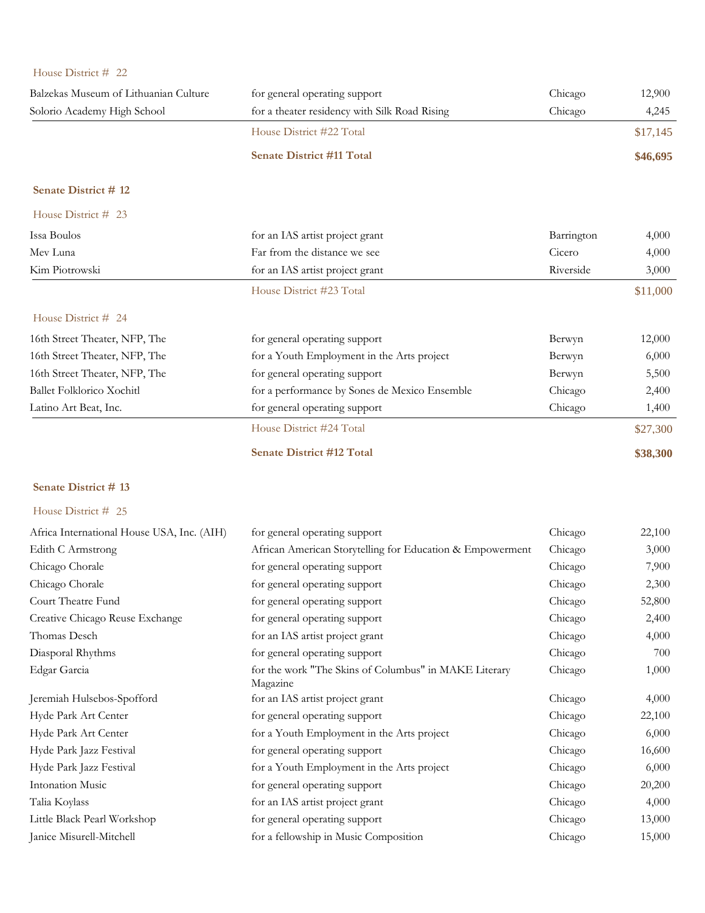House District # 22

| | | | |
|---|---|---|---|
| Balzekas Museum of Lithuanian Culture | for general operating support | Chicago | 12,900 |
| Solorio Academy High School | for a theater residency with Silk Road Rising | Chicago | 4,245 |
| | House District #22 Total | | $17,145 |
| | **Senate District #11 Total** | | **$46,695** |

**Senate District # 12**

House District # 23

| | | | |
|---|---|---|---|
| Issa Boulos | for an IAS artist project grant | Barrington | 4,000 |
| Mev Luna | Far from the distance we see | Cicero | 4,000 |
| Kim Piotrowski | for an IAS artist project grant | Riverside | 3,000 |
| | House District #23 Total | | $11,000 |

House District # 24

| | | | |
|---|---|---|---|
| 16th Street Theater, NFP, The | for general operating support | Berwyn | 12,000 |
| 16th Street Theater, NFP, The | for a Youth Employment in the Arts project | Berwyn | 6,000 |
| 16th Street Theater, NFP, The | for general operating support | Berwyn | 5,500 |
| Ballet Folklorico Xochitl | for a performance by Sones de Mexico Ensemble | Chicago | 2,400 |
| Latino Art Beat, Inc. | for general operating support | Chicago | 1,400 |
| | House District #24 Total | | $27,300 |
| | **Senate District #12 Total** | | **$38,300** |

**Senate District # 13**

House District # 25

| | | | |
|---|---|---|---|
| Africa International House USA, Inc. (AIH) | for general operating support | Chicago | 22,100 |
| Edith C Armstrong | African American Storytelling for Education & Empowerment | Chicago | 3,000 |
| Chicago Chorale | for general operating support | Chicago | 7,900 |
| Chicago Chorale | for general operating support | Chicago | 2,300 |
| Court Theatre Fund | for general operating support | Chicago | 52,800 |
| Creative Chicago Reuse Exchange | for general operating support | Chicago | 2,400 |
| Thomas Desch | for an IAS artist project grant | Chicago | 4,000 |
| Diasporal Rhythms | for general operating support | Chicago | 700 |
| Edgar Garcia | for the work "The Skins of Columbus" in MAKE Literary Magazine | Chicago | 1,000 |
| Jeremiah Hulsebos-Spofford | for an IAS artist project grant | Chicago | 4,000 |
| Hyde Park Art Center | for general operating support | Chicago | 22,100 |
| Hyde Park Art Center | for a Youth Employment in the Arts project | Chicago | 6,000 |
| Hyde Park Jazz Festival | for general operating support | Chicago | 16,600 |
| Hyde Park Jazz Festival | for a Youth Employment in the Arts project | Chicago | 6,000 |
| Intonation Music | for general operating support | Chicago | 20,200 |
| Talia Koylass | for an IAS artist project grant | Chicago | 4,000 |
| Little Black Pearl Workshop | for general operating support | Chicago | 13,000 |
| Janice Misurell-Mitchell | for a fellowship in Music Composition | Chicago | 15,000 |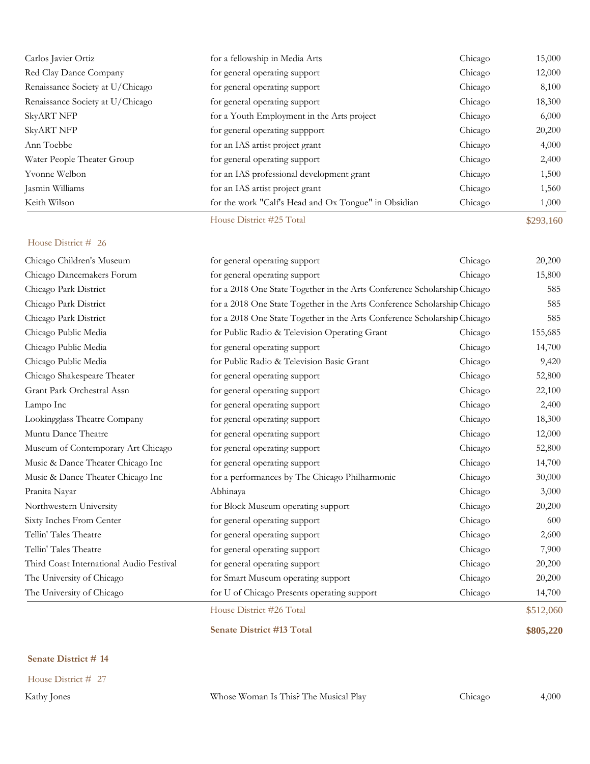| | | | |
|---|---|---|---|
| Carlos Javier Ortiz | for a fellowship in Media Arts | Chicago | 15,000 |
| Red Clay Dance Company | for general operating support | Chicago | 12,000 |
| Renaissance Society at U/Chicago | for general operating support | Chicago | 8,100 |
| Renaissance Society at U/Chicago | for general operating support | Chicago | 18,300 |
| SkyART NFP | for a Youth Employment in the Arts project | Chicago | 6,000 |
| SkyART NFP | for general operating suppport | Chicago | 20,200 |
| Ann Toebbe | for an IAS artist project grant | Chicago | 4,000 |
| Water People Theater Group | for general operating support | Chicago | 2,400 |
| Yvonne Welbon | for an IAS professional development grant | Chicago | 1,500 |
| Jasmin Williams | for an IAS artist project grant | Chicago | 1,560 |
| Keith Wilson | for the work "Calf's Head and Ox Tongue" in Obsidian | Chicago | 1,000 |
| | House District #25 Total | | $293,160 |

House District # 26

| | | | |
|---|---|---|---|
| Chicago Children's Museum | for general operating support | Chicago | 20,200 |
| Chicago Dancemakers Forum | for general operating support | Chicago | 15,800 |
| Chicago Park District | for a 2018 One State Together in the Arts Conference Scholarship | Chicago | 585 |
| Chicago Park District | for a 2018 One State Together in the Arts Conference Scholarship | Chicago | 585 |
| Chicago Park District | for a 2018 One State Together in the Arts Conference Scholarship | Chicago | 585 |
| Chicago Public Media | for Public Radio & Television Operating Grant | Chicago | 155,685 |
| Chicago Public Media | for general operating support | Chicago | 14,700 |
| Chicago Public Media | for Public Radio & Television Basic Grant | Chicago | 9,420 |
| Chicago Shakespeare Theater | for general operating support | Chicago | 52,800 |
| Grant Park Orchestral Assn | for general operating support | Chicago | 22,100 |
| Lampo Inc | for general operating support | Chicago | 2,400 |
| Lookingglass Theatre Company | for general operating support | Chicago | 18,300 |
| Muntu Dance Theatre | for general operating support | Chicago | 12,000 |
| Museum of Contemporary Art Chicago | for general operating support | Chicago | 52,800 |
| Music & Dance Theater Chicago Inc | for general operating support | Chicago | 14,700 |
| Music & Dance Theater Chicago Inc | for a performances by The Chicago Philharmonic | Chicago | 30,000 |
| Pranita Nayar | Abhinaya | Chicago | 3,000 |
| Northwestern University | for Block Museum operating support | Chicago | 20,200 |
| Sixty Inches From Center | for general operating support | Chicago | 600 |
| Tellin' Tales Theatre | for general operating support | Chicago | 2,600 |
| Tellin' Tales Theatre | for general operating support | Chicago | 7,900 |
| Third Coast International Audio Festival | for general operating support | Chicago | 20,200 |
| The University of Chicago | for Smart Museum operating support | Chicago | 20,200 |
| The University of Chicago | for U of Chicago Presents operating support | Chicago | 14,700 |
| | House District #26 Total | | $512,060 |
| | **Senate District #13 Total** | | **$805,220** |

**Senate District # 14**

House District # 27

| | | | |
|---|---|---|---|
| Kathy Jones | Whose Woman Is This? The Musical Play | Chicago | 4,000 |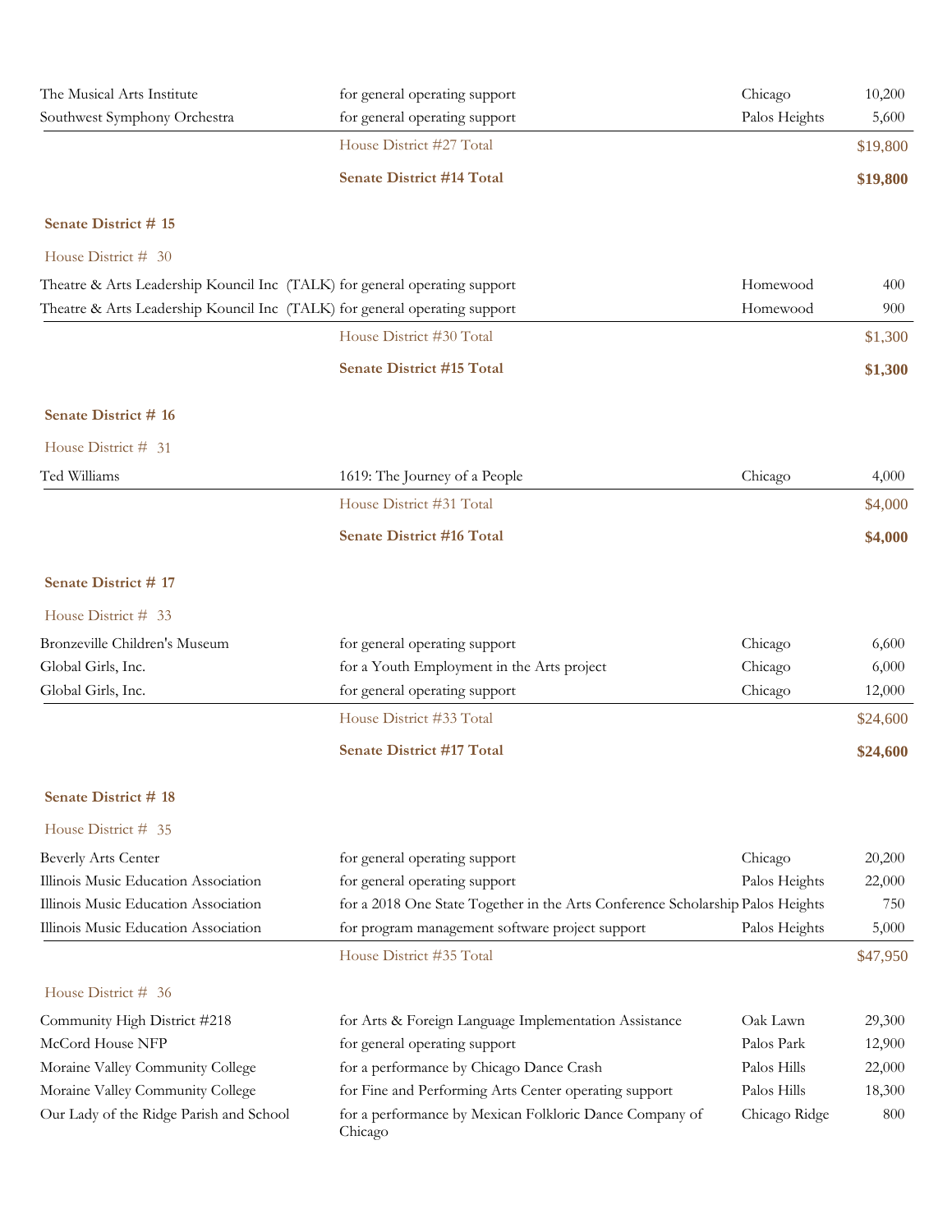| | | | |
|---|---|---|---|
| The Musical Arts Institute | for general operating support | Chicago | 10,200 |
| Southwest Symphony Orchestra | for general operating support | Palos Heights | 5,600 |
| | House District #27 Total | | $19,800 |
| | **Senate District #14 Total** | | **$19,800** |

**Senate District # 15**

House District # 30

| | | | |
|---|---|---|---|
| Theatre & Arts Leadership Kouncil Inc (TALK) | for general operating support | Homewood | 400 |
| Theatre & Arts Leadership Kouncil Inc (TALK) | for general operating support | Homewood | 900 |
| | House District #30 Total | | $1,300 |
| | **Senate District #15 Total** | | **$1,300** |

**Senate District # 16**

House District # 31

| | | | |
|---|---|---|---|
| Ted Williams | 1619: The Journey of a People | Chicago | 4,000 |
| | House District #31 Total | | $4,000 |
| | **Senate District #16 Total** | | **$4,000** |

**Senate District # 17**

House District # 33

| | | | |
|---|---|---|---|
| Bronzeville Children's Museum | for general operating support | Chicago | 6,600 |
| Global Girls, Inc. | for a Youth Employment in the Arts project | Chicago | 6,000 |
| Global Girls, Inc. | for general operating support | Chicago | 12,000 |
| | House District #33 Total | | $24,600 |
| | **Senate District #17 Total** | | **$24,600** |

**Senate District # 18**

House District # 35

| | | | |
|---|---|---|---|
| Beverly Arts Center | for general operating support | Chicago | 20,200 |
| Illinois Music Education Association | for general operating support | Palos Heights | 22,000 |
| Illinois Music Education Association | for a 2018 One State Together in the Arts Conference Scholarship | Palos Heights | 750 |
| Illinois Music Education Association | for program management software project support | Palos Heights | 5,000 |
| | House District #35 Total | | $47,950 |

House District # 36

| | | | |
|---|---|---|---|
| Community High District #218 | for Arts & Foreign Language Implementation Assistance | Oak Lawn | 29,300 |
| McCord House NFP | for general operating support | Palos Park | 12,900 |
| Moraine Valley Community College | for a performance by Chicago Dance Crash | Palos Hills | 22,000 |
| Moraine Valley Community College | for Fine and Performing Arts Center operating support | Palos Hills | 18,300 |
| Our Lady of the Ridge Parish and School | for a performance by Mexican Folkloric Dance Company of Chicago | Chicago Ridge | 800 |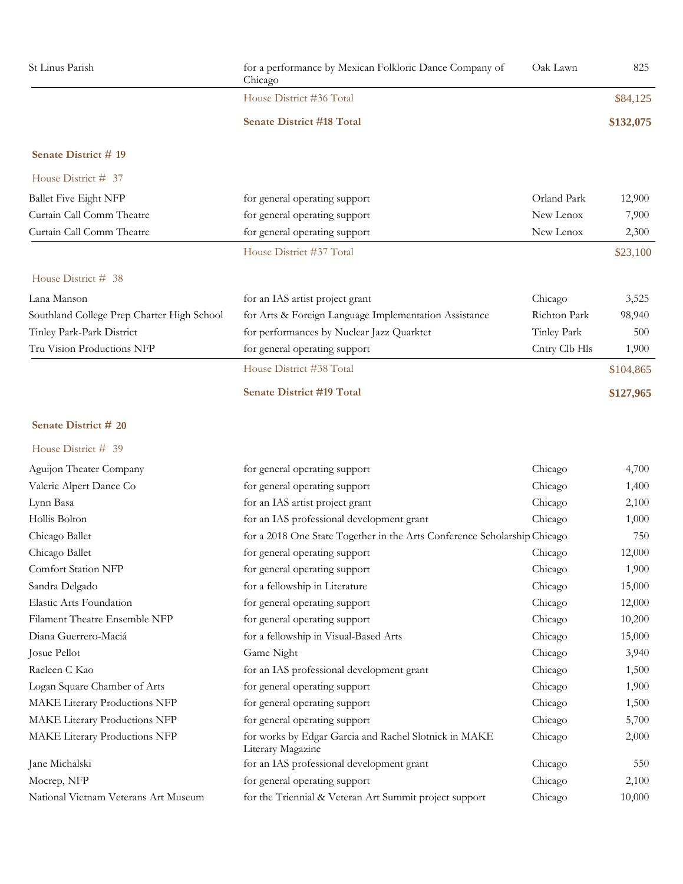| | | | |
|---|---|---|---|
| St Linus Parish | for a performance by Mexican Folkloric Dance Company of Chicago | Oak Lawn | 825 |
| | House District #36 Total | | $84,125 |
| | **Senate District #18 Total** | | **$132,075** |

**Senate District # 19**

House District # 37

| | | | |
|---|---|---|---|
| Ballet Five Eight NFP | for general operating support | Orland Park | 12,900 |
| Curtain Call Comm Theatre | for general operating support | New Lenox | 7,900 |
| Curtain Call Comm Theatre | for general operating support | New Lenox | 2,300 |
| | House District #37 Total | | $23,100 |

House District # 38

| | | | |
|---|---|---|---|
| Lana Manson | for an IAS artist project grant | Chicago | 3,525 |
| Southland College Prep Charter High School | for Arts & Foreign Language Implementation Assistance | Richton Park | 98,940 |
| Tinley Park-Park District | for performances by Nuclear Jazz Quarktet | Tinley Park | 500 |
| Tru Vision Productions NFP | for general operating support | Cntry Clb Hls | 1,900 |
| | House District #38 Total | | $104,865 |
| | **Senate District #19 Total** | | **$127,965** |

**Senate District # 20**

House District # 39

| | | | |
|---|---|---|---|
| Aguijon Theater Company | for general operating support | Chicago | 4,700 |
| Valerie Alpert Dance Co | for general operating support | Chicago | 1,400 |
| Lynn Basa | for an IAS artist project grant | Chicago | 2,100 |
| Hollis Bolton | for an IAS professional development grant | Chicago | 1,000 |
| Chicago Ballet | for a 2018 One State Together in the Arts Conference Scholarship | Chicago | 750 |
| Chicago Ballet | for general operating support | Chicago | 12,000 |
| Comfort Station NFP | for general operating support | Chicago | 1,900 |
| Sandra Delgado | for a fellowship in Literature | Chicago | 15,000 |
| Elastic Arts Foundation | for general operating support | Chicago | 12,000 |
| Filament Theatre Ensemble NFP | for general operating support | Chicago | 10,200 |
| Diana Guerrero-Maciá | for a fellowship in Visual-Based Arts | Chicago | 15,000 |
| Josue Pellot | Game Night | Chicago | 3,940 |
| Raeleen C Kao | for an IAS professional development grant | Chicago | 1,500 |
| Logan Square Chamber of Arts | for general operating support | Chicago | 1,900 |
| MAKE Literary Productions NFP | for general operating support | Chicago | 1,500 |
| MAKE Literary Productions NFP | for general operating support | Chicago | 5,700 |
| MAKE Literary Productions NFP | for works by Edgar Garcia and Rachel Slotnick in MAKE Literary Magazine | Chicago | 2,000 |
| Jane Michalski | for an IAS professional development grant | Chicago | 550 |
| Mocrep, NFP | for general operating support | Chicago | 2,100 |
| National Vietnam Veterans Art Museum | for the Triennial & Veteran Art Summit project support | Chicago | 10,000 |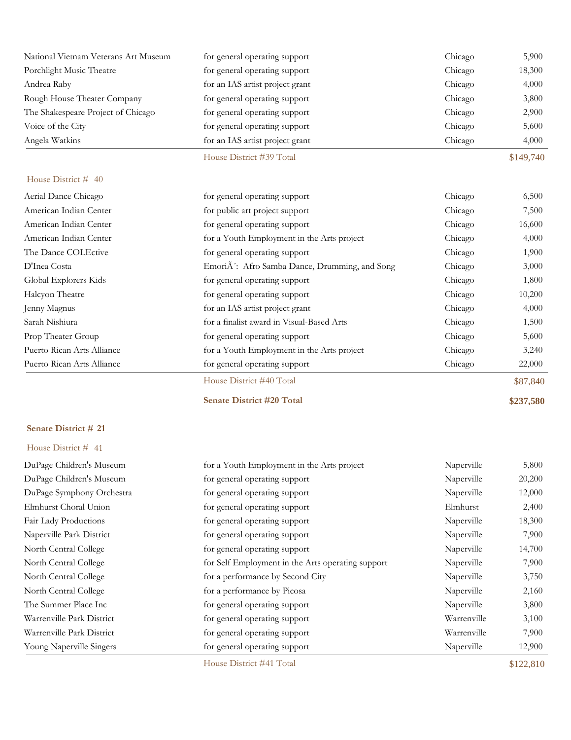| | | | |
|---|---|---|---|
| National Vietnam Veterans Art Museum | for general operating support | Chicago | 5,900 |
| Porchlight Music Theatre | for general operating support | Chicago | 18,300 |
| Andrea Raby | for an IAS artist project grant | Chicago | 4,000 |
| Rough House Theater Company | for general operating support | Chicago | 3,800 |
| The Shakespeare Project of Chicago | for general operating support | Chicago | 2,900 |
| Voice of the City | for general operating support | Chicago | 5,600 |
| Angela Watkins | for an IAS artist project grant | Chicago | 4,000 |
| | House District #39 Total | | $149,740 |

House District # 40

| | | | |
|---|---|---|---|
| Aerial Dance Chicago | for general operating support | Chicago | 6,500 |
| American Indian Center | for public art project support | Chicago | 7,500 |
| American Indian Center | for general operating support | Chicago | 16,600 |
| American Indian Center | for a Youth Employment in the Arts project | Chicago | 4,000 |
| The Dance COLEctive | for general operating support | Chicago | 1,900 |
| D'Inea Costa | EmoriÃ´: Afro Samba Dance, Drumming, and Song | Chicago | 3,000 |
| Global Explorers Kids | for general operating support | Chicago | 1,800 |
| Halcyon Theatre | for general operating support | Chicago | 10,200 |
| Jenny Magnus | for an IAS artist project grant | Chicago | 4,000 |
| Sarah Nishiura | for a finalist award in Visual-Based Arts | Chicago | 1,500 |
| Prop Theater Group | for general operating support | Chicago | 5,600 |
| Puerto Rican Arts Alliance | for a Youth Employment in the Arts project | Chicago | 3,240 |
| Puerto Rican Arts Alliance | for general operating support | Chicago | 22,000 |
| | House District #40 Total | | $87,840 |
| | **Senate District #20 Total** | | **$237,580** |

**Senate District # 21**

House District # 41

| | | | |
|---|---|---|---|
| DuPage Children's Museum | for a Youth Employment in the Arts project | Naperville | 5,800 |
| DuPage Children's Museum | for general operating support | Naperville | 20,200 |
| DuPage Symphony Orchestra | for general operating support | Naperville | 12,000 |
| Elmhurst Choral Union | for general operating support | Elmhurst | 2,400 |
| Fair Lady Productions | for general operating support | Naperville | 18,300 |
| Naperville Park District | for general operating support | Naperville | 7,900 |
| North Central College | for general operating support | Naperville | 14,700 |
| North Central College | for Self Employment in the Arts operating support | Naperville | 7,900 |
| North Central College | for a performance by Second City | Naperville | 3,750 |
| North Central College | for a performance by Picosa | Naperville | 2,160 |
| The Summer Place Inc | for general operating support | Naperville | 3,800 |
| Warrenville Park District | for general operating support | Warrenville | 3,100 |
| Warrenville Park District | for general operating support | Warrenville | 7,900 |
| Young Naperville Singers | for general operating support | Naperville | 12,900 |
| | House District #41 Total | | $122,810 |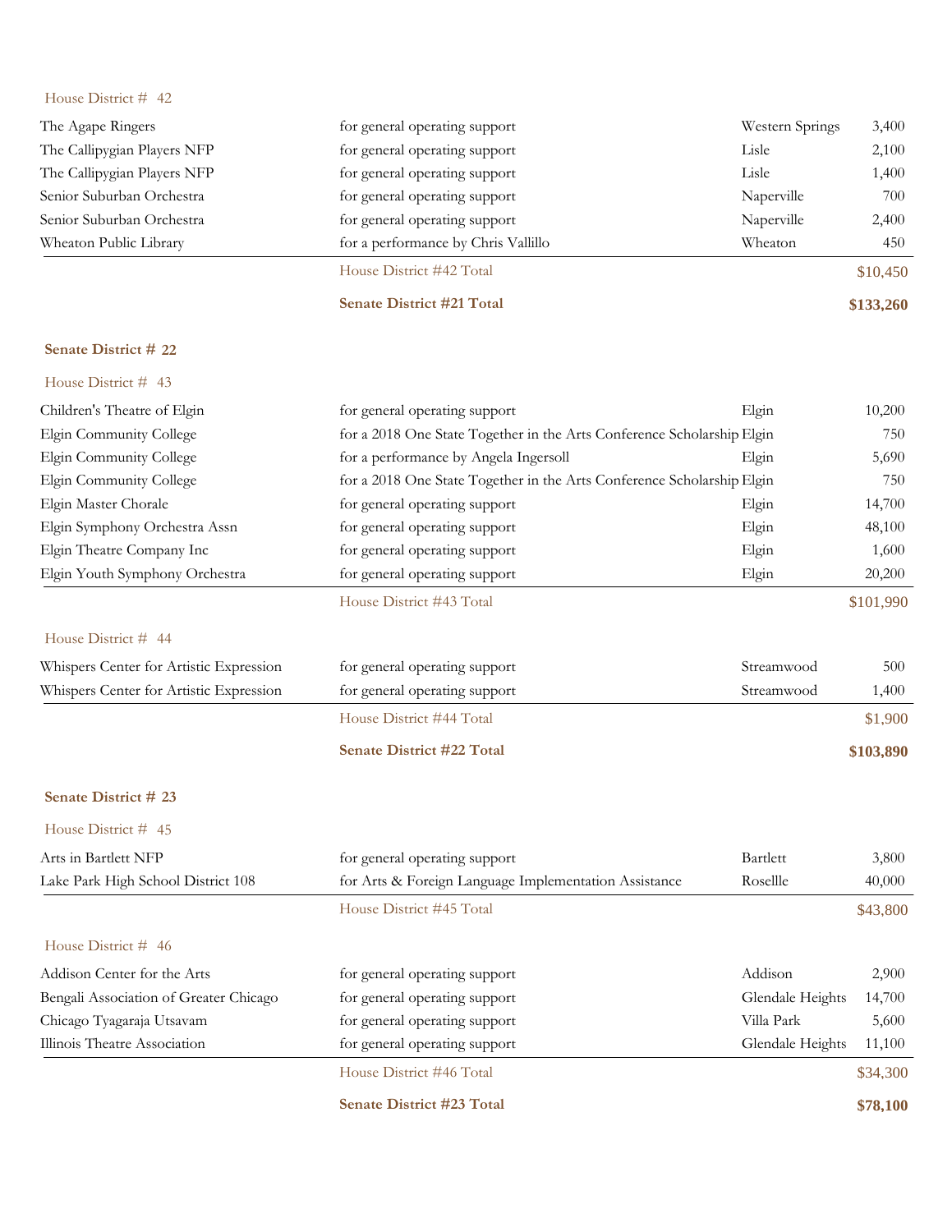House District # 42

| Organization | Purpose | City | Amount |
|---|---|---|---|
| The Agape Ringers | for general operating support | Western Springs | 3,400 |
| The Callipygian Players NFP | for general operating support | Lisle | 2,100 |
| The Callipygian Players NFP | for general operating support | Lisle | 1,400 |
| Senior Suburban Orchestra | for general operating support | Naperville | 700 |
| Senior Suburban Orchestra | for general operating support | Naperville | 2,400 |
| Wheaton Public Library | for a performance by Chris Vallillo | Wheaton | 450 |
| | House District #42 Total | | $10,450 |
| | **Senate District #21 Total** | | **$133,260** |

**Senate District # 22**

House District # 43

| Organization | Purpose | City | Amount |
|---|---|---|---|
| Children's Theatre of Elgin | for general operating support | Elgin | 10,200 |
| Elgin Community College | for a 2018 One State Together in the Arts Conference Scholarship | Elgin | 750 |
| Elgin Community College | for a performance by Angela Ingersoll | Elgin | 5,690 |
| Elgin Community College | for a 2018 One State Together in the Arts Conference Scholarship | Elgin | 750 |
| Elgin Master Chorale | for general operating support | Elgin | 14,700 |
| Elgin Symphony Orchestra Assn | for general operating support | Elgin | 48,100 |
| Elgin Theatre Company Inc | for general operating support | Elgin | 1,600 |
| Elgin Youth Symphony Orchestra | for general operating support | Elgin | 20,200 |
| | House District #43 Total | | $101,990 |

House District # 44

| Organization | Purpose | City | Amount |
|---|---|---|---|
| Whispers Center for Artistic Expression | for general operating support | Streamwood | 500 |
| Whispers Center for Artistic Expression | for general operating support | Streamwood | 1,400 |
| | House District #44 Total | | $1,900 |
| | **Senate District #22 Total** | | **$103,890** |

**Senate District # 23**

House District # 45

| Organization | Purpose | City | Amount |
|---|---|---|---|
| Arts in Bartlett NFP | for general operating support | Bartlett | 3,800 |
| Lake Park High School District 108 | for Arts & Foreign Language Implementation Assistance | Roselle | 40,000 |
| | House District #45 Total | | $43,800 |

House District # 46

| Organization | Purpose | City | Amount |
|---|---|---|---|
| Addison Center for the Arts | for general operating support | Addison | 2,900 |
| Bengali Association of Greater Chicago | for general operating support | Glendale Heights | 14,700 |
| Chicago Tyagaraja Utsavam | for general operating support | Villa Park | 5,600 |
| Illinois Theatre Association | for general operating support | Glendale Heights | 11,100 |
| | House District #46 Total | | $34,300 |
| | **Senate District #23 Total** | | **$78,100** |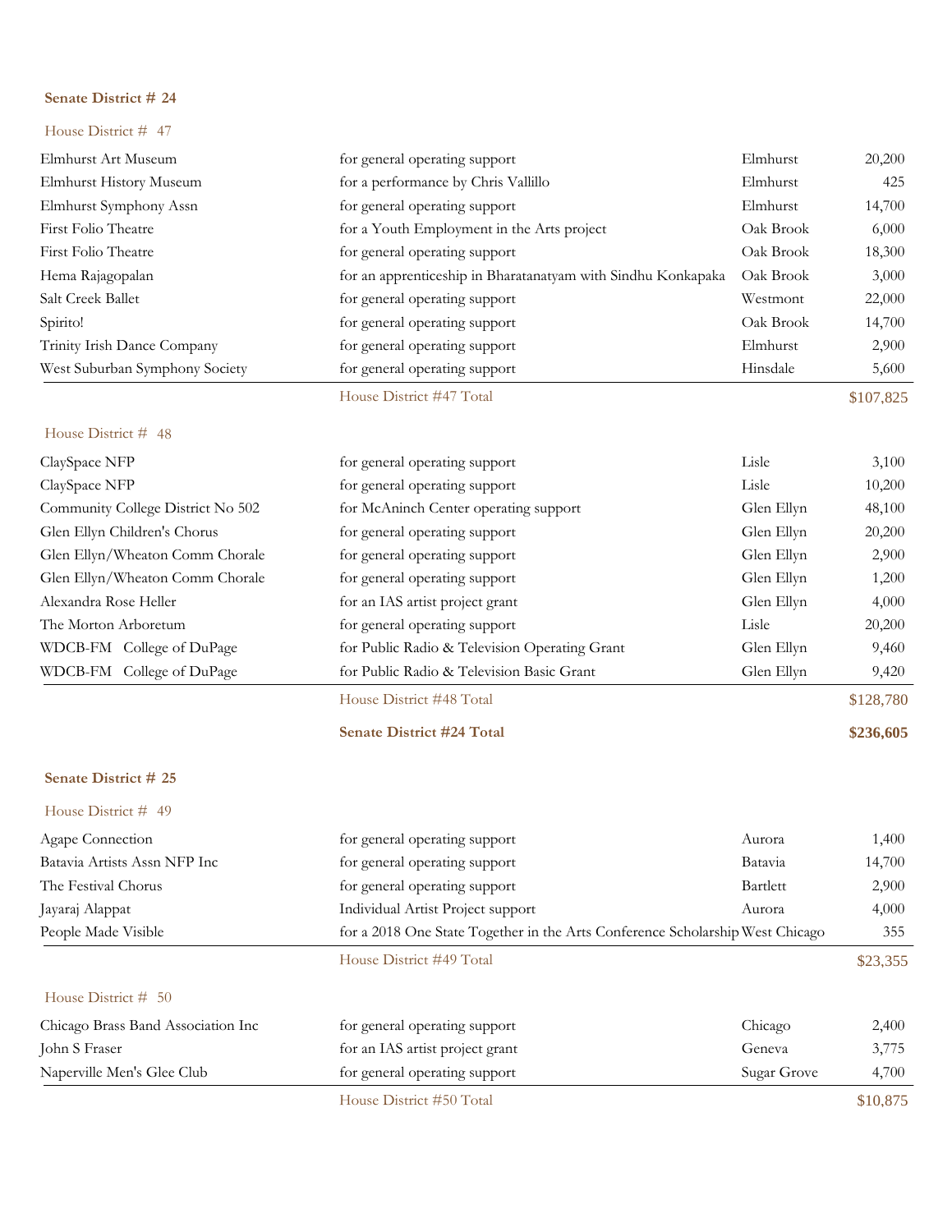### Senate District # 24

#### House District # 47

| | | | |
|---|---|---|---|
| Elmhurst Art Museum | for general operating support | Elmhurst | 20,200 |
| Elmhurst History Museum | for a performance by Chris Vallillo | Elmhurst | 425 |
| Elmhurst Symphony Assn | for general operating support | Elmhurst | 14,700 |
| First Folio Theatre | for a Youth Employment in the Arts project | Oak Brook | 6,000 |
| First Folio Theatre | for general operating support | Oak Brook | 18,300 |
| Hema Rajagopalan | for an apprenticeship in Bharatanatyam with Sindhu Konkapaka | Oak Brook | 3,000 |
| Salt Creek Ballet | for general operating support | Westmont | 22,000 |
| Spirito! | for general operating support | Oak Brook | 14,700 |
| Trinity Irish Dance Company | for general operating support | Elmhurst | 2,900 |
| West Suburban Symphony Society | for general operating support | Hinsdale | 5,600 |
| | House District #47 Total | | $107,825 |

#### House District # 48

| | | | |
|---|---|---|---|
| ClaySpace NFP | for general operating support | Lisle | 3,100 |
| ClaySpace NFP | for general operating support | Lisle | 10,200 |
| Community College District No 502 | for McAninch Center operating support | Glen Ellyn | 48,100 |
| Glen Ellyn Children's Chorus | for general operating support | Glen Ellyn | 20,200 |
| Glen Ellyn/Wheaton Comm Chorale | for general operating support | Glen Ellyn | 2,900 |
| Glen Ellyn/Wheaton Comm Chorale | for general operating support | Glen Ellyn | 1,200 |
| Alexandra Rose Heller | for an IAS artist project grant | Glen Ellyn | 4,000 |
| The Morton Arboretum | for general operating support | Lisle | 20,200 |
| WDCB-FM College of DuPage | for Public Radio & Television Operating Grant | Glen Ellyn | 9,460 |
| WDCB-FM College of DuPage | for Public Radio & Television Basic Grant | Glen Ellyn | 9,420 |
| | House District #48 Total | | $128,780 |
| | **Senate District #24 Total** | | **$236,605** |

### Senate District # 25

#### House District # 49

| | | | |
|---|---|---|---|
| Agape Connection | for general operating support | Aurora | 1,400 |
| Batavia Artists Assn NFP Inc | for general operating support | Batavia | 14,700 |
| The Festival Chorus | for general operating support | Bartlett | 2,900 |
| Jayaraj Alappat | Individual Artist Project support | Aurora | 4,000 |
| People Made Visible | for a 2018 One State Together in the Arts Conference Scholarship | West Chicago | 355 |
| | House District #49 Total | | $23,355 |

#### House District # 50

| | | | |
|---|---|---|---|
| Chicago Brass Band Association Inc | for general operating support | Chicago | 2,400 |
| John S Fraser | for an IAS artist project grant | Geneva | 3,775 |
| Naperville Men's Glee Club | for general operating support | Sugar Grove | 4,700 |
| | House District #50 Total | | $10,875 |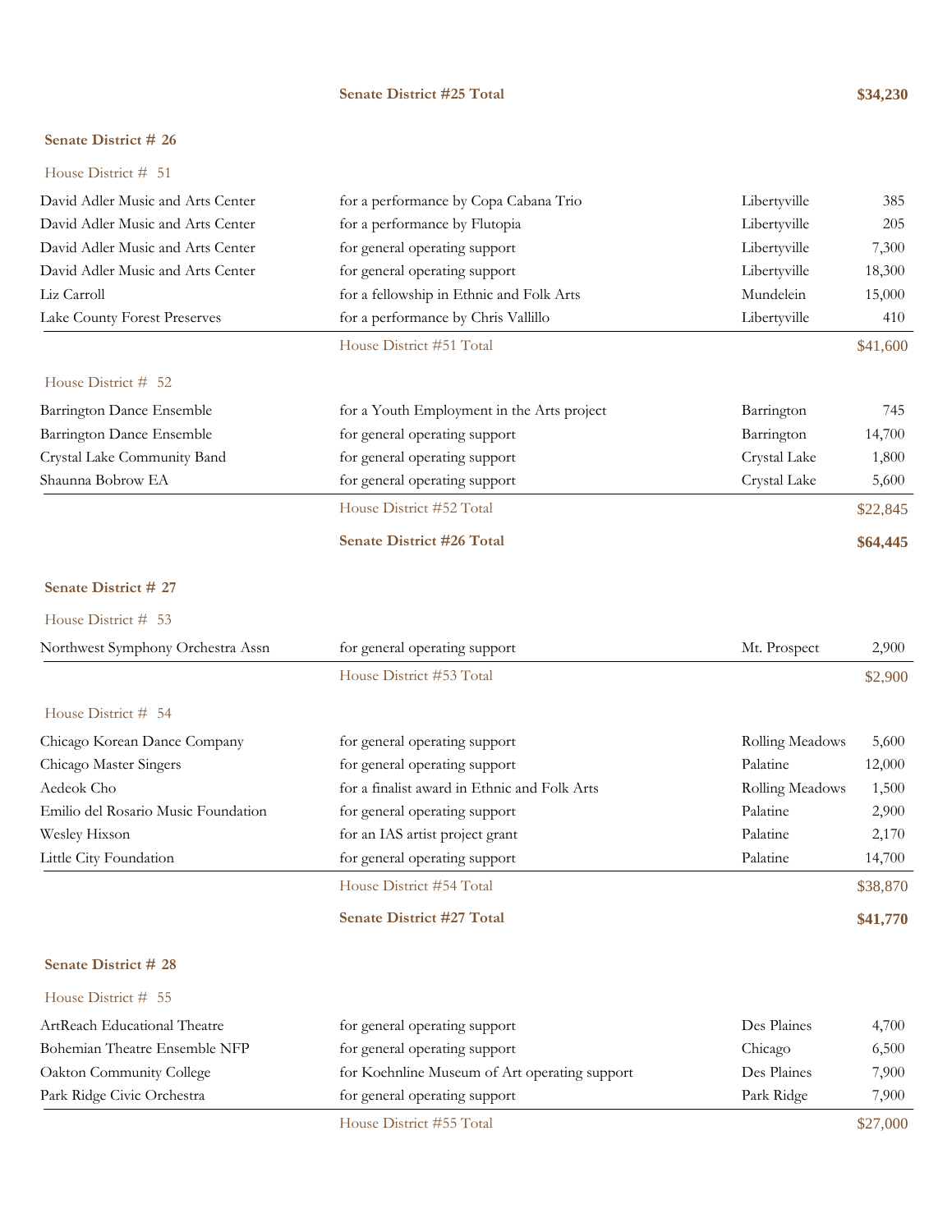**Senate District #25 Total** **$34,230**

## Senate District # 26

### House District # 51

| Organization | Purpose | City | Amount |
|---|---|---|---|
| David Adler Music and Arts Center | for a performance by Copa Cabana Trio | Libertyville | 385 |
| David Adler Music and Arts Center | for a performance by Flutopia | Libertyville | 205 |
| David Adler Music and Arts Center | for general operating support | Libertyville | 7,300 |
| David Adler Music and Arts Center | for general operating support | Libertyville | 18,300 |
| Liz Carroll | for a fellowship in Ethnic and Folk Arts | Mundelein | 15,000 |
| Lake County Forest Preserves | for a performance by Chris Vallillo | Libertyville | 410 |
| | House District #51 Total | | $41,600 |

### House District # 52

| Organization | Purpose | City | Amount |
|---|---|---|---|
| Barrington Dance Ensemble | for a Youth Employment in the Arts project | Barrington | 745 |
| Barrington Dance Ensemble | for general operating support | Barrington | 14,700 |
| Crystal Lake Community Band | for general operating support | Crystal Lake | 1,800 |
| Shaunna Bobrow EA | for general operating support | Crystal Lake | 5,600 |
| | House District #52 Total | | $22,845 |

**Senate District #26 Total** **$64,445**

## Senate District # 27

### House District # 53

| Organization | Purpose | City | Amount |
|---|---|---|---|
| Northwest Symphony Orchestra Assn | for general operating support | Mt. Prospect | 2,900 |
| | House District #53 Total | | $2,900 |

### House District # 54

| Organization | Purpose | City | Amount |
|---|---|---|---|
| Chicago Korean Dance Company | for general operating support | Rolling Meadows | 5,600 |
| Chicago Master Singers | for general operating support | Palatine | 12,000 |
| Aedeok Cho | for a finalist award in Ethnic and Folk Arts | Rolling Meadows | 1,500 |
| Emilio del Rosario Music Foundation | for general operating support | Palatine | 2,900 |
| Wesley Hixson | for an IAS artist project grant | Palatine | 2,170 |
| Little City Foundation | for general operating support | Palatine | 14,700 |
| | House District #54 Total | | $38,870 |

**Senate District #27 Total** **$41,770**

## Senate District # 28

### House District # 55

| Organization | Purpose | City | Amount |
|---|---|---|---|
| ArtReach Educational Theatre | for general operating support | Des Plaines | 4,700 |
| Bohemian Theatre Ensemble NFP | for general operating support | Chicago | 6,500 |
| Oakton Community College | for Koehnline Museum of Art operating support | Des Plaines | 7,900 |
| Park Ridge Civic Orchestra | for general operating support | Park Ridge | 7,900 |
| | House District #55 Total | | $27,000 |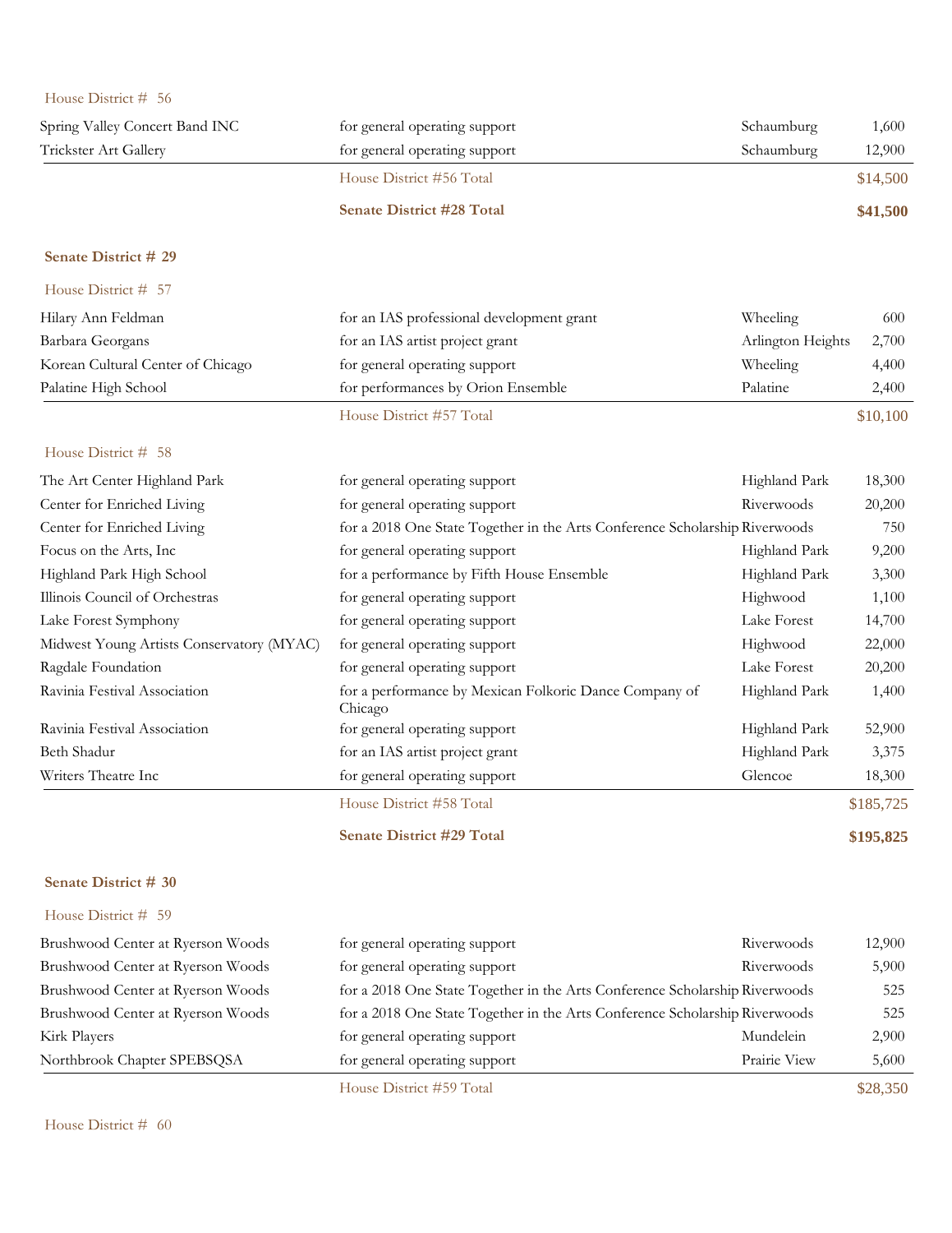House District # 56

| | | | |
|---|---|---|---|
| Spring Valley Concert Band INC | for general operating support | Schaumburg | 1,600 |
| Trickster Art Gallery | for general operating support | Schaumburg | 12,900 |
| | House District #56 Total | | $14,500 |
| | **Senate District #28 Total** | | **$41,500** |

**Senate District # 29**

House District # 57

| | | | |
|---|---|---|---|
| Hilary Ann Feldman | for an IAS professional development grant | Wheeling | 600 |
| Barbara Georgans | for an IAS artist project grant | Arlington Heights | 2,700 |
| Korean Cultural Center of Chicago | for general operating support | Wheeling | 4,400 |
| Palatine High School | for performances by Orion Ensemble | Palatine | 2,400 |
| | House District #57 Total | | $10,100 |

House District # 58

| | | | |
|---|---|---|---|
| The Art Center Highland Park | for general operating support | Highland Park | 18,300 |
| Center for Enriched Living | for general operating support | Riverwoods | 20,200 |
| Center for Enriched Living | for a 2018 One State Together in the Arts Conference Scholarship | Riverwoods | 750 |
| Focus on the Arts, Inc | for general operating support | Highland Park | 9,200 |
| Highland Park High School | for a performance by Fifth House Ensemble | Highland Park | 3,300 |
| Illinois Council of Orchestras | for general operating support | Highwood | 1,100 |
| Lake Forest Symphony | for general operating support | Lake Forest | 14,700 |
| Midwest Young Artists Conservatory (MYAC) | for general operating support | Highwood | 22,000 |
| Ragdale Foundation | for general operating support | Lake Forest | 20,200 |
| Ravinia Festival Association | for a performance by Mexican Folkoric Dance Company of Chicago | Highland Park | 1,400 |
| Ravinia Festival Association | for general operating support | Highland Park | 52,900 |
| Beth Shadur | for an IAS artist project grant | Highland Park | 3,375 |
| Writers Theatre Inc | for general operating support | Glencoe | 18,300 |
| | House District #58 Total | | $185,725 |
| | **Senate District #29 Total** | | **$195,825** |

**Senate District # 30**

House District # 59

| | | | |
|---|---|---|---|
| Brushwood Center at Ryerson Woods | for general operating support | Riverwoods | 12,900 |
| Brushwood Center at Ryerson Woods | for general operating support | Riverwoods | 5,900 |
| Brushwood Center at Ryerson Woods | for a 2018 One State Together in the Arts Conference Scholarship | Riverwoods | 525 |
| Brushwood Center at Ryerson Woods | for a 2018 One State Together in the Arts Conference Scholarship | Riverwoods | 525 |
| Kirk Players | for general operating support | Mundelein | 2,900 |
| Northbrook Chapter SPEBSQSA | for general operating support | Prairie View | 5,600 |
| | House District #59 Total | | $28,350 |

House District # 60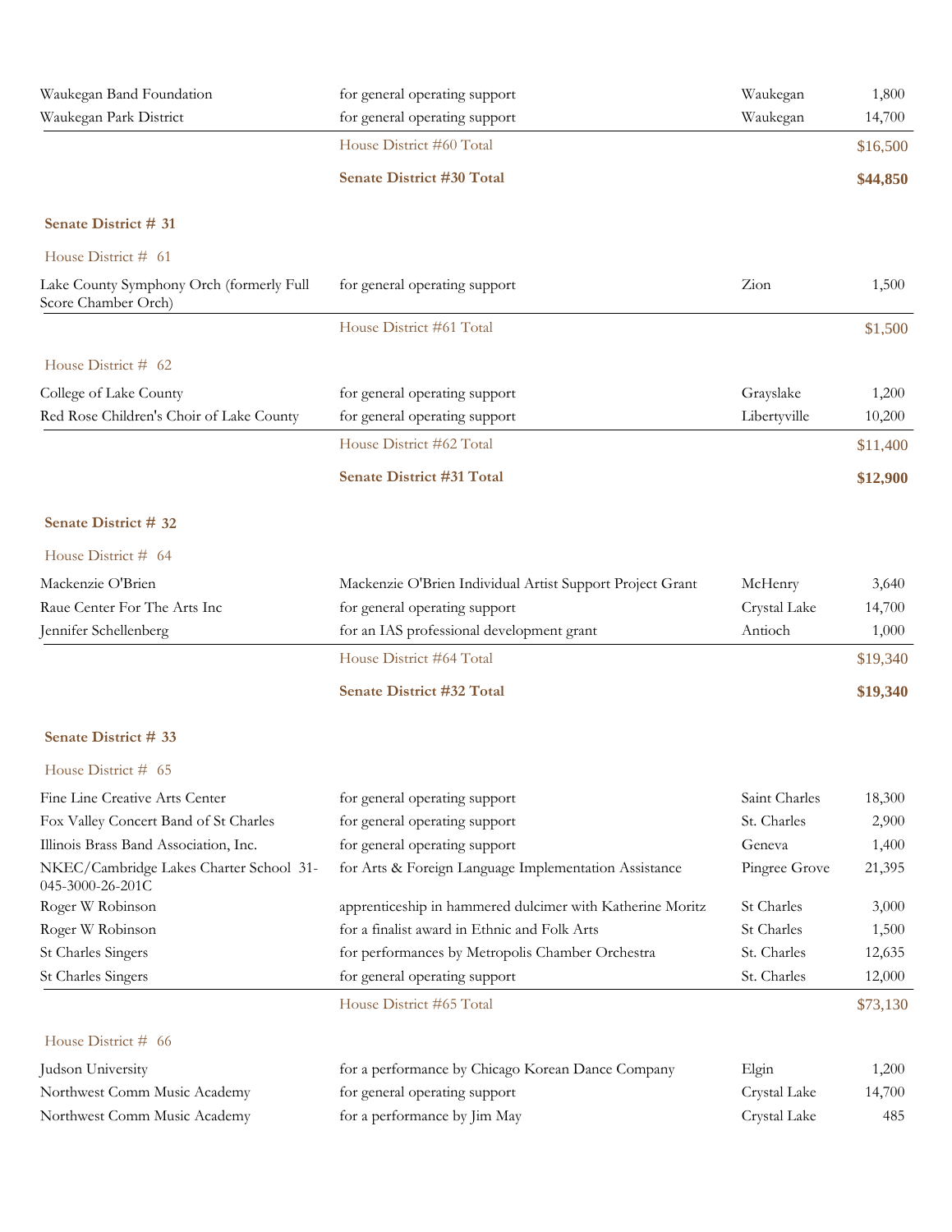| | | | |
|---|---|---|---|
| Waukegan Band Foundation | for general operating support | Waukegan | 1,800 |
| Waukegan Park District | for general operating support | Waukegan | 14,700 |
| | House District #60 Total | | $16,500 |
| | **Senate District #30 Total** | | **$44,850** |

**Senate District # 31**

House District # 61

| | | | |
|---|---|---|---|
| Lake County Symphony Orch (formerly Full Score Chamber Orch) | for general operating support | Zion | 1,500 |
| | House District #61 Total | | $1,500 |

House District # 62

| | | | |
|---|---|---|---|
| College of Lake County | for general operating support | Grayslake | 1,200 |
| Red Rose Children's Choir of Lake County | for general operating support | Libertyville | 10,200 |
| | House District #62 Total | | $11,400 |
| | **Senate District #31 Total** | | **$12,900** |

**Senate District # 32**

House District # 64

| | | | |
|---|---|---|---|
| Mackenzie O'Brien | Mackenzie O'Brien Individual Artist Support Project Grant | McHenry | 3,640 |
| Raue Center For The Arts Inc | for general operating support | Crystal Lake | 14,700 |
| Jennifer Schellenberg | for an IAS professional development grant | Antioch | 1,000 |
| | House District #64 Total | | $19,340 |
| | **Senate District #32 Total** | | **$19,340** |

**Senate District # 33**

House District # 65

| | | | |
|---|---|---|---|
| Fine Line Creative Arts Center | for general operating support | Saint Charles | 18,300 |
| Fox Valley Concert Band of St Charles | for general operating support | St. Charles | 2,900 |
| Illinois Brass Band Association, Inc. | for general operating support | Geneva | 1,400 |
| NKEC/Cambridge Lakes Charter School 31-045-3000-26-201C | for Arts & Foreign Language Implementation Assistance | Pingree Grove | 21,395 |
| Roger W Robinson | apprenticeship in hammered dulcimer with Katherine Moritz | St Charles | 3,000 |
| Roger W Robinson | for a finalist award in Ethnic and Folk Arts | St Charles | 1,500 |
| St Charles Singers | for performances by Metropolis Chamber Orchestra | St. Charles | 12,635 |
| St Charles Singers | for general operating support | St. Charles | 12,000 |
| | House District #65 Total | | $73,130 |

House District # 66

| | | | |
|---|---|---|---|
| Judson University | for a performance by Chicago Korean Dance Company | Elgin | 1,200 |
| Northwest Comm Music Academy | for general operating support | Crystal Lake | 14,700 |
| Northwest Comm Music Academy | for a performance by Jim May | Crystal Lake | 485 |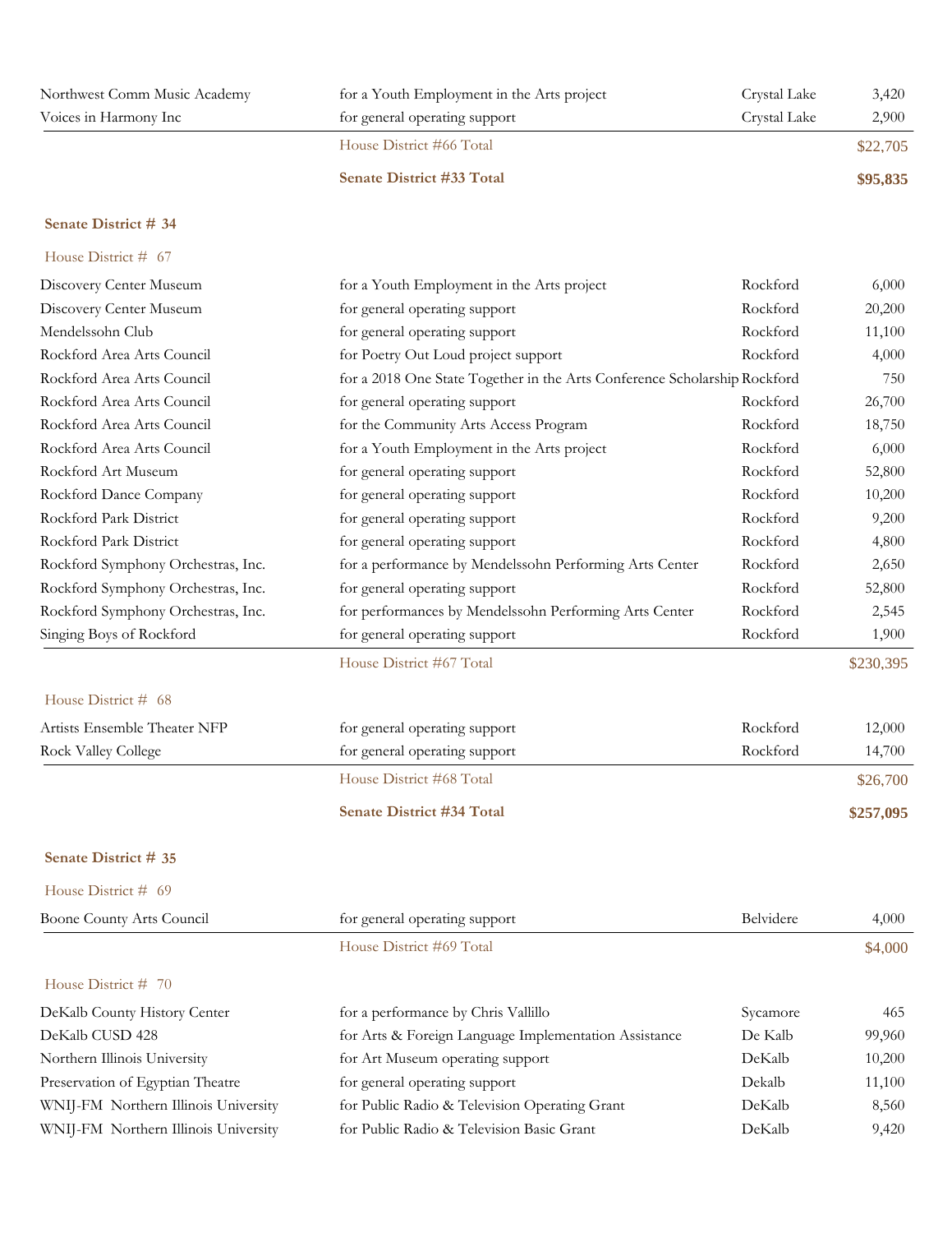| | | | |
|---|---|---|---|
| Northwest Comm Music Academy | for a Youth Employment in the Arts project | Crystal Lake | 3,420 |
| Voices in Harmony Inc | for general operating support | Crystal Lake | 2,900 |
| | House District #66 Total | | $22,705 |
| | **Senate District #33 Total** | | **$95,835** |

**Senate District # 34**

House District # 67

| | | | |
|---|---|---|---|
| Discovery Center Museum | for a Youth Employment in the Arts project | Rockford | 6,000 |
| Discovery Center Museum | for general operating support | Rockford | 20,200 |
| Mendelssohn Club | for general operating support | Rockford | 11,100 |
| Rockford Area Arts Council | for Poetry Out Loud project support | Rockford | 4,000 |
| Rockford Area Arts Council | for a 2018 One State Together in the Arts Conference Scholarship | Rockford | 750 |
| Rockford Area Arts Council | for general operating support | Rockford | 26,700 |
| Rockford Area Arts Council | for the Community Arts Access Program | Rockford | 18,750 |
| Rockford Area Arts Council | for a Youth Employment in the Arts project | Rockford | 6,000 |
| Rockford Art Museum | for general operating support | Rockford | 52,800 |
| Rockford Dance Company | for general operating support | Rockford | 10,200 |
| Rockford Park District | for general operating support | Rockford | 9,200 |
| Rockford Park District | for general operating support | Rockford | 4,800 |
| Rockford Symphony Orchestras, Inc. | for a performance by Mendelssohn Performing Arts Center | Rockford | 2,650 |
| Rockford Symphony Orchestras, Inc. | for general operating support | Rockford | 52,800 |
| Rockford Symphony Orchestras, Inc. | for performances by Mendelssohn Performing Arts Center | Rockford | 2,545 |
| Singing Boys of Rockford | for general operating support | Rockford | 1,900 |
| | House District #67 Total | | $230,395 |

House District # 68

| | | | |
|---|---|---|---|
| Artists Ensemble Theater NFP | for general operating support | Rockford | 12,000 |
| Rock Valley College | for general operating support | Rockford | 14,700 |
| | House District #68 Total | | $26,700 |
| | **Senate District #34 Total** | | **$257,095** |

**Senate District # 35**

House District # 69

| | | | |
|---|---|---|---|
| Boone County Arts Council | for general operating support | Belvidere | 4,000 |
| | House District #69 Total | | $4,000 |

House District # 70

| | | | |
|---|---|---|---|
| DeKalb County History Center | for a performance by Chris Vallillo | Sycamore | 465 |
| DeKalb CUSD 428 | for Arts & Foreign Language Implementation Assistance | De Kalb | 99,960 |
| Northern Illinois University | for Art Museum operating support | DeKalb | 10,200 |
| Preservation of Egyptian Theatre | for general operating support | Dekalb | 11,100 |
| WNIJ-FM Northern Illinois University | for Public Radio & Television Operating Grant | DeKalb | 8,560 |
| WNIJ-FM Northern Illinois University | for Public Radio & Television Basic Grant | DeKalb | 9,420 |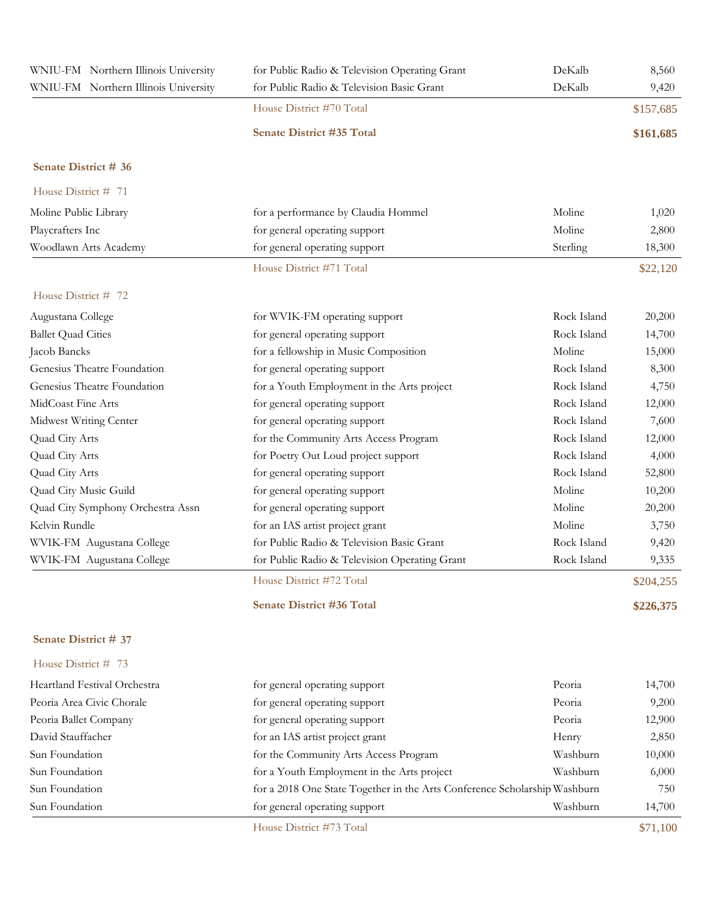| | | | |
|---|---|---|---|
| WNIU-FM Northern Illinois University | for Public Radio & Television Operating Grant | DeKalb | 8,560 |
| WNIU-FM Northern Illinois University | for Public Radio & Television Basic Grant | DeKalb | 9,420 |
| | House District #70 Total | | $157,685 |
| | **Senate District #35 Total** | | **$161,685** |

### Senate District # 36

House District # 71

| | | | |
|---|---|---|---|
| Moline Public Library | for a performance by Claudia Hommel | Moline | 1,020 |
| Playcrafters Inc | for general operating support | Moline | 2,800 |
| Woodlawn Arts Academy | for general operating support | Sterling | 18,300 |
| | House District #71 Total | | $22,120 |

House District # 72

| | | | |
|---|---|---|---|
| Augustana College | for WVIK-FM operating support | Rock Island | 20,200 |
| Ballet Quad Cities | for general operating support | Rock Island | 14,700 |
| Jacob Bancks | for a fellowship in Music Composition | Moline | 15,000 |
| Genesius Theatre Foundation | for general operating support | Rock Island | 8,300 |
| Genesius Theatre Foundation | for a Youth Employment in the Arts project | Rock Island | 4,750 |
| MidCoast Fine Arts | for general operating support | Rock Island | 12,000 |
| Midwest Writing Center | for general operating support | Rock Island | 7,600 |
| Quad City Arts | for the Community Arts Access Program | Rock Island | 12,000 |
| Quad City Arts | for Poetry Out Loud project support | Rock Island | 4,000 |
| Quad City Arts | for general operating support | Rock Island | 52,800 |
| Quad City Music Guild | for general operating support | Moline | 10,200 |
| Quad City Symphony Orchestra Assn | for general operating support | Moline | 20,200 |
| Kelvin Rundle | for an IAS artist project grant | Moline | 3,750 |
| WVIK-FM Augustana College | for Public Radio & Television Basic Grant | Rock Island | 9,420 |
| WVIK-FM Augustana College | for Public Radio & Television Operating Grant | Rock Island | 9,335 |
| | House District #72 Total | | $204,255 |
| | **Senate District #36 Total** | | **$226,375** |

### Senate District # 37

House District # 73

| | | | |
|---|---|---|---|
| Heartland Festival Orchestra | for general operating support | Peoria | 14,700 |
| Peoria Area Civic Chorale | for general operating support | Peoria | 9,200 |
| Peoria Ballet Company | for general operating support | Peoria | 12,900 |
| David Stauffacher | for an IAS artist project grant | Henry | 2,850 |
| Sun Foundation | for the Community Arts Access Program | Washburn | 10,000 |
| Sun Foundation | for a Youth Employment in the Arts project | Washburn | 6,000 |
| Sun Foundation | for a 2018 One State Together in the Arts Conference Scholarship | Washburn | 750 |
| Sun Foundation | for general operating support | Washburn | 14,700 |
| | House District #73 Total | | $71,100 |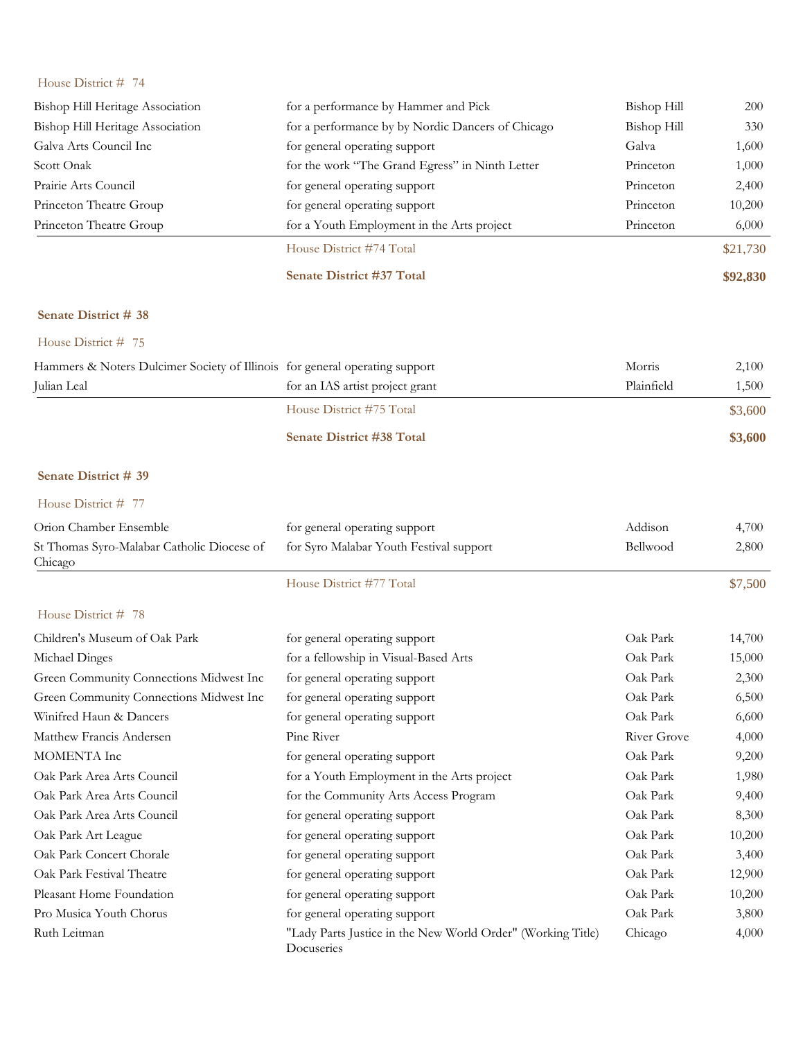House District # 74

| | | | |
|---|---|---|---|
| Bishop Hill Heritage Association | for a performance by Hammer and Pick | Bishop Hill | 200 |
| Bishop Hill Heritage Association | for a performance by by Nordic Dancers of Chicago | Bishop Hill | 330 |
| Galva Arts Council Inc | for general operating support | Galva | 1,600 |
| Scott Onak | for the work “The Grand Egress” in Ninth Letter | Princeton | 1,000 |
| Prairie Arts Council | for general operating support | Princeton | 2,400 |
| Princeton Theatre Group | for general operating support | Princeton | 10,200 |
| Princeton Theatre Group | for a Youth Employment in the Arts project | Princeton | 6,000 |
| | House District #74 Total | | $21,730 |
| | **Senate District #37 Total** | | **$92,830** |

**Senate District # 38**

House District # 75

| | | | |
|---|---|---|---|
| Hammers & Noters Dulcimer Society of Illinois | for general operating support | Morris | 2,100 |
| Julian Leal | for an IAS artist project grant | Plainfield | 1,500 |
| | House District #75 Total | | $3,600 |
| | **Senate District #38 Total** | | **$3,600** |

**Senate District # 39**

House District # 77

| | | | |
|---|---|---|---|
| Orion Chamber Ensemble | for general operating support | Addison | 4,700 |
| St Thomas Syro-Malabar Catholic Diocese of Chicago | for Syro Malabar Youth Festival support | Bellwood | 2,800 |
| | House District #77 Total | | $7,500 |

House District # 78

| | | | |
|---|---|---|---|
| Children's Museum of Oak Park | for general operating support | Oak Park | 14,700 |
| Michael Dinges | for a fellowship in Visual-Based Arts | Oak Park | 15,000 |
| Green Community Connections Midwest Inc | for general operating support | Oak Park | 2,300 |
| Green Community Connections Midwest Inc | for general operating support | Oak Park | 6,500 |
| Winifred Haun & Dancers | for general operating support | Oak Park | 6,600 |
| Matthew Francis Andersen | Pine River | River Grove | 4,000 |
| MOMENTA Inc | for general operating support | Oak Park | 9,200 |
| Oak Park Area Arts Council | for a Youth Employment in the Arts project | Oak Park | 1,980 |
| Oak Park Area Arts Council | for the Community Arts Access Program | Oak Park | 9,400 |
| Oak Park Area Arts Council | for general operating support | Oak Park | 8,300 |
| Oak Park Art League | for general operating support | Oak Park | 10,200 |
| Oak Park Concert Chorale | for general operating support | Oak Park | 3,400 |
| Oak Park Festival Theatre | for general operating support | Oak Park | 12,900 |
| Pleasant Home Foundation | for general operating support | Oak Park | 10,200 |
| Pro Musica Youth Chorus | for general operating support | Oak Park | 3,800 |
| Ruth Leitman | "Lady Parts Justice in the New World Order" (Working Title) Docuseries | Chicago | 4,000 |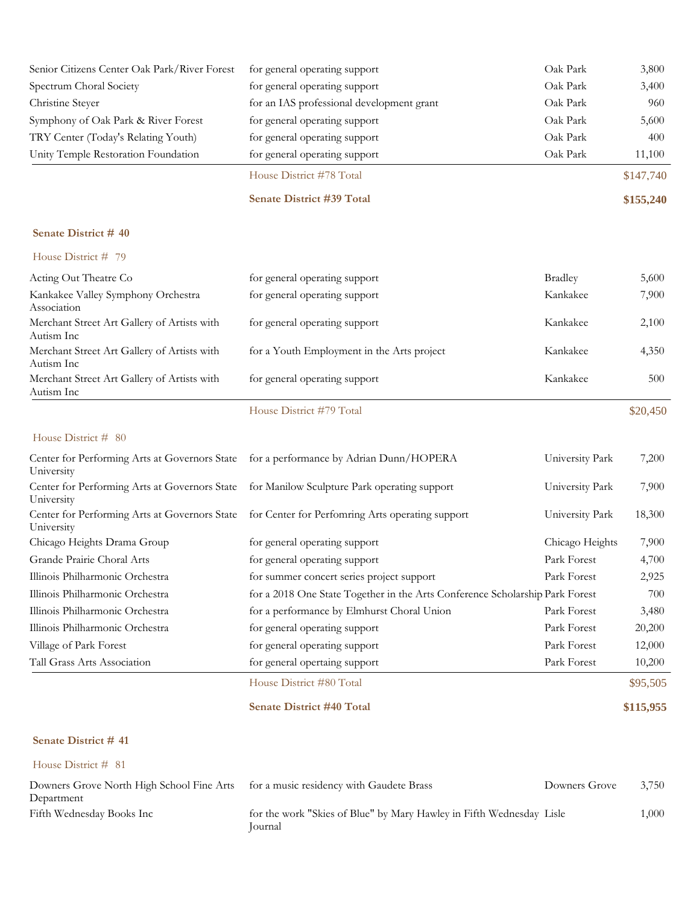| | | | |
|---|---|---|---|
| Senior Citizens Center Oak Park/River Forest | for general operating support | Oak Park | 3,800 |
| Spectrum Choral Society | for general operating support | Oak Park | 3,400 |
| Christine Steyer | for an IAS professional development grant | Oak Park | 960 |
| Symphony of Oak Park & River Forest | for general operating support | Oak Park | 5,600 |
| TRY Center (Today's Relating Youth) | for general operating support | Oak Park | 400 |
| Unity Temple Restoration Foundation | for general operating support | Oak Park | 11,100 |
| | House District #78 Total | | $147,740 |
| | **Senate District #39 Total** | | **$155,240** |

## Senate District # 40

### House District # 79

| | | | |
|---|---|---|---|
| Acting Out Theatre Co | for general operating support | Bradley | 5,600 |
| Kankakee Valley Symphony Orchestra Association | for general operating support | Kankakee | 7,900 |
| Merchant Street Art Gallery of Artists with Autism Inc | for general operating support | Kankakee | 2,100 |
| Merchant Street Art Gallery of Artists with Autism Inc | for a Youth Employment in the Arts project | Kankakee | 4,350 |
| Merchant Street Art Gallery of Artists with Autism Inc | for general operating support | Kankakee | 500 |
| | House District #79 Total | | $20,450 |

### House District # 80

| | | | |
|---|---|---|---|
| Center for Performing Arts at Governors State University | for a performance by Adrian Dunn/HOPERA | University Park | 7,200 |
| Center for Performing Arts at Governors State University | for Manilow Sculpture Park operating support | University Park | 7,900 |
| Center for Performing Arts at Governors State University | for Center for Perfomring Arts operating support | University Park | 18,300 |
| Chicago Heights Drama Group | for general operating support | Chicago Heights | 7,900 |
| Grande Prairie Choral Arts | for general operating support | Park Forest | 4,700 |
| Illinois Philharmonic Orchestra | for summer concert series project support | Park Forest | 2,925 |
| Illinois Philharmonic Orchestra | for a 2018 One State Together in the Arts Conference Scholarship | Park Forest | 700 |
| Illinois Philharmonic Orchestra | for a performance by Elmhurst Choral Union | Park Forest | 3,480 |
| Illinois Philharmonic Orchestra | for general operating support | Park Forest | 20,200 |
| Village of Park Forest | for general operating support | Park Forest | 12,000 |
| Tall Grass Arts Association | for general opertaing support | Park Forest | 10,200 |
| | House District #80 Total | | $95,505 |
| | **Senate District #40 Total** | | **$115,955** |

## Senate District # 41

### House District # 81

| | | | |
|---|---|---|---|
| Downers Grove North High School Fine Arts Department | for a music residency with Gaudete Brass | Downers Grove | 3,750 |
| Fifth Wednesday Books Inc | for the work "Skies of Blue" by Mary Hawley in Fifth Wednesday Journal | Lisle | 1,000 |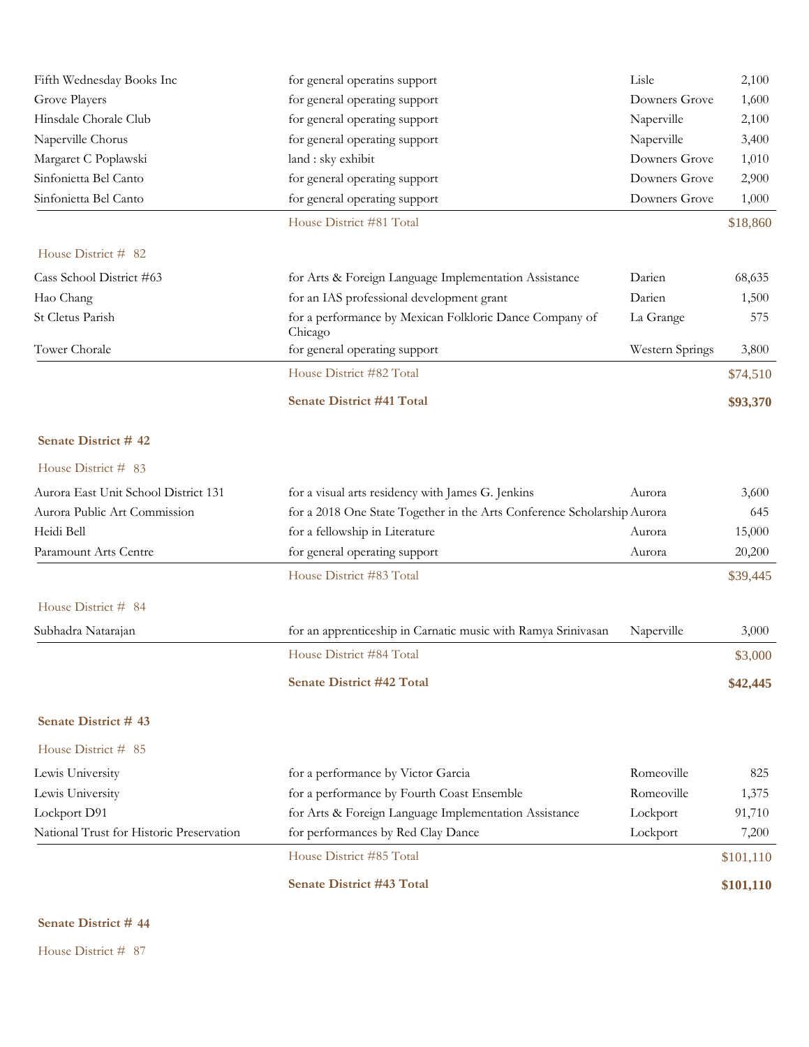| | | | |
|---|---|---|---|
| Fifth Wednesday Books Inc | for general operatins support | Lisle | 2,100 |
| Grove Players | for general operating support | Downers Grove | 1,600 |
| Hinsdale Chorale Club | for general operating support | Naperville | 2,100 |
| Naperville Chorus | for general operating support | Naperville | 3,400 |
| Margaret C Poplawski | land : sky exhibit | Downers Grove | 1,010 |
| Sinfonietta Bel Canto | for general operating support | Downers Grove | 2,900 |
| Sinfonietta Bel Canto | for general operating support | Downers Grove | 1,000 |
| | House District #81 Total | | $18,860 |

House District # 82

| | | | |
|---|---|---|---|
| Cass School District #63 | for Arts & Foreign Language Implementation Assistance | Darien | 68,635 |
| Hao Chang | for an IAS professional development grant | Darien | 1,500 |
| St Cletus Parish | for a performance by Mexican Folkloric Dance Company of Chicago | La Grange | 575 |
| Tower Chorale | for general operating support | Western Springs | 3,800 |
| | House District #82 Total | | $74,510 |
| | **Senate District #41 Total** | | **$93,370** |

**Senate District # 42**

House District # 83

| | | | |
|---|---|---|---|
| Aurora East Unit School District 131 | for a visual arts residency with James G. Jenkins | Aurora | 3,600 |
| Aurora Public Art Commission | for a 2018 One State Together in the Arts Conference Scholarship | Aurora | 645 |
| Heidi Bell | for a fellowship in Literature | Aurora | 15,000 |
| Paramount Arts Centre | for general operating support | Aurora | 20,200 |
| | House District #83 Total | | $39,445 |

House District # 84

| | | | |
|---|---|---|---|
| Subhadra Natarajan | for an apprenticeship in Carnatic music with Ramya Srinivasan | Naperville | 3,000 |
| | House District #84 Total | | $3,000 |
| | **Senate District #42 Total** | | **$42,445** |

**Senate District # 43**

House District # 85

| | | | |
|---|---|---|---|
| Lewis University | for a performance by Victor Garcia | Romeoville | 825 |
| Lewis University | for a performance by Fourth Coast Ensemble | Romeoville | 1,375 |
| Lockport D91 | for Arts & Foreign Language Implementation Assistance | Lockport | 91,710 |
| National Trust for Historic Preservation | for performances by Red Clay Dance | Lockport | 7,200 |
| | House District #85 Total | | $101,110 |
| | **Senate District #43 Total** | | **$101,110** |

**Senate District # 44**

House District # 87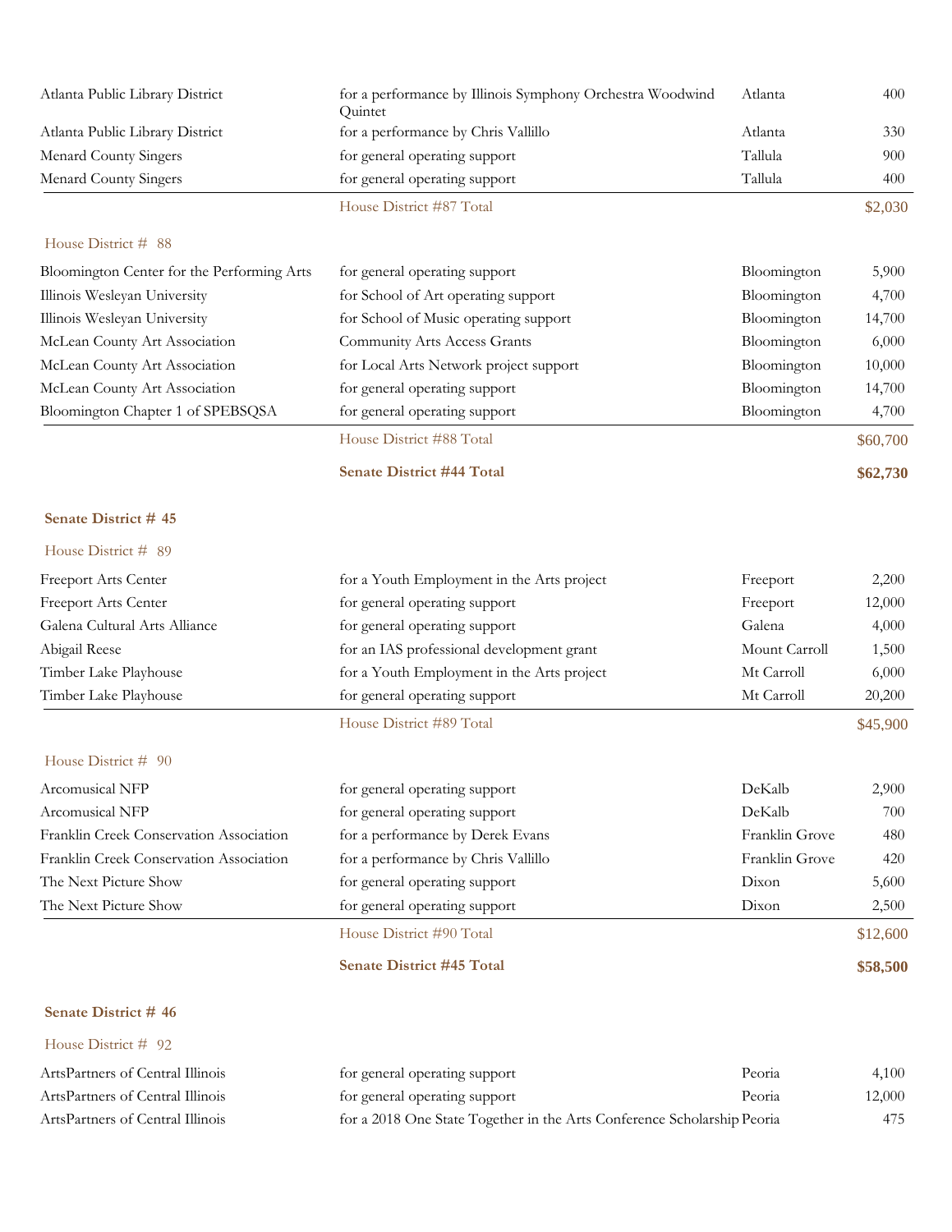| | | | |
|---|---|---|---|
| Atlanta Public Library District | for a performance by Illinois Symphony Orchestra Woodwind Quintet | Atlanta | 400 |
| Atlanta Public Library District | for a performance by Chris Vallillo | Atlanta | 330 |
| Menard County Singers | for general operating support | Tallula | 900 |
| Menard County Singers | for general operating support | Tallula | 400 |
| | House District #87 Total | | $2,030 |

House District # 88

| | | | |
|---|---|---|---|
| Bloomington Center for the Performing Arts | for general operating support | Bloomington | 5,900 |
| Illinois Wesleyan University | for School of Art operating support | Bloomington | 4,700 |
| Illinois Wesleyan University | for School of Music operating support | Bloomington | 14,700 |
| McLean County Art Association | Community Arts Access Grants | Bloomington | 6,000 |
| McLean County Art Association | for Local Arts Network project support | Bloomington | 10,000 |
| McLean County Art Association | for general operating support | Bloomington | 14,700 |
| Bloomington Chapter 1 of SPEBSQSA | for general operating support | Bloomington | 4,700 |
| | House District #88 Total | | $60,700 |
| | **Senate District #44 Total** | | **$62,730** |

**Senate District # 45**

House District # 89

| | | | |
|---|---|---|---|
| Freeport Arts Center | for a Youth Employment in the Arts project | Freeport | 2,200 |
| Freeport Arts Center | for general operating support | Freeport | 12,000 |
| Galena Cultural Arts Alliance | for general operating support | Galena | 4,000 |
| Abigail Reese | for an IAS professional development grant | Mount Carroll | 1,500 |
| Timber Lake Playhouse | for a Youth Employment in the Arts project | Mt Carroll | 6,000 |
| Timber Lake Playhouse | for general operating support | Mt Carroll | 20,200 |
| | House District #89 Total | | $45,900 |

House District # 90

| | | | |
|---|---|---|---|
| Arcomusical NFP | for general operating support | DeKalb | 2,900 |
| Arcomusical NFP | for general operating support | DeKalb | 700 |
| Franklin Creek Conservation Association | for a performance by Derek Evans | Franklin Grove | 480 |
| Franklin Creek Conservation Association | for a performance by Chris Vallillo | Franklin Grove | 420 |
| The Next Picture Show | for general operating support | Dixon | 5,600 |
| The Next Picture Show | for general operating support | Dixon | 2,500 |
| | House District #90 Total | | $12,600 |
| | **Senate District #45 Total** | | **$58,500** |

**Senate District # 46**

House District # 92

| | | | |
|---|---|---|---|
| ArtsPartners of Central Illinois | for general operating support | Peoria | 4,100 |
| ArtsPartners of Central Illinois | for general operating support | Peoria | 12,000 |
| ArtsPartners of Central Illinois | for a 2018 One State Together in the Arts Conference Scholarship | Peoria | 475 |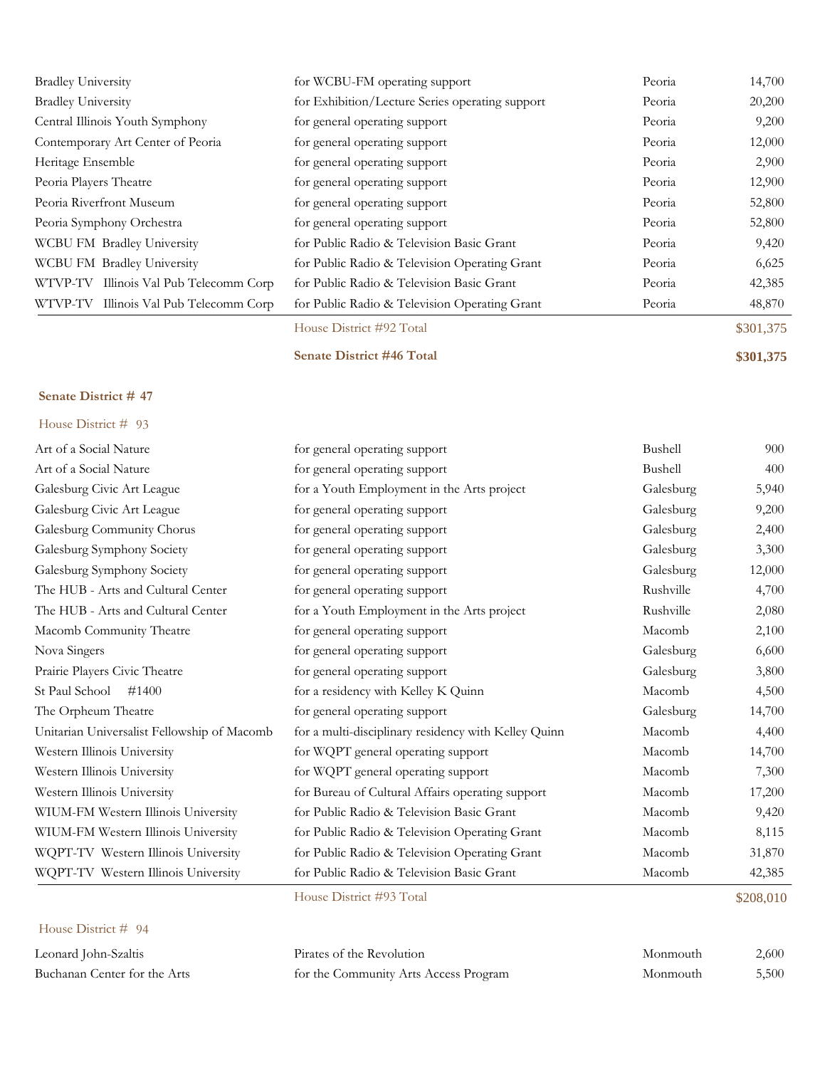| | | | |
|---|---|---|---|
| Bradley University | for WCBU-FM operating support | Peoria | 14,700 |
| Bradley University | for Exhibition/Lecture Series operating support | Peoria | 20,200 |
| Central Illinois Youth Symphony | for general operating support | Peoria | 9,200 |
| Contemporary Art Center of Peoria | for general operating support | Peoria | 12,000 |
| Heritage Ensemble | for general operating support | Peoria | 2,900 |
| Peoria Players Theatre | for general operating support | Peoria | 12,900 |
| Peoria Riverfront Museum | for general operating support | Peoria | 52,800 |
| Peoria Symphony Orchestra | for general operating support | Peoria | 52,800 |
| WCBU FM Bradley University | for Public Radio & Television Basic Grant | Peoria | 9,420 |
| WCBU FM Bradley University | for Public Radio & Television Operating Grant | Peoria | 6,625 |
| WTVP-TV Illinois Val Pub Telecomm Corp | for Public Radio & Television Basic Grant | Peoria | 42,385 |
| WTVP-TV Illinois Val Pub Telecomm Corp | for Public Radio & Television Operating Grant | Peoria | 48,870 |
| | House District #92 Total | | $301,375 |
| | **Senate District #46 Total** | | **$301,375** |

## Senate District # 47

### House District # 93

| | | | |
|---|---|---|---|
| Art of a Social Nature | for general operating support | Bushell | 900 |
| Art of a Social Nature | for general operating support | Bushell | 400 |
| Galesburg Civic Art League | for a Youth Employment in the Arts project | Galesburg | 5,940 |
| Galesburg Civic Art League | for general operating support | Galesburg | 9,200 |
| Galesburg Community Chorus | for general operating support | Galesburg | 2,400 |
| Galesburg Symphony Society | for general operating support | Galesburg | 3,300 |
| Galesburg Symphony Society | for general operating support | Galesburg | 12,000 |
| The HUB - Arts and Cultural Center | for general operating support | Rushville | 4,700 |
| The HUB - Arts and Cultural Center | for a Youth Employment in the Arts project | Rushville | 2,080 |
| Macomb Community Theatre | for general operating support | Macomb | 2,100 |
| Nova Singers | for general operating support | Galesburg | 6,600 |
| Prairie Players Civic Theatre | for general operating support | Galesburg | 3,800 |
| St Paul School #1400 | for a residency with Kelley K Quinn | Macomb | 4,500 |
| The Orpheum Theatre | for general operating support | Galesburg | 14,700 |
| Unitarian Universalist Fellowship of Macomb | for a multi-disciplinary residency with Kelley Quinn | Macomb | 4,400 |
| Western Illinois University | for WQPT general operating support | Macomb | 14,700 |
| Western Illinois University | for WQPT general operating support | Macomb | 7,300 |
| Western Illinois University | for Bureau of Cultural Affairs operating support | Macomb | 17,200 |
| WIUM-FM Western Illinois University | for Public Radio & Television Basic Grant | Macomb | 9,420 |
| WIUM-FM Western Illinois University | for Public Radio & Television Operating Grant | Macomb | 8,115 |
| WQPT-TV Western Illinois University | for Public Radio & Television Operating Grant | Macomb | 31,870 |
| WQPT-TV Western Illinois University | for Public Radio & Television Basic Grant | Macomb | 42,385 |
| | House District #93 Total | | $208,010 |

### House District # 94

| | | | |
|---|---|---|---|
| Leonard John-Szaltis | Pirates of the Revolution | Monmouth | 2,600 |
| Buchanan Center for the Arts | for the Community Arts Access Program | Monmouth | 5,500 |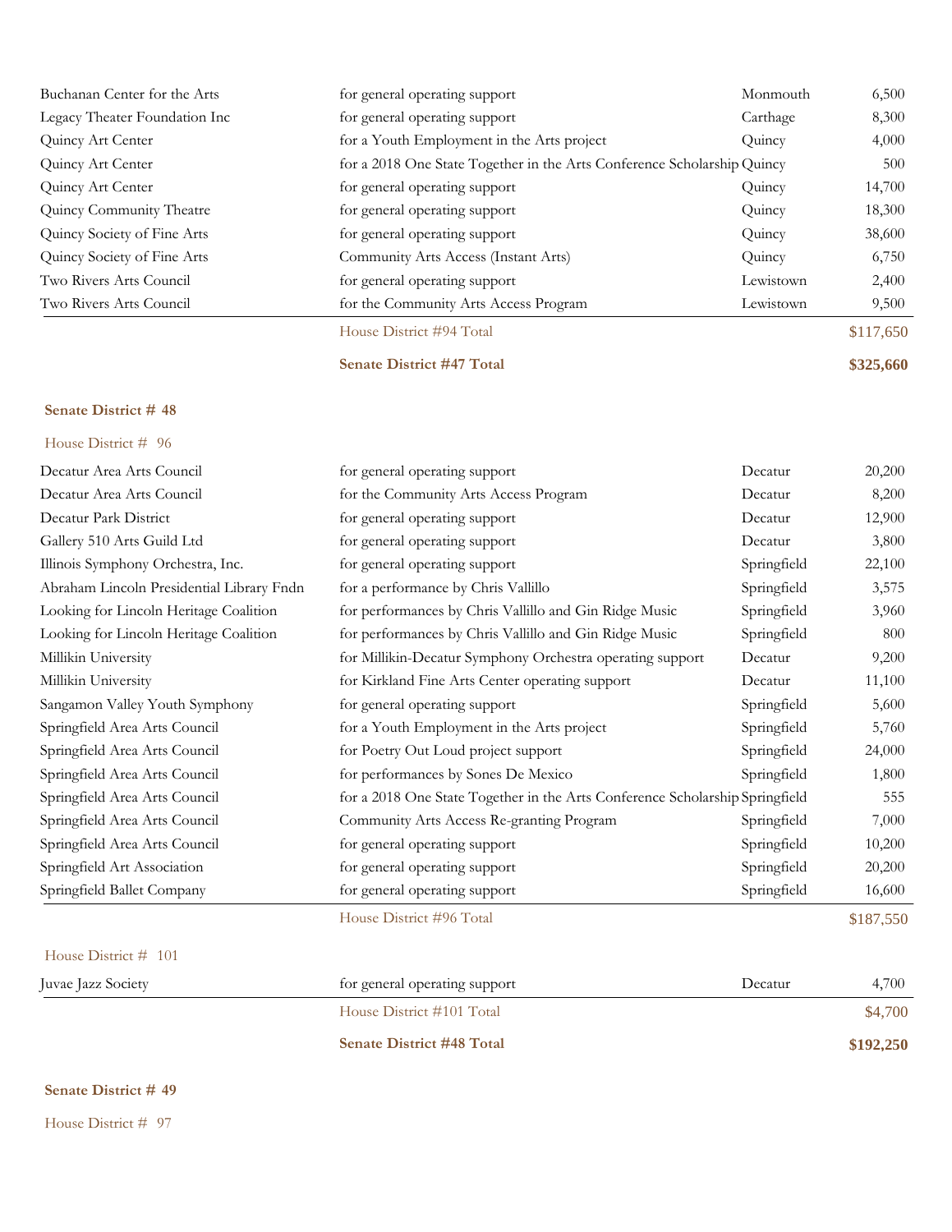| | | | |
|---|---|---|---|
| Buchanan Center for the Arts | for general operating support | Monmouth | 6,500 |
| Legacy Theater Foundation Inc | for general operating support | Carthage | 8,300 |
| Quincy Art Center | for a Youth Employment in the Arts project | Quincy | 4,000 |
| Quincy Art Center | for a 2018 One State Together in the Arts Conference Scholarship | Quincy | 500 |
| Quincy Art Center | for general operating support | Quincy | 14,700 |
| Quincy Community Theatre | for general operating support | Quincy | 18,300 |
| Quincy Society of Fine Arts | for general operating support | Quincy | 38,600 |
| Quincy Society of Fine Arts | Community Arts Access (Instant Arts) | Quincy | 6,750 |
| Two Rivers Arts Council | for general operating support | Lewistown | 2,400 |
| Two Rivers Arts Council | for the Community Arts Access Program | Lewistown | 9,500 |
| | House District #94 Total | | $117,650 |
| | **Senate District #47 Total** | | **$325,660** |

**Senate District # 48**

House District # 96

| | | | |
|---|---|---|---|
| Decatur Area Arts Council | for general operating support | Decatur | 20,200 |
| Decatur Area Arts Council | for the Community Arts Access Program | Decatur | 8,200 |
| Decatur Park District | for general operating support | Decatur | 12,900 |
| Gallery 510 Arts Guild Ltd | for general operating support | Decatur | 3,800 |
| Illinois Symphony Orchestra, Inc. | for general operating support | Springfield | 22,100 |
| Abraham Lincoln Presidential Library Fndn | for a performance by Chris Vallillo | Springfield | 3,575 |
| Looking for Lincoln Heritage Coalition | for performances by Chris Vallillo and Gin Ridge Music | Springfield | 3,960 |
| Looking for Lincoln Heritage Coalition | for performances by Chris Vallillo and Gin Ridge Music | Springfield | 800 |
| Millikin University | for Millikin-Decatur Symphony Orchestra operating support | Decatur | 9,200 |
| Millikin University | for Kirkland Fine Arts Center operating support | Decatur | 11,100 |
| Sangamon Valley Youth Symphony | for general operating support | Springfield | 5,600 |
| Springfield Area Arts Council | for a Youth Employment in the Arts project | Springfield | 5,760 |
| Springfield Area Arts Council | for Poetry Out Loud project support | Springfield | 24,000 |
| Springfield Area Arts Council | for performances by Sones De Mexico | Springfield | 1,800 |
| Springfield Area Arts Council | for a 2018 One State Together in the Arts Conference Scholarship | Springfield | 555 |
| Springfield Area Arts Council | Community Arts Access Re-granting Program | Springfield | 7,000 |
| Springfield Area Arts Council | for general operating support | Springfield | 10,200 |
| Springfield Art Association | for general operating support | Springfield | 20,200 |
| Springfield Ballet Company | for general operating support | Springfield | 16,600 |
| | House District #96 Total | | $187,550 |

House District # 101

| | | | |
|---|---|---|---|
| Juvae Jazz Society | for general operating support | Decatur | 4,700 |
| | House District #101 Total | | $4,700 |
| | **Senate District #48 Total** | | **$192,250** |

**Senate District # 49**

House District # 97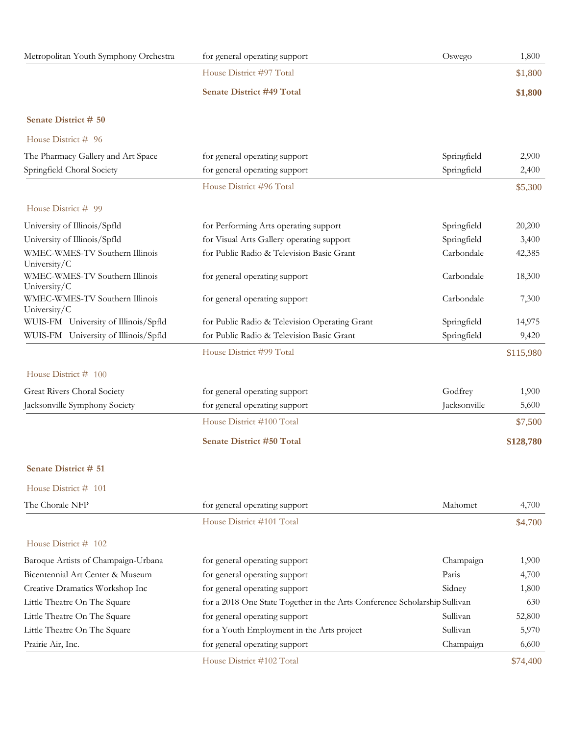| | | | |
|---|---|---|---|
| Metropolitan Youth Symphony Orchestra | for general operating support | Oswego | 1,800 |
| | House District #97 Total | | $1,800 |
| | **Senate District #49 Total** | | **$1,800** |

**Senate District # 50**

House District # 96

| | | | |
|---|---|---|---|
| The Pharmacy Gallery and Art Space | for general operating support | Springfield | 2,900 |
| Springfield Choral Society | for general operating support | Springfield | 2,400 |
| | House District #96 Total | | $5,300 |

House District # 99

| | | | |
|---|---|---|---|
| University of Illinois/Spfld | for Performing Arts operating support | Springfield | 20,200 |
| University of Illinois/Spfld | for Visual Arts Gallery operating support | Springfield | 3,400 |
| WMEC-WMES-TV Southern Illinois University/C | for Public Radio & Television Basic Grant | Carbondale | 42,385 |
| WMEC-WMES-TV Southern Illinois University/C | for general operating support | Carbondale | 18,300 |
| WMEC-WMES-TV Southern Illinois University/C | for general operating support | Carbondale | 7,300 |
| WUIS-FM University of Illinois/Spfld | for Public Radio & Television Operating Grant | Springfield | 14,975 |
| WUIS-FM University of Illinois/Spfld | for Public Radio & Television Basic Grant | Springfield | 9,420 |
| | House District #99 Total | | $115,980 |

House District # 100

| | | | |
|---|---|---|---|
| Great Rivers Choral Society | for general operating support | Godfrey | 1,900 |
| Jacksonville Symphony Society | for general operating support | Jacksonville | 5,600 |
| | House District #100 Total | | $7,500 |
| | **Senate District #50 Total** | | **$128,780** |

**Senate District # 51**

House District # 101

| | | | |
|---|---|---|---|
| The Chorale NFP | for general operating support | Mahomet | 4,700 |
| | House District #101 Total | | $4,700 |

House District # 102

| | | | |
|---|---|---|---|
| Baroque Artists of Champaign-Urbana | for general operating support | Champaign | 1,900 |
| Bicentennial Art Center & Museum | for general operating support | Paris | 4,700 |
| Creative Dramatics Workshop Inc | for general operating support | Sidney | 1,800 |
| Little Theatre On The Square | for a 2018 One State Together in the Arts Conference Scholarship | Sullivan | 630 |
| Little Theatre On The Square | for general operating support | Sullivan | 52,800 |
| Little Theatre On The Square | for a Youth Employment in the Arts project | Sullivan | 5,970 |
| Prairie Air, Inc. | for general operating support | Champaign | 6,600 |
| | House District #102 Total | | $74,400 |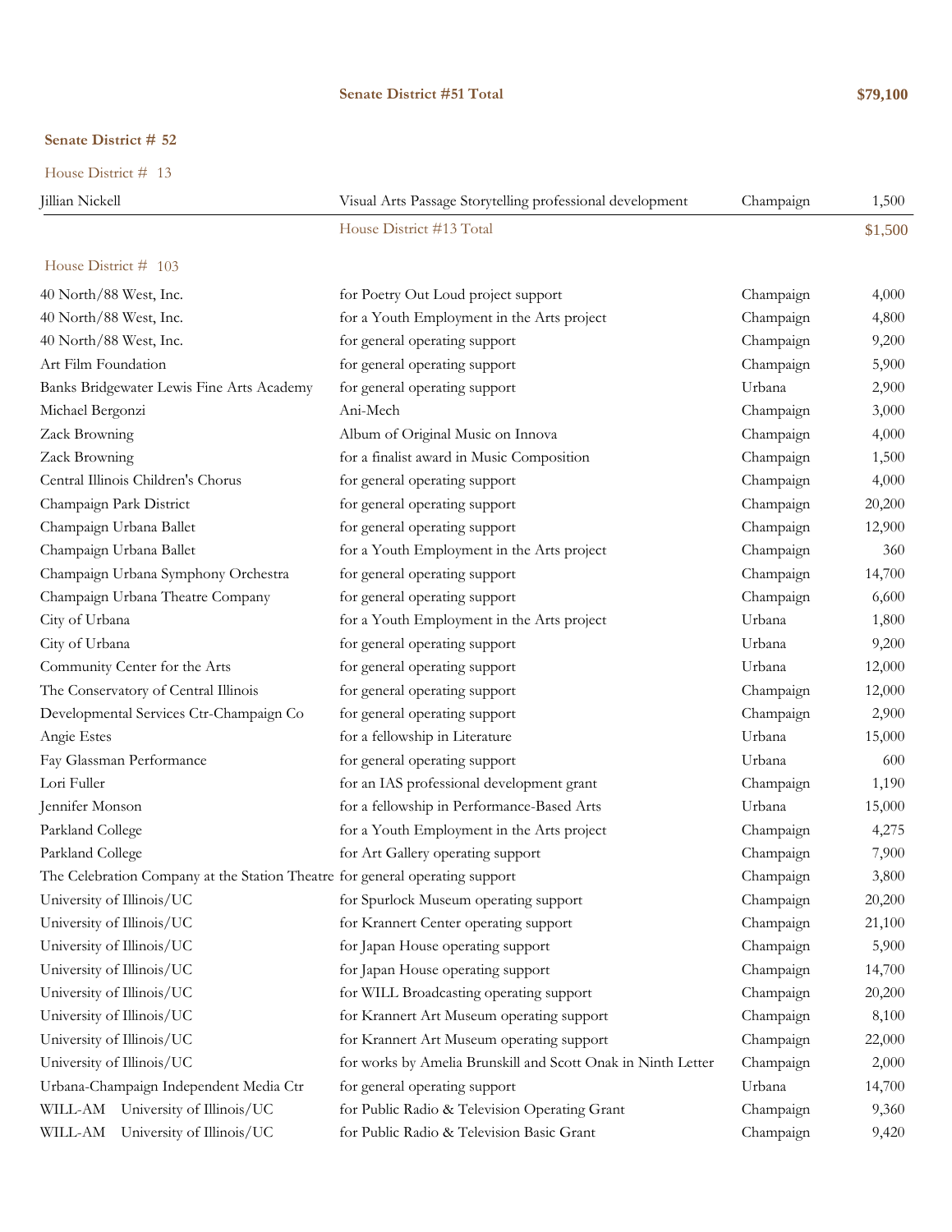**Senate District #51 Total** **$79,100**

**Senate District # 52**

House District # 13

| | | | |
|---|---|---|---|
| Jillian Nickell | Visual Arts Passage Storytelling professional development | Champaign | 1,500 |
| | House District #13 Total | | $1,500 |

House District # 103

| | | | |
|---|---|---|---|
| 40 North/88 West, Inc. | for Poetry Out Loud project support | Champaign | 4,000 |
| 40 North/88 West, Inc. | for a Youth Employment in the Arts project | Champaign | 4,800 |
| 40 North/88 West, Inc. | for general operating support | Champaign | 9,200 |
| Art Film Foundation | for general operating support | Champaign | 5,900 |
| Banks Bridgewater Lewis Fine Arts Academy | for general operating support | Urbana | 2,900 |
| Michael Bergonzi | Ani-Mech | Champaign | 3,000 |
| Zack Browning | Album of Original Music on Innova | Champaign | 4,000 |
| Zack Browning | for a finalist award in Music Composition | Champaign | 1,500 |
| Central Illinois Children's Chorus | for general operating support | Champaign | 4,000 |
| Champaign Park District | for general operating support | Champaign | 20,200 |
| Champaign Urbana Ballet | for general operating support | Champaign | 12,900 |
| Champaign Urbana Ballet | for a Youth Employment in the Arts project | Champaign | 360 |
| Champaign Urbana Symphony Orchestra | for general operating support | Champaign | 14,700 |
| Champaign Urbana Theatre Company | for general operating support | Champaign | 6,600 |
| City of Urbana | for a Youth Employment in the Arts project | Urbana | 1,800 |
| City of Urbana | for general operating support | Urbana | 9,200 |
| Community Center for the Arts | for general operating support | Urbana | 12,000 |
| The Conservatory of Central Illinois | for general operating support | Champaign | 12,000 |
| Developmental Services Ctr-Champaign Co | for general operating support | Champaign | 2,900 |
| Angie Estes | for a fellowship in Literature | Urbana | 15,000 |
| Fay Glassman Performance | for general operating support | Urbana | 600 |
| Lori Fuller | for an IAS professional development grant | Champaign | 1,190 |
| Jennifer Monson | for a fellowship in Performance-Based Arts | Urbana | 15,000 |
| Parkland College | for a Youth Employment in the Arts project | Champaign | 4,275 |
| Parkland College | for Art Gallery operating support | Champaign | 7,900 |
| The Celebration Company at the Station Theatre | for general operating support | Champaign | 3,800 |
| University of Illinois/UC | for Spurlock Museum operating support | Champaign | 20,200 |
| University of Illinois/UC | for Krannert Center operating support | Champaign | 21,100 |
| University of Illinois/UC | for Japan House operating support | Champaign | 5,900 |
| University of Illinois/UC | for Japan House operating support | Champaign | 14,700 |
| University of Illinois/UC | for WILL Broadcasting operating support | Champaign | 20,200 |
| University of Illinois/UC | for Krannert Art Museum operating support | Champaign | 8,100 |
| University of Illinois/UC | for Krannert Art Museum operating support | Champaign | 22,000 |
| University of Illinois/UC | for works by Amelia Brunskill and Scott Onak in Ninth Letter | Champaign | 2,000 |
| Urbana-Champaign Independent Media Ctr | for general operating support | Urbana | 14,700 |
| WILL-AM University of Illinois/UC | for Public Radio & Television Operating Grant | Champaign | 9,360 |
| WILL-AM University of Illinois/UC | for Public Radio & Television Basic Grant | Champaign | 9,420 |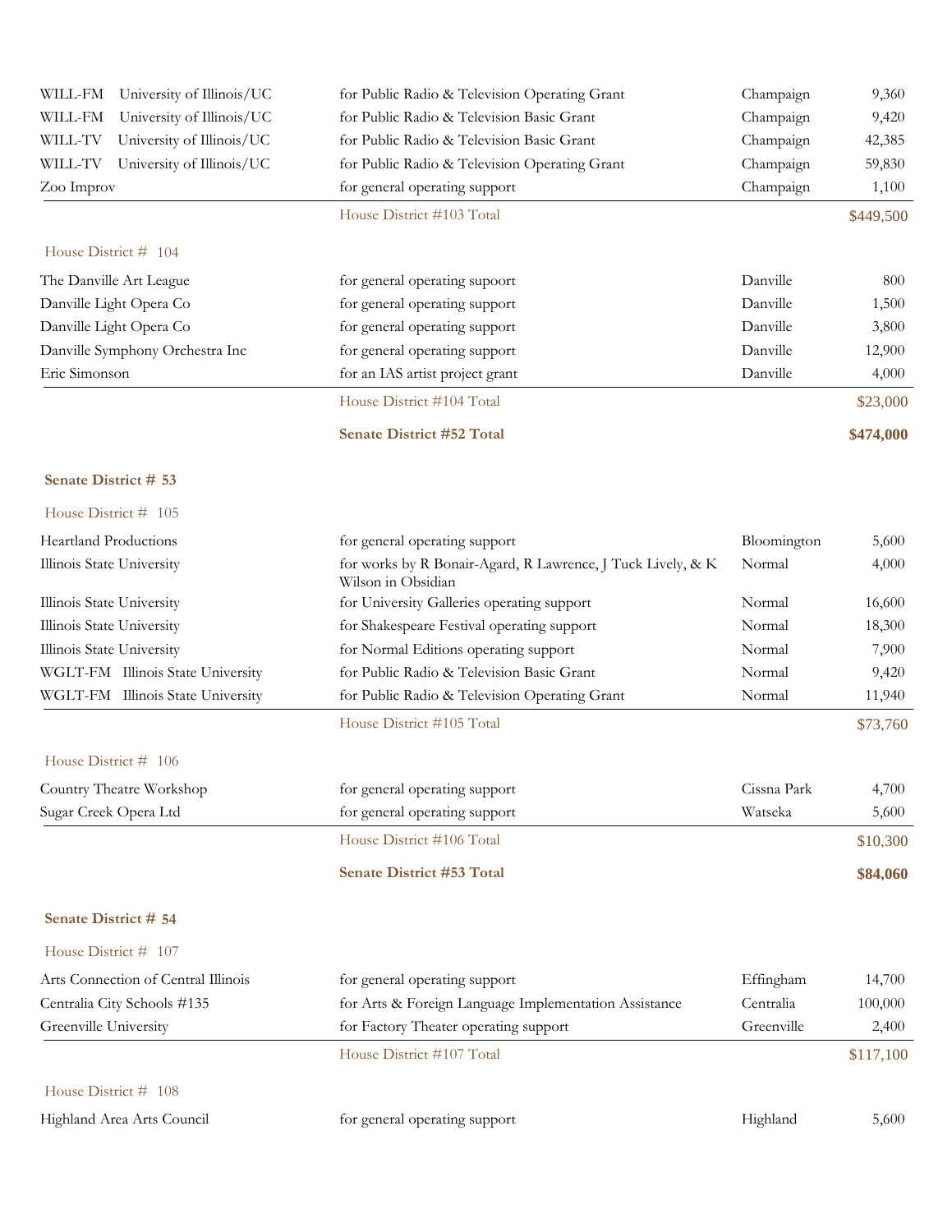| | | | |
|---|---|---|---|
| WILL-FM University of Illinois/UC | for Public Radio & Television Operating Grant | Champaign | 9,360 |
| WILL-FM University of Illinois/UC | for Public Radio & Television Basic Grant | Champaign | 9,420 |
| WILL-TV University of Illinois/UC | for Public Radio & Television Basic Grant | Champaign | 42,385 |
| WILL-TV University of Illinois/UC | for Public Radio & Television Operating Grant | Champaign | 59,830 |
| Zoo Improv | for general operating support | Champaign | 1,100 |
| | House District #103 Total | | $449,500 |

House District # 104

| | | | |
|---|---|---|---|
| The Danville Art League | for general operating supoort | Danville | 800 |
| Danville Light Opera Co | for general operating support | Danville | 1,500 |
| Danville Light Opera Co | for general operating support | Danville | 3,800 |
| Danville Symphony Orchestra Inc | for general operating support | Danville | 12,900 |
| Eric Simonson | for an IAS artist project grant | Danville | 4,000 |
| | House District #104 Total | | $23,000 |
| | **Senate District #52 Total** | | **$474,000** |

**Senate District # 53**

House District # 105

| | | | |
|---|---|---|---|
| Heartland Productions | for general operating support | Bloomington | 5,600 |
| Illinois State University | for works by R Bonair-Agard, R Lawrence, J Tuck Lively, & K Wilson in Obsidian | Normal | 4,000 |
| Illinois State University | for University Galleries operating support | Normal | 16,600 |
| Illinois State University | for Shakespeare Festival operating support | Normal | 18,300 |
| Illinois State University | for Normal Editions operating support | Normal | 7,900 |
| WGLT-FM Illinois State University | for Public Radio & Television Basic Grant | Normal | 9,420 |
| WGLT-FM Illinois State University | for Public Radio & Television Operating Grant | Normal | 11,940 |
| | House District #105 Total | | $73,760 |

House District # 106

| | | | |
|---|---|---|---|
| Country Theatre Workshop | for general operating support | Cissna Park | 4,700 |
| Sugar Creek Opera Ltd | for general operating support | Watseka | 5,600 |
| | House District #106 Total | | $10,300 |
| | **Senate District #53 Total** | | **$84,060** |

**Senate District # 54**

House District # 107

| | | | |
|---|---|---|---|
| Arts Connection of Central Illinois | for general operating support | Effingham | 14,700 |
| Centralia City Schools #135 | for Arts & Foreign Language Implementation Assistance | Centralia | 100,000 |
| Greenville University | for Factory Theater operating support | Greenville | 2,400 |
| | House District #107 Total | | $117,100 |

House District # 108

| | | | |
|---|---|---|---|
| Highland Area Arts Council | for general operating support | Highland | 5,600 |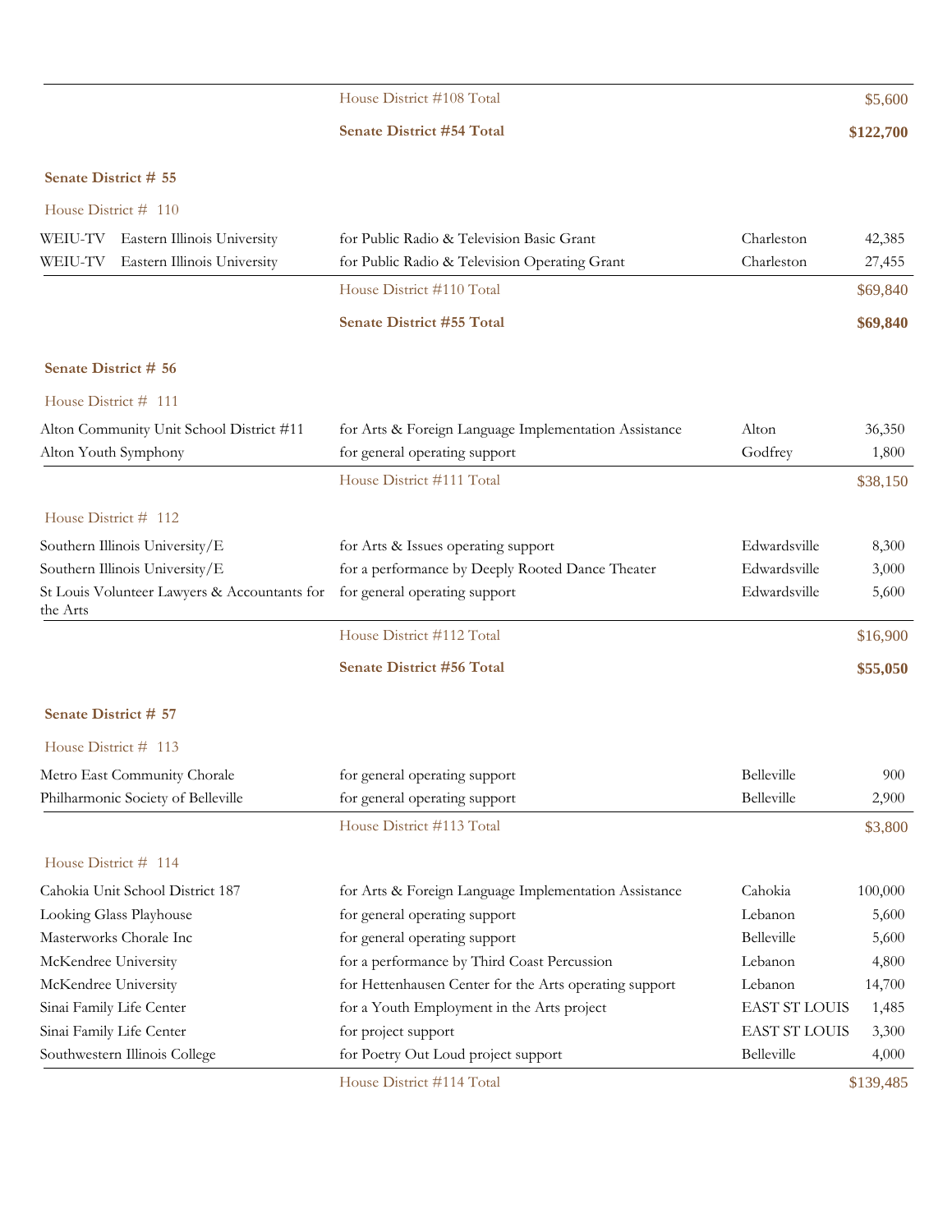| | | | |
|---|---|---|---|
| | House District #108 Total | | $5,600 |
| | **Senate District #54 Total** | | **$122,700** |

**Senate District # 55**

House District # 110

| Organization | Purpose | City | Amount |
|---|---|---|---|
| WEIU-TV Eastern Illinois University | for Public Radio & Television Basic Grant | Charleston | 42,385 |
| WEIU-TV Eastern Illinois University | for Public Radio & Television Operating Grant | Charleston | 27,455 |
| | House District #110 Total | | $69,840 |
| | **Senate District #55 Total** | | **$69,840** |

**Senate District # 56**

House District # 111

| Organization | Purpose | City | Amount |
|---|---|---|---|
| Alton Community Unit School District #11 | for Arts & Foreign Language Implementation Assistance | Alton | 36,350 |
| Alton Youth Symphony | for general operating support | Godfrey | 1,800 |
| | House District #111 Total | | $38,150 |

House District # 112

| Organization | Purpose | City | Amount |
|---|---|---|---|
| Southern Illinois University/E | for Arts & Issues operating support | Edwardsville | 8,300 |
| Southern Illinois University/E | for a performance by Deeply Rooted Dance Theater | Edwardsville | 3,000 |
| St Louis Volunteer Lawyers & Accountants for the Arts | for general operating support | Edwardsville | 5,600 |
| | House District #112 Total | | $16,900 |
| | **Senate District #56 Total** | | **$55,050** |

**Senate District # 57**

House District # 113

| Organization | Purpose | City | Amount |
|---|---|---|---|
| Metro East Community Chorale | for general operating support | Belleville | 900 |
| Philharmonic Society of Belleville | for general operating support | Belleville | 2,900 |
| | House District #113 Total | | $3,800 |

House District # 114

| Organization | Purpose | City | Amount |
|---|---|---|---|
| Cahokia Unit School District 187 | for Arts & Foreign Language Implementation Assistance | Cahokia | 100,000 |
| Looking Glass Playhouse | for general operating support | Lebanon | 5,600 |
| Masterworks Chorale Inc | for general operating support | Belleville | 5,600 |
| McKendree University | for a performance by Third Coast Percussion | Lebanon | 4,800 |
| McKendree University | for Hettenhausen Center for the Arts operating support | Lebanon | 14,700 |
| Sinai Family Life Center | for a Youth Employment in the Arts project | EAST ST LOUIS | 1,485 |
| Sinai Family Life Center | for project support | EAST ST LOUIS | 3,300 |
| Southwestern Illinois College | for Poetry Out Loud project support | Belleville | 4,000 |
| | House District #114 Total | | $139,485 |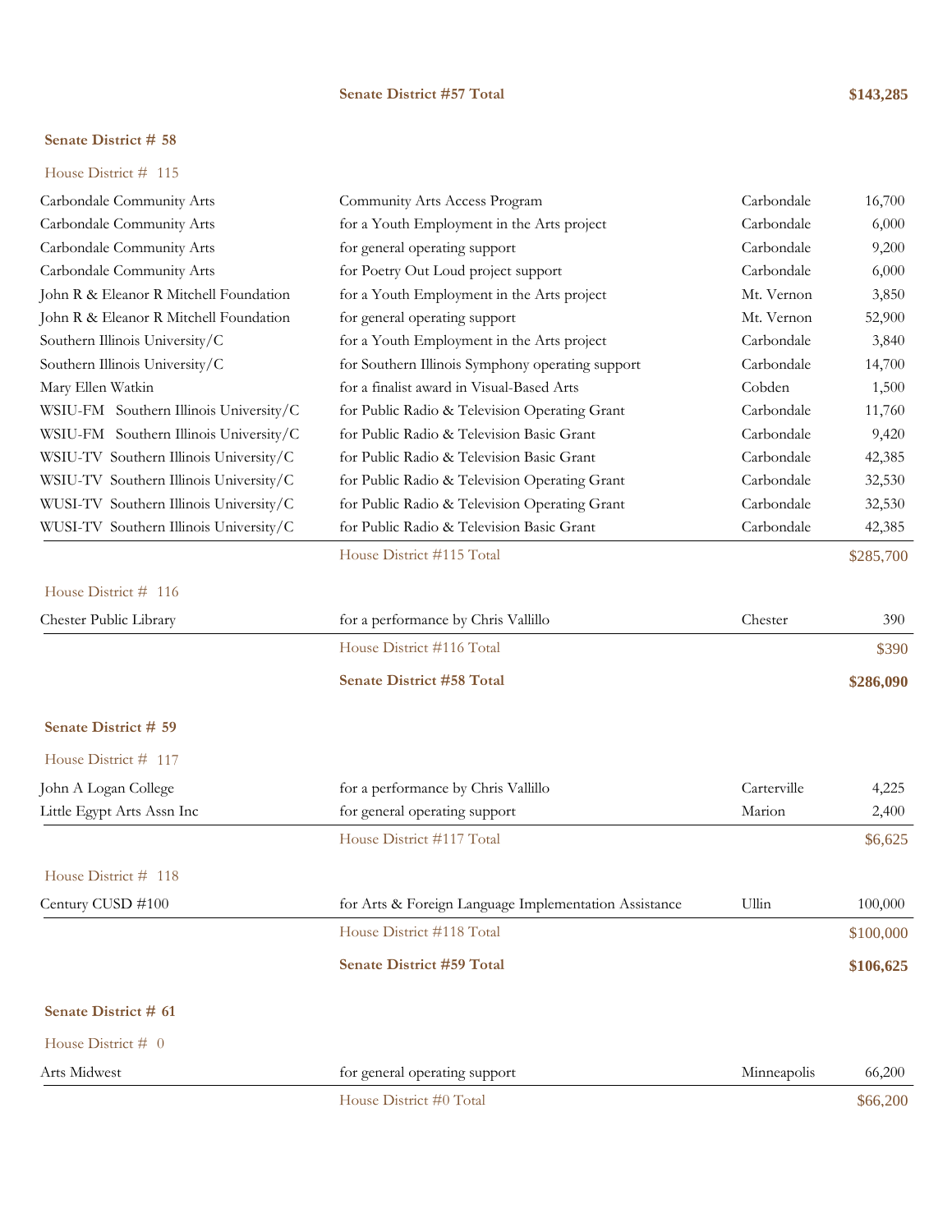**Senate District #57 Total** **$143,285**

## Senate District # 58

### House District # 115

| Organization | Purpose | City | Amount |
|---|---|---|---|
| Carbondale Community Arts | Community Arts Access Program | Carbondale | 16,700 |
| Carbondale Community Arts | for a Youth Employment in the Arts project | Carbondale | 6,000 |
| Carbondale Community Arts | for general operating support | Carbondale | 9,200 |
| Carbondale Community Arts | for Poetry Out Loud project support | Carbondale | 6,000 |
| John R & Eleanor R Mitchell Foundation | for a Youth Employment in the Arts project | Mt. Vernon | 3,850 |
| John R & Eleanor R Mitchell Foundation | for general operating support | Mt. Vernon | 52,900 |
| Southern Illinois University/C | for a Youth Employment in the Arts project | Carbondale | 3,840 |
| Southern Illinois University/C | for Southern Illinois Symphony operating support | Carbondale | 14,700 |
| Mary Ellen Watkin | for a finalist award in Visual-Based Arts | Cobden | 1,500 |
| WSIU-FM Southern Illinois University/C | for Public Radio & Television Operating Grant | Carbondale | 11,760 |
| WSIU-FM Southern Illinois University/C | for Public Radio & Television Basic Grant | Carbondale | 9,420 |
| WSIU-TV Southern Illinois University/C | for Public Radio & Television Basic Grant | Carbondale | 42,385 |
| WSIU-TV Southern Illinois University/C | for Public Radio & Television Operating Grant | Carbondale | 32,530 |
| WUSI-TV Southern Illinois University/C | for Public Radio & Television Operating Grant | Carbondale | 32,530 |
| WUSI-TV Southern Illinois University/C | for Public Radio & Television Basic Grant | Carbondale | 42,385 |
| | House District #115 Total | | $285,700 |

### House District # 116

| Organization | Purpose | City | Amount |
|---|---|---|---|
| Chester Public Library | for a performance by Chris Vallillo | Chester | 390 |
| | House District #116 Total | | $390 |

**Senate District #58 Total** **$286,090**

## Senate District # 59

### House District # 117

| Organization | Purpose | City | Amount |
|---|---|---|---|
| John A Logan College | for a performance by Chris Vallillo | Carterville | 4,225 |
| Little Egypt Arts Assn Inc | for general operating support | Marion | 2,400 |
| | House District #117 Total | | $6,625 |

### House District # 118

| Organization | Purpose | City | Amount |
|---|---|---|---|
| Century CUSD #100 | for Arts & Foreign Language Implementation Assistance | Ullin | 100,000 |
| | House District #118 Total | | $100,000 |

**Senate District #59 Total** **$106,625**

## Senate District # 61

### House District # 0

| Organization | Purpose | City | Amount |
|---|---|---|---|
| Arts Midwest | for general operating support | Minneapolis | 66,200 |
| | House District #0 Total | | $66,200 |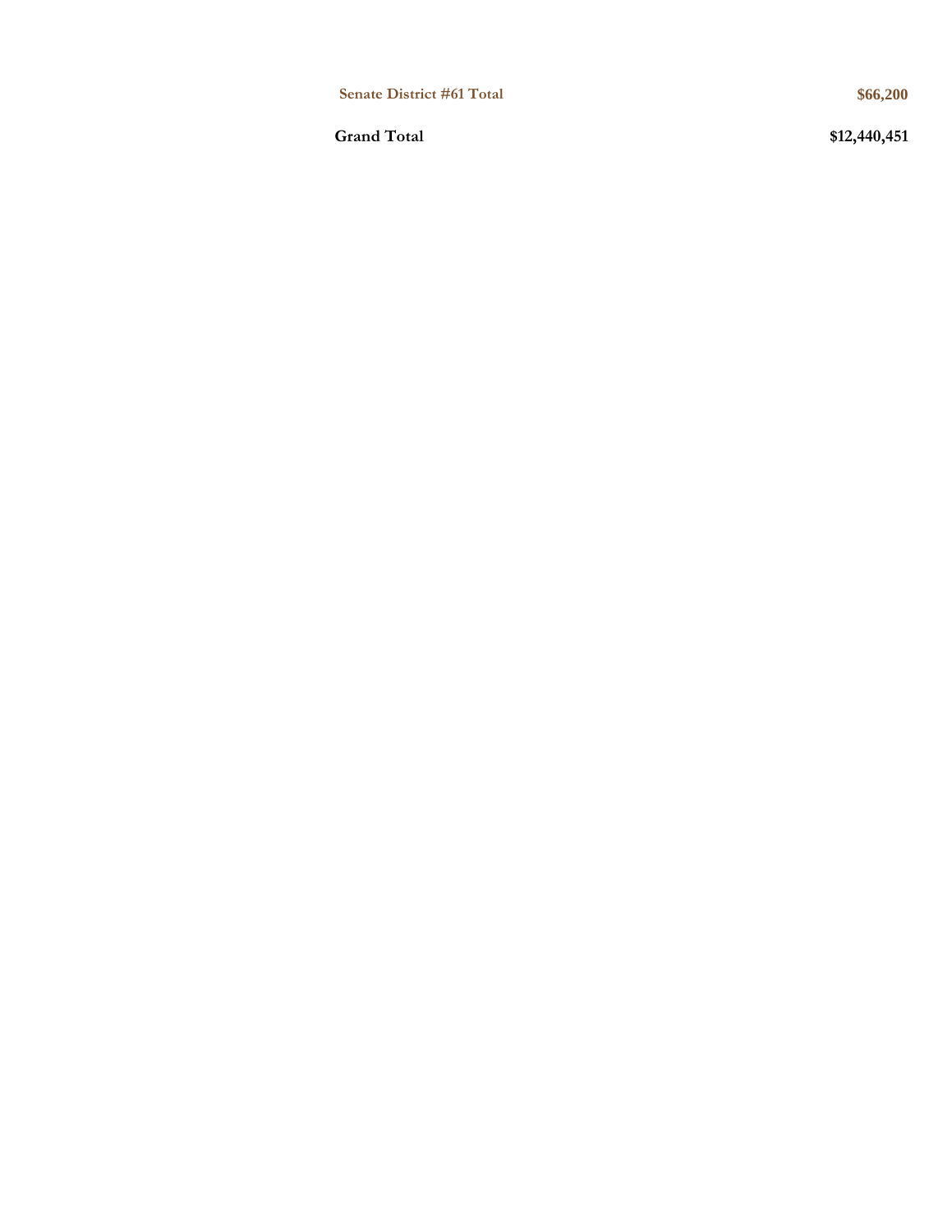| | |
|---|---|
| **Senate District #61 Total** | **$66,200** |
| **Grand Total** | **$12,440,451** |